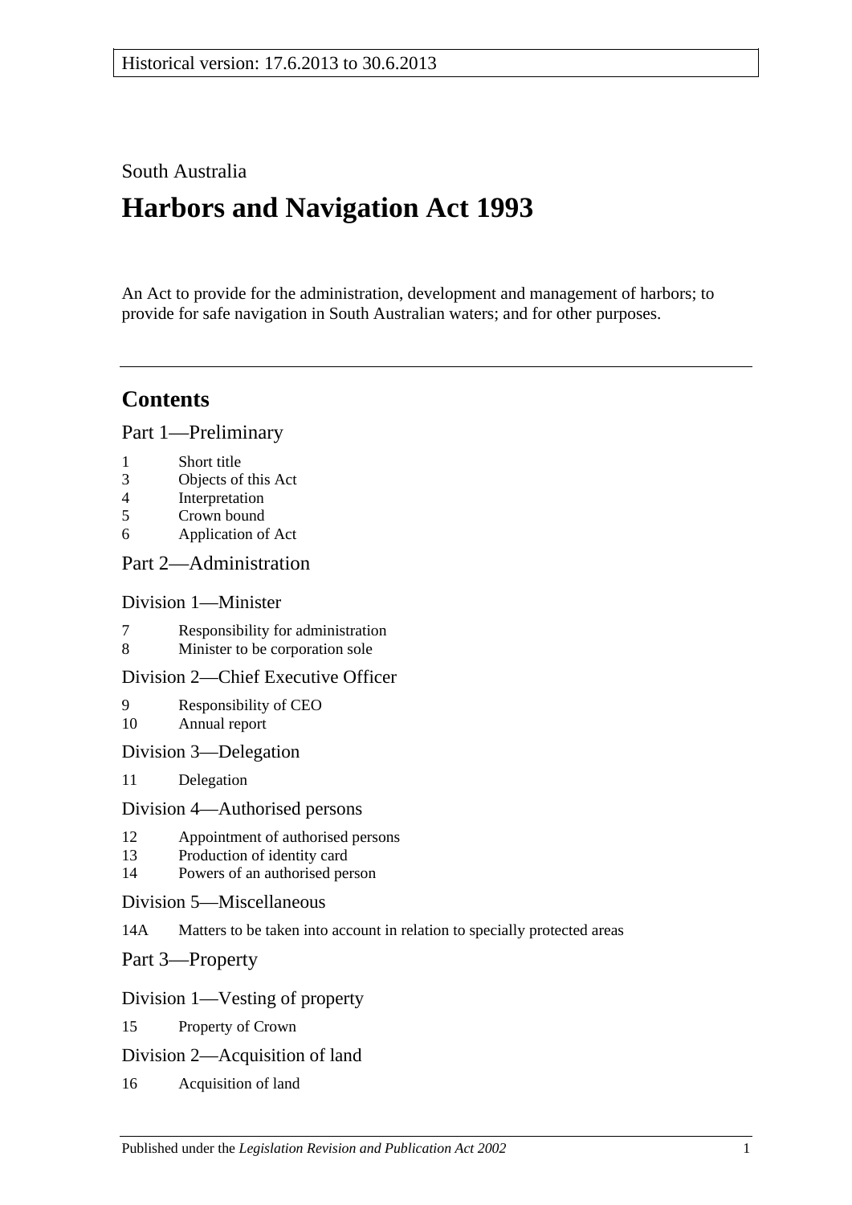Historical version: 17.6.2013 to 30.6.2013

South Australia

# Harbors and Navigation Act 1993

An Act to provide for the administration, development and management of harbors; to provide for safe navigation in South Australian waters; and for other purposes.

## Contents

### Part 1—Preliminary

1 Short title
3 Objects of this Act
4 Interpretation
5 Crown bound
6 Application of Act

### Part 2—Administration

#### Division 1—Minister

7 Responsibility for administration
8 Minister to be corporation sole

#### Division 2—Chief Executive Officer

9 Responsibility of CEO
10 Annual report

#### Division 3—Delegation

11 Delegation

#### Division 4—Authorised persons

12 Appointment of authorised persons
13 Production of identity card
14 Powers of an authorised person

#### Division 5—Miscellaneous

14A Matters to be taken into account in relation to specially protected areas

### Part 3—Property

#### Division 1—Vesting of property

15 Property of Crown

#### Division 2—Acquisition of land

16 Acquisition of land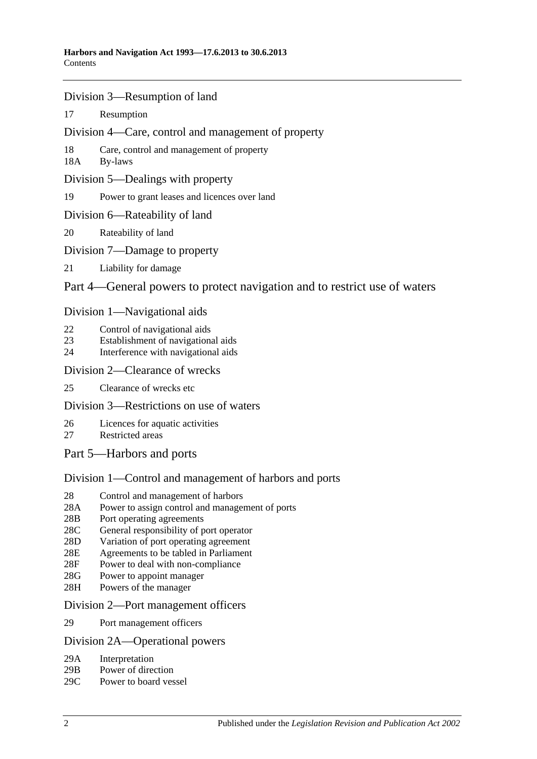## Division 3—Resumption of land

17 Resumption

## Division 4—Care, control and management of property

18 Care, control and management of property
18A By-laws

## Division 5—Dealings with property

19 Power to grant leases and licences over land

## Division 6—Rateability of land

20 Rateability of land

## Division 7—Damage to property

21 Liability for damage

# Part 4—General powers to protect navigation and to restrict use of waters

## Division 1—Navigational aids

22 Control of navigational aids
23 Establishment of navigational aids
24 Interference with navigational aids

## Division 2—Clearance of wrecks

25 Clearance of wrecks etc

## Division 3—Restrictions on use of waters

26 Licences for aquatic activities
27 Restricted areas

# Part 5—Harbors and ports

## Division 1—Control and management of harbors and ports

28 Control and management of harbors
28A Power to assign control and management of ports
28B Port operating agreements
28C General responsibility of port operator
28D Variation of port operating agreement
28E Agreements to be tabled in Parliament
28F Power to deal with non-compliance
28G Power to appoint manager
28H Powers of the manager

## Division 2—Port management officers

29 Port management officers

## Division 2A—Operational powers

29A Interpretation
29B Power of direction
29C Power to board vessel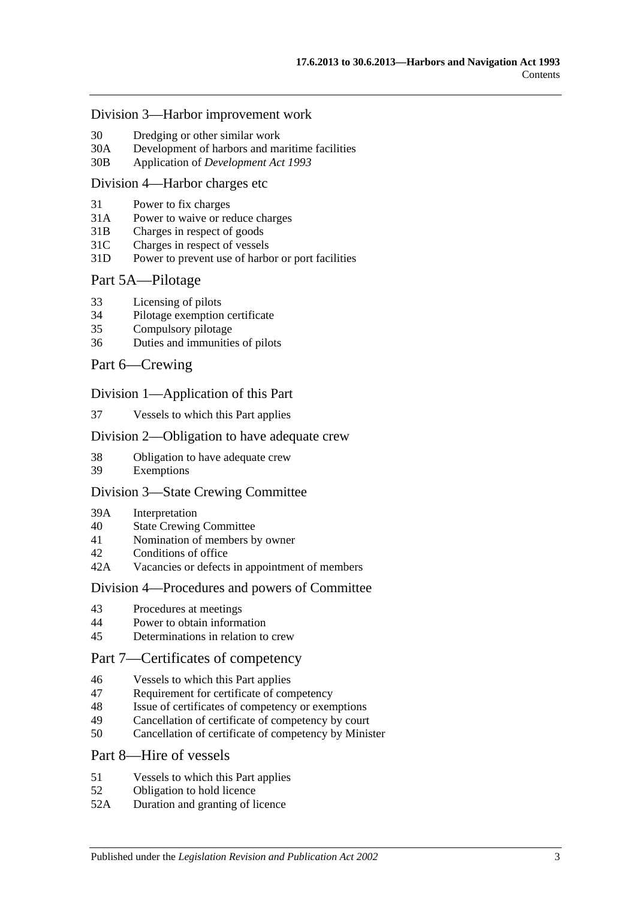## Division 3—Harbor improvement work

30 Dredging or other similar work
30A Development of harbors and maritime facilities
30B Application of *Development Act 1993*

## Division 4—Harbor charges etc

31 Power to fix charges
31A Power to waive or reduce charges
31B Charges in respect of goods
31C Charges in respect of vessels
31D Power to prevent use of harbor or port facilities

# Part 5A—Pilotage

33 Licensing of pilots
34 Pilotage exemption certificate
35 Compulsory pilotage
36 Duties and immunities of pilots

# Part 6—Crewing

## Division 1—Application of this Part

37 Vessels to which this Part applies

## Division 2—Obligation to have adequate crew

38 Obligation to have adequate crew
39 Exemptions

## Division 3—State Crewing Committee

39A Interpretation
40 State Crewing Committee
41 Nomination of members by owner
42 Conditions of office
42A Vacancies or defects in appointment of members

## Division 4—Procedures and powers of Committee

43 Procedures at meetings
44 Power to obtain information
45 Determinations in relation to crew

# Part 7—Certificates of competency

46 Vessels to which this Part applies
47 Requirement for certificate of competency
48 Issue of certificates of competency or exemptions
49 Cancellation of certificate of competency by court
50 Cancellation of certificate of competency by Minister

# Part 8—Hire of vessels

51 Vessels to which this Part applies
52 Obligation to hold licence
52A Duration and granting of licence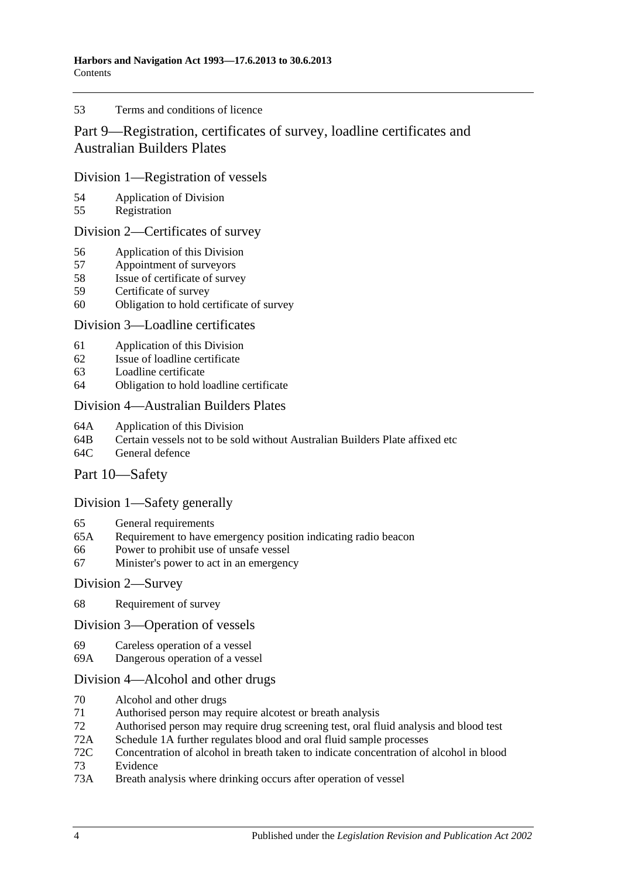53 Terms and conditions of licence

## Part 9—Registration, certificates of survey, loadline certificates and Australian Builders Plates

### Division 1—Registration of vessels

54 Application of Division
55 Registration

### Division 2—Certificates of survey

56 Application of this Division
57 Appointment of surveyors
58 Issue of certificate of survey
59 Certificate of survey
60 Obligation to hold certificate of survey

### Division 3—Loadline certificates

61 Application of this Division
62 Issue of loadline certificate
63 Loadline certificate
64 Obligation to hold loadline certificate

### Division 4—Australian Builders Plates

64A Application of this Division
64B Certain vessels not to be sold without Australian Builders Plate affixed etc
64C General defence

## Part 10—Safety

### Division 1—Safety generally

65 General requirements
65A Requirement to have emergency position indicating radio beacon
66 Power to prohibit use of unsafe vessel
67 Minister's power to act in an emergency

### Division 2—Survey

68 Requirement of survey

### Division 3—Operation of vessels

69 Careless operation of a vessel
69A Dangerous operation of a vessel

### Division 4—Alcohol and other drugs

70 Alcohol and other drugs
71 Authorised person may require alcotest or breath analysis
72 Authorised person may require drug screening test, oral fluid analysis and blood test
72A Schedule 1A further regulates blood and oral fluid sample processes
72C Concentration of alcohol in breath taken to indicate concentration of alcohol in blood
73 Evidence
73A Breath analysis where drinking occurs after operation of vessel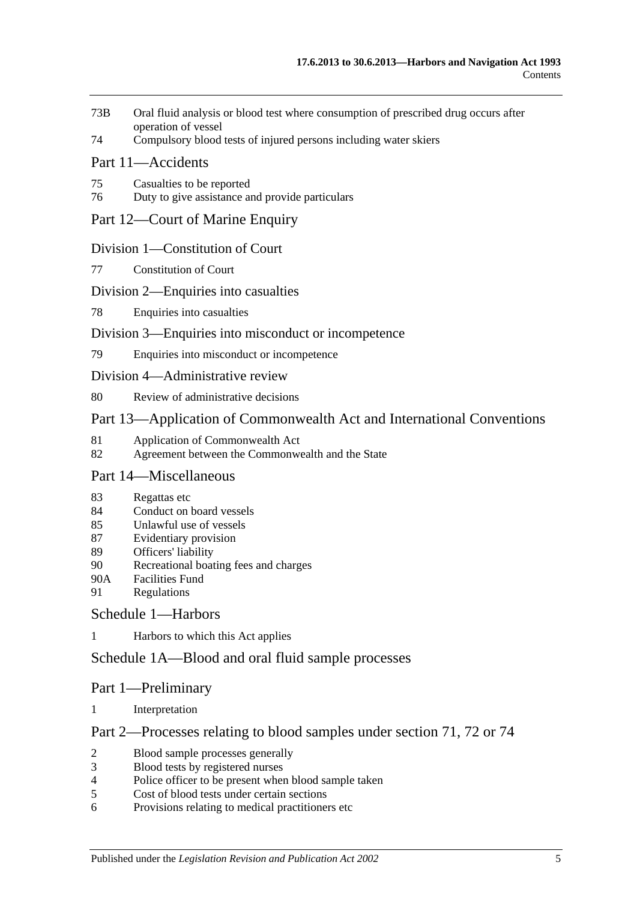73B Oral fluid analysis or blood test where consumption of prescribed drug occurs after operation of vessel

74 Compulsory blood tests of injured persons including water skiers

## Part 11—Accidents

75 Casualties to be reported

76 Duty to give assistance and provide particulars

## Part 12—Court of Marine Enquiry

### Division 1—Constitution of Court

77 Constitution of Court

### Division 2—Enquiries into casualties

78 Enquiries into casualties

### Division 3—Enquiries into misconduct or incompetence

79 Enquiries into misconduct or incompetence

### Division 4—Administrative review

80 Review of administrative decisions

## Part 13—Application of Commonwealth Act and International Conventions

81 Application of Commonwealth Act

82 Agreement between the Commonwealth and the State

## Part 14—Miscellaneous

83 Regattas etc

84 Conduct on board vessels

85 Unlawful use of vessels

87 Evidentiary provision

89 Officers' liability

90 Recreational boating fees and charges

90A Facilities Fund

91 Regulations

## Schedule 1—Harbors

1 Harbors to which this Act applies

## Schedule 1A—Blood and oral fluid sample processes

## Part 1—Preliminary

1 Interpretation

## Part 2—Processes relating to blood samples under section 71, 72 or 74

2 Blood sample processes generally

3 Blood tests by registered nurses

4 Police officer to be present when blood sample taken

5 Cost of blood tests under certain sections

6 Provisions relating to medical practitioners etc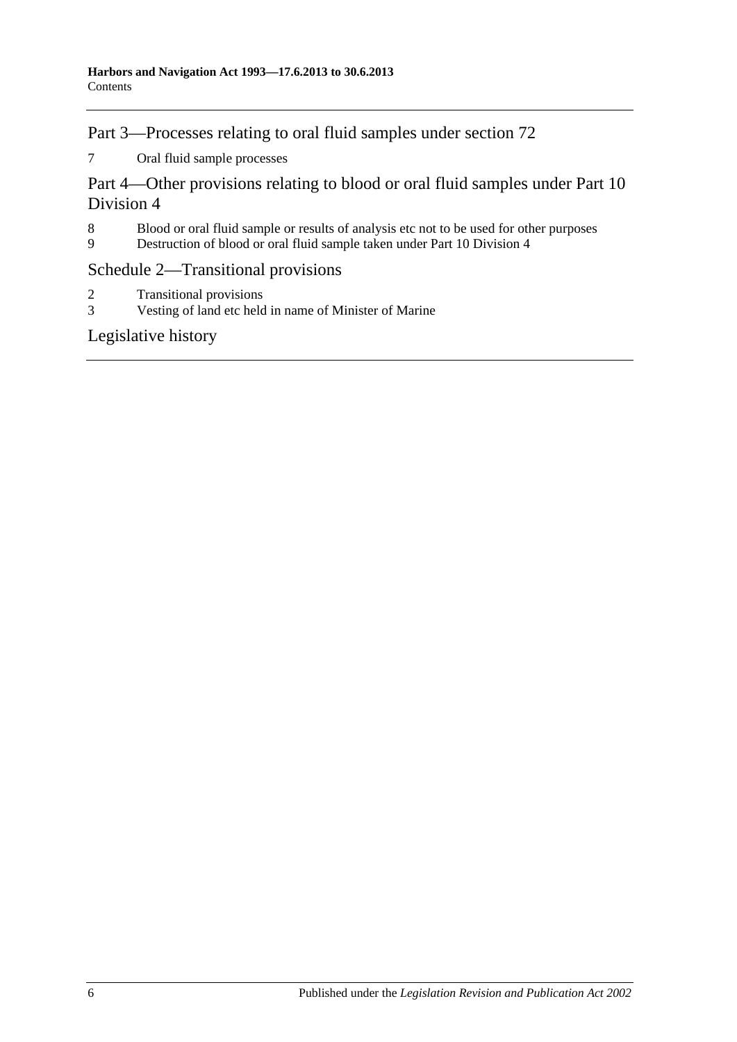## Part 3—Processes relating to oral fluid samples under section 72

7 Oral fluid sample processes

## Part 4—Other provisions relating to blood or oral fluid samples under Part 10 Division 4

8 Blood or oral fluid sample or results of analysis etc not to be used for other purposes
9 Destruction of blood or oral fluid sample taken under Part 10 Division 4

## Schedule 2—Transitional provisions

2 Transitional provisions
3 Vesting of land etc held in name of Minister of Marine

## Legislative history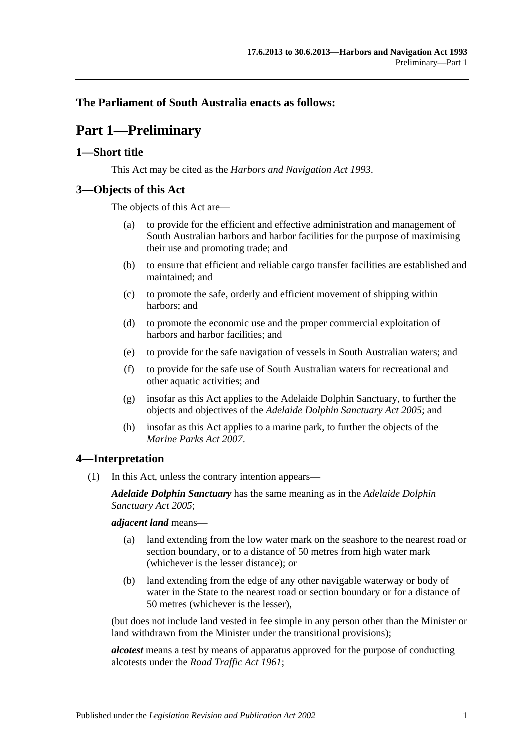**The Parliament of South Australia enacts as follows:**

# Part 1—Preliminary

## 1—Short title

This Act may be cited as the *Harbors and Navigation Act 1993*.

## 3—Objects of this Act

The objects of this Act are—

(a) to provide for the efficient and effective administration and management of South Australian harbors and harbor facilities for the purpose of maximising their use and promoting trade; and

(b) to ensure that efficient and reliable cargo transfer facilities are established and maintained; and

(c) to promote the safe, orderly and efficient movement of shipping within harbors; and

(d) to promote the economic use and the proper commercial exploitation of harbors and harbor facilities; and

(e) to provide for the safe navigation of vessels in South Australian waters; and

(f) to provide for the safe use of South Australian waters for recreational and other aquatic activities; and

(g) insofar as this Act applies to the Adelaide Dolphin Sanctuary, to further the objects and objectives of the *Adelaide Dolphin Sanctuary Act 2005*; and

(h) insofar as this Act applies to a marine park, to further the objects of the *Marine Parks Act 2007*.

## 4—Interpretation

(1) In this Act, unless the contrary intention appears—

***Adelaide Dolphin Sanctuary*** has the same meaning as in the *Adelaide Dolphin Sanctuary Act 2005*;

***adjacent land*** means—

(a) land extending from the low water mark on the seashore to the nearest road or section boundary, or to a distance of 50 metres from high water mark (whichever is the lesser distance); or

(b) land extending from the edge of any other navigable waterway or body of water in the State to the nearest road or section boundary or for a distance of 50 metres (whichever is the lesser),

(but does not include land vested in fee simple in any person other than the Minister or land withdrawn from the Minister under the transitional provisions);

***alcotest*** means a test by means of apparatus approved for the purpose of conducting alcotests under the *Road Traffic Act 1961*;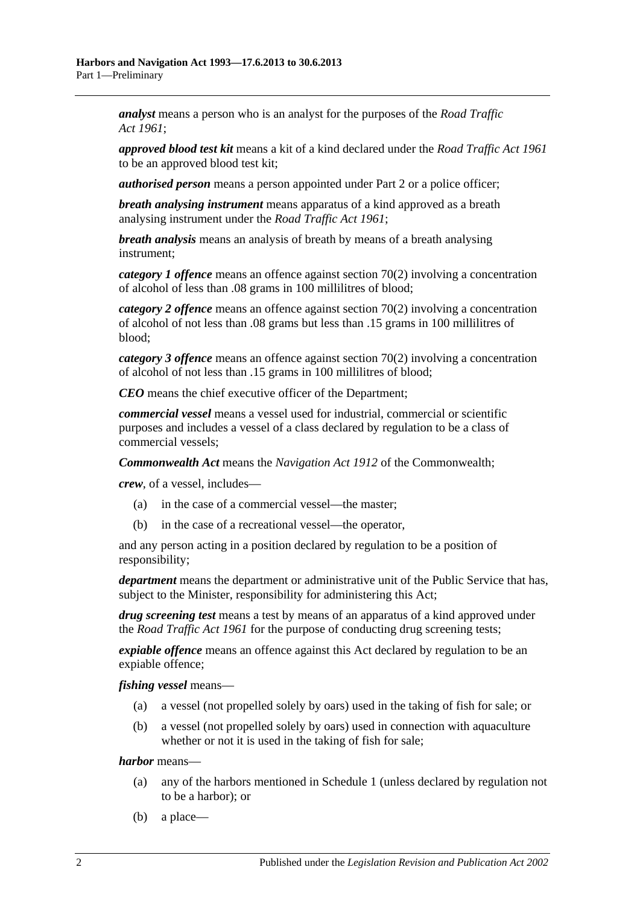***analyst*** means a person who is an analyst for the purposes of the *Road Traffic Act 1961*;

***approved blood test kit*** means a kit of a kind declared under the *Road Traffic Act 1961* to be an approved blood test kit;

***authorised person*** means a person appointed under Part 2 or a police officer;

***breath analysing instrument*** means apparatus of a kind approved as a breath analysing instrument under the *Road Traffic Act 1961*;

***breath analysis*** means an analysis of breath by means of a breath analysing instrument;

***category 1 offence*** means an offence against section 70(2) involving a concentration of alcohol of less than .08 grams in 100 millilitres of blood;

***category 2 offence*** means an offence against section 70(2) involving a concentration of alcohol of not less than .08 grams but less than .15 grams in 100 millilitres of blood;

***category 3 offence*** means an offence against section 70(2) involving a concentration of alcohol of not less than .15 grams in 100 millilitres of blood;

***CEO*** means the chief executive officer of the Department;

***commercial vessel*** means a vessel used for industrial, commercial or scientific purposes and includes a vessel of a class declared by regulation to be a class of commercial vessels;

***Commonwealth Act*** means the *Navigation Act 1912* of the Commonwealth;

***crew***, of a vessel, includes—

(a) in the case of a commercial vessel—the master;

(b) in the case of a recreational vessel—the operator,

and any person acting in a position declared by regulation to be a position of responsibility;

***department*** means the department or administrative unit of the Public Service that has, subject to the Minister, responsibility for administering this Act;

***drug screening test*** means a test by means of an apparatus of a kind approved under the *Road Traffic Act 1961* for the purpose of conducting drug screening tests;

***expiable offence*** means an offence against this Act declared by regulation to be an expiable offence;

***fishing vessel*** means—

(a) a vessel (not propelled solely by oars) used in the taking of fish for sale; or

(b) a vessel (not propelled solely by oars) used in connection with aquaculture whether or not it is used in the taking of fish for sale;

***harbor*** means—

(a) any of the harbors mentioned in Schedule 1 (unless declared by regulation not to be a harbor); or

(b) a place—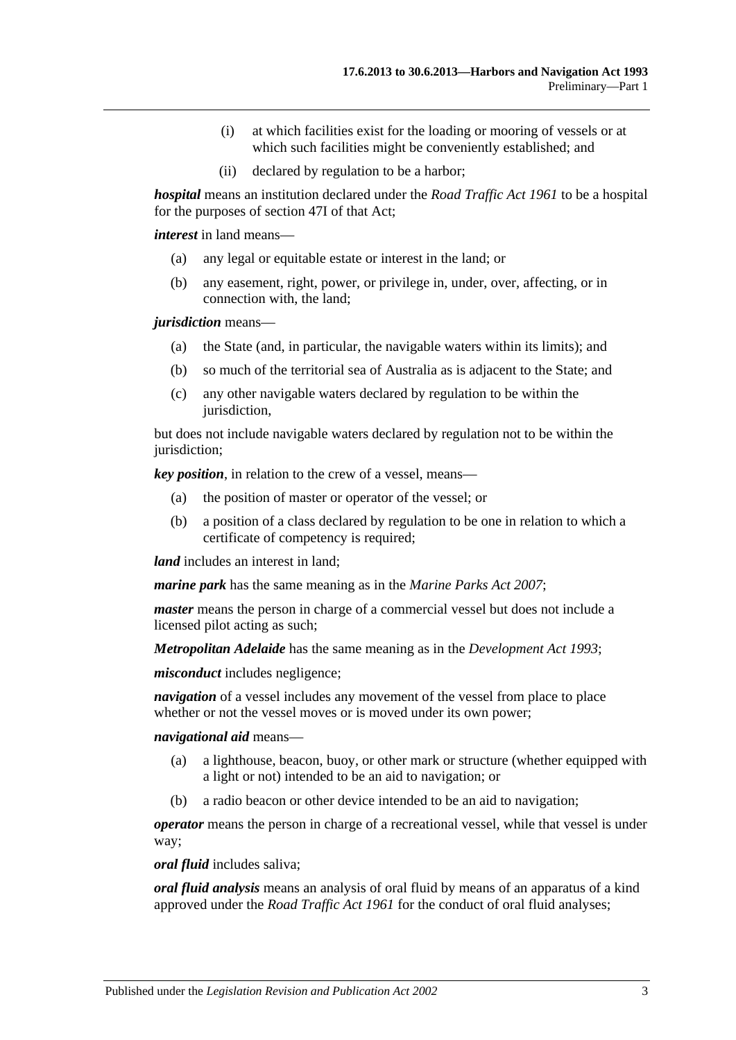(i) at which facilities exist for the loading or mooring of vessels or at which such facilities might be conveniently established; and

(ii) declared by regulation to be a harbor;

***hospital*** means an institution declared under the *Road Traffic Act 1961* to be a hospital for the purposes of section 47I of that Act;

***interest*** in land means—

(a) any legal or equitable estate or interest in the land; or

(b) any easement, right, power, or privilege in, under, over, affecting, or in connection with, the land;

***jurisdiction*** means—

(a) the State (and, in particular, the navigable waters within its limits); and

(b) so much of the territorial sea of Australia as is adjacent to the State; and

(c) any other navigable waters declared by regulation to be within the jurisdiction,

but does not include navigable waters declared by regulation not to be within the jurisdiction;

***key position***, in relation to the crew of a vessel, means—

(a) the position of master or operator of the vessel; or

(b) a position of a class declared by regulation to be one in relation to which a certificate of competency is required;

***land*** includes an interest in land;

***marine park*** has the same meaning as in the *Marine Parks Act 2007*;

***master*** means the person in charge of a commercial vessel but does not include a licensed pilot acting as such;

***Metropolitan Adelaide*** has the same meaning as in the *Development Act 1993*;

***misconduct*** includes negligence;

***navigation*** of a vessel includes any movement of the vessel from place to place whether or not the vessel moves or is moved under its own power;

***navigational aid*** means—

(a) a lighthouse, beacon, buoy, or other mark or structure (whether equipped with a light or not) intended to be an aid to navigation; or

(b) a radio beacon or other device intended to be an aid to navigation;

***operator*** means the person in charge of a recreational vessel, while that vessel is under way;

***oral fluid*** includes saliva;

***oral fluid analysis*** means an analysis of oral fluid by means of an apparatus of a kind approved under the *Road Traffic Act 1961* for the conduct of oral fluid analyses;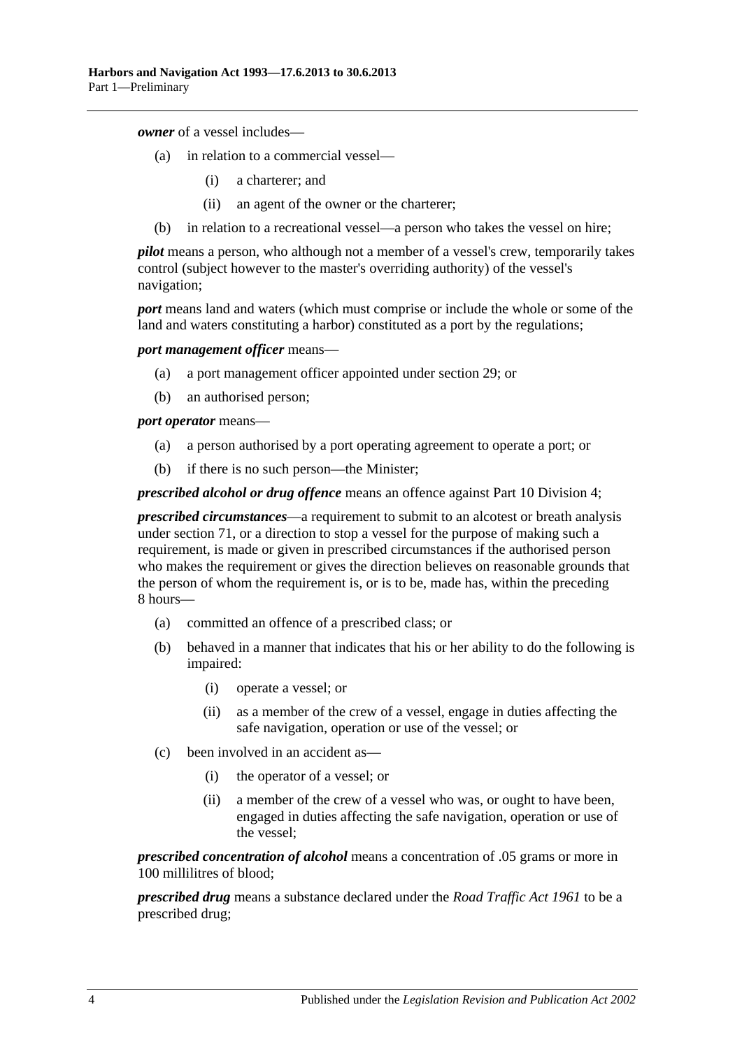***owner*** of a vessel includes—

- (a) in relation to a commercial vessel—
  - (i) a charterer; and
  - (ii) an agent of the owner or the charterer;
- (b) in relation to a recreational vessel—a person who takes the vessel on hire;

***pilot*** means a person, who although not a member of a vessel's crew, temporarily takes control (subject however to the master's overriding authority) of the vessel's navigation;

***port*** means land and waters (which must comprise or include the whole or some of the land and waters constituting a harbor) constituted as a port by the regulations;

***port management officer*** means—

- (a) a port management officer appointed under section 29; or
- (b) an authorised person;

***port operator*** means—

- (a) a person authorised by a port operating agreement to operate a port; or
- (b) if there is no such person—the Minister;

***prescribed alcohol or drug offence*** means an offence against Part 10 Division 4;

***prescribed circumstances***—a requirement to submit to an alcotest or breath analysis under section 71, or a direction to stop a vessel for the purpose of making such a requirement, is made or given in prescribed circumstances if the authorised person who makes the requirement or gives the direction believes on reasonable grounds that the person of whom the requirement is, or is to be, made has, within the preceding 8 hours—

- (a) committed an offence of a prescribed class; or
- (b) behaved in a manner that indicates that his or her ability to do the following is impaired:
  - (i) operate a vessel; or
  - (ii) as a member of the crew of a vessel, engage in duties affecting the safe navigation, operation or use of the vessel; or
- (c) been involved in an accident as—
  - (i) the operator of a vessel; or
  - (ii) a member of the crew of a vessel who was, or ought to have been, engaged in duties affecting the safe navigation, operation or use of the vessel;

***prescribed concentration of alcohol*** means a concentration of .05 grams or more in 100 millilitres of blood;

***prescribed drug*** means a substance declared under the *Road Traffic Act 1961* to be a prescribed drug;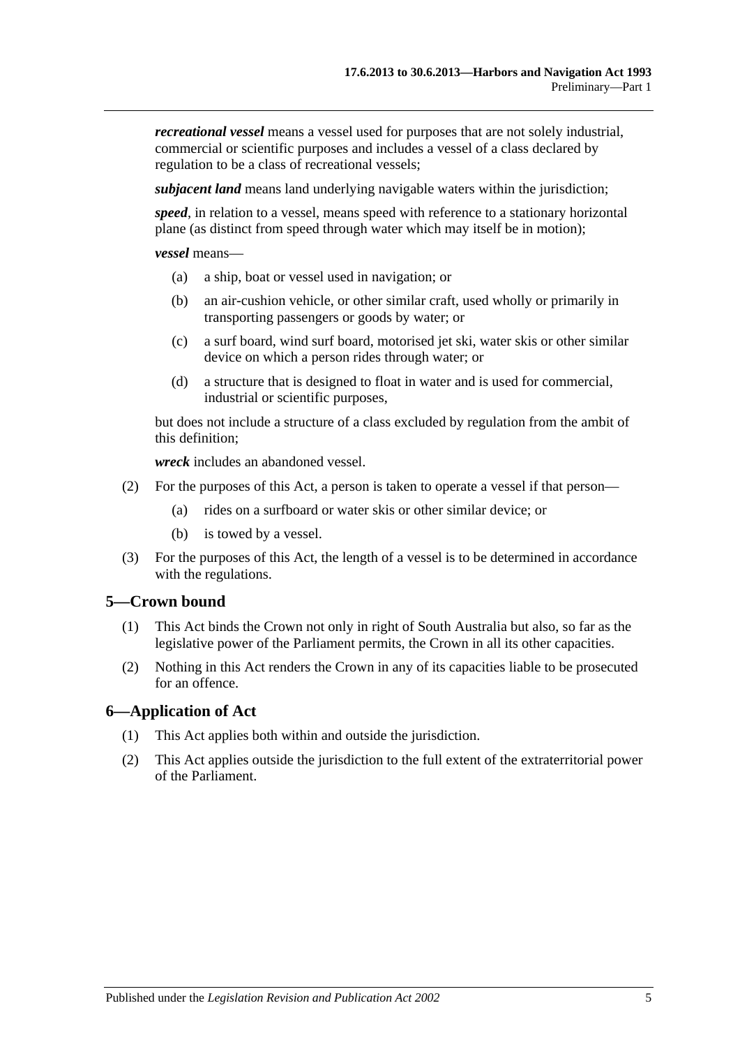***recreational vessel*** means a vessel used for purposes that are not solely industrial, commercial or scientific purposes and includes a vessel of a class declared by regulation to be a class of recreational vessels;

***subjacent land*** means land underlying navigable waters within the jurisdiction;

***speed***, in relation to a vessel, means speed with reference to a stationary horizontal plane (as distinct from speed through water which may itself be in motion);

***vessel*** means—

- (a) a ship, boat or vessel used in navigation; or
- (b) an air-cushion vehicle, or other similar craft, used wholly or primarily in transporting passengers or goods by water; or
- (c) a surf board, wind surf board, motorised jet ski, water skis or other similar device on which a person rides through water; or
- (d) a structure that is designed to float in water and is used for commercial, industrial or scientific purposes,

but does not include a structure of a class excluded by regulation from the ambit of this definition;

***wreck*** includes an abandoned vessel.

(2) For the purposes of this Act, a person is taken to operate a vessel if that person—

- (a) rides on a surfboard or water skis or other similar device; or
- (b) is towed by a vessel.

(3) For the purposes of this Act, the length of a vessel is to be determined in accordance with the regulations.

## 5—Crown bound

(1) This Act binds the Crown not only in right of South Australia but also, so far as the legislative power of the Parliament permits, the Crown in all its other capacities.

(2) Nothing in this Act renders the Crown in any of its capacities liable to be prosecuted for an offence.

## 6—Application of Act

(1) This Act applies both within and outside the jurisdiction.

(2) This Act applies outside the jurisdiction to the full extent of the extraterritorial power of the Parliament.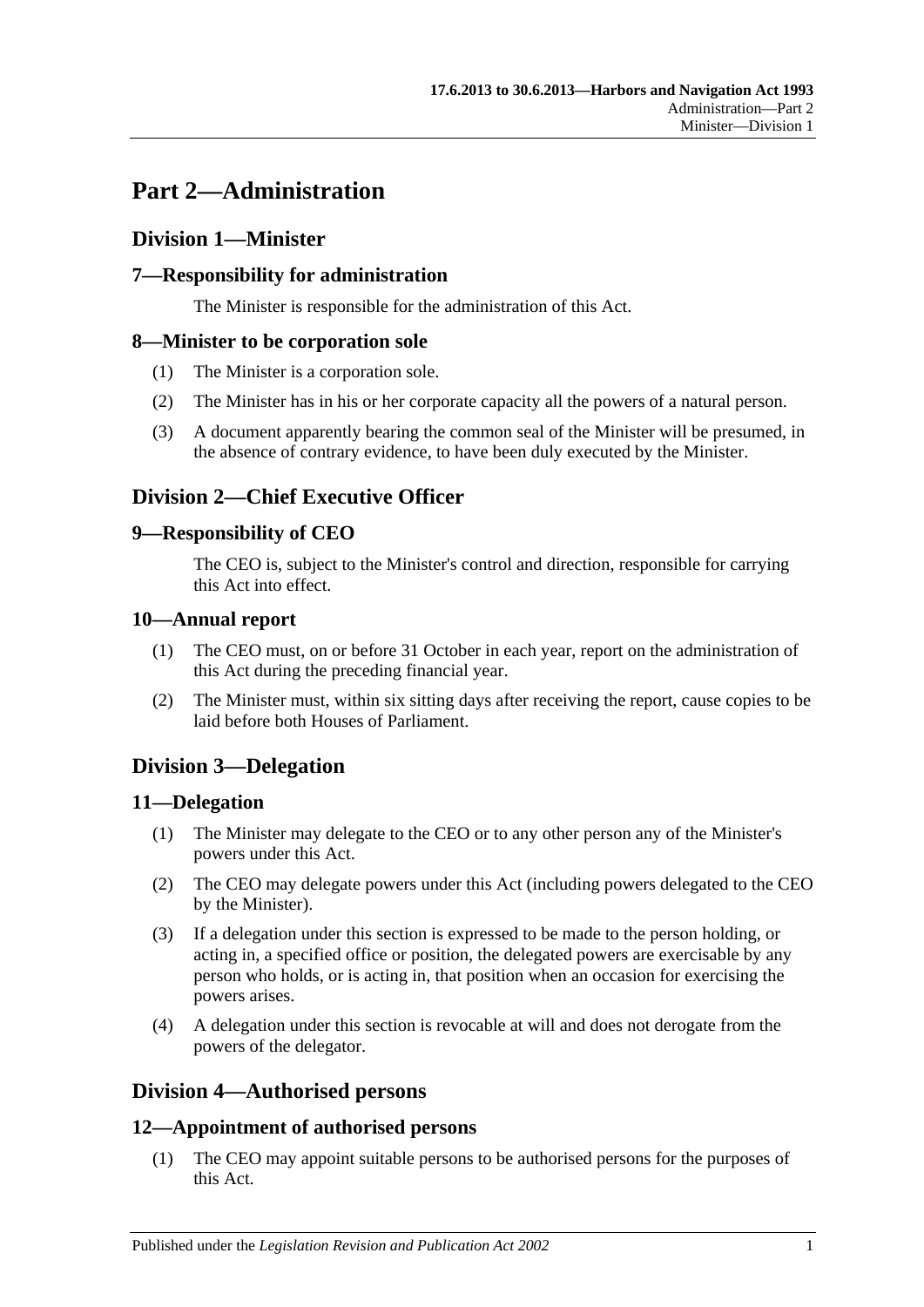# Part 2—Administration

## Division 1—Minister

### 7—Responsibility for administration

The Minister is responsible for the administration of this Act.

### 8—Minister to be corporation sole

(1) The Minister is a corporation sole.

(2) The Minister has in his or her corporate capacity all the powers of a natural person.

(3) A document apparently bearing the common seal of the Minister will be presumed, in the absence of contrary evidence, to have been duly executed by the Minister.

## Division 2—Chief Executive Officer

### 9—Responsibility of CEO

The CEO is, subject to the Minister's control and direction, responsible for carrying this Act into effect.

### 10—Annual report

(1) The CEO must, on or before 31 October in each year, report on the administration of this Act during the preceding financial year.

(2) The Minister must, within six sitting days after receiving the report, cause copies to be laid before both Houses of Parliament.

## Division 3—Delegation

### 11—Delegation

(1) The Minister may delegate to the CEO or to any other person any of the Minister's powers under this Act.

(2) The CEO may delegate powers under this Act (including powers delegated to the CEO by the Minister).

(3) If a delegation under this section is expressed to be made to the person holding, or acting in, a specified office or position, the delegated powers are exercisable by any person who holds, or is acting in, that position when an occasion for exercising the powers arises.

(4) A delegation under this section is revocable at will and does not derogate from the powers of the delegator.

## Division 4—Authorised persons

### 12—Appointment of authorised persons

(1) The CEO may appoint suitable persons to be authorised persons for the purposes of this Act.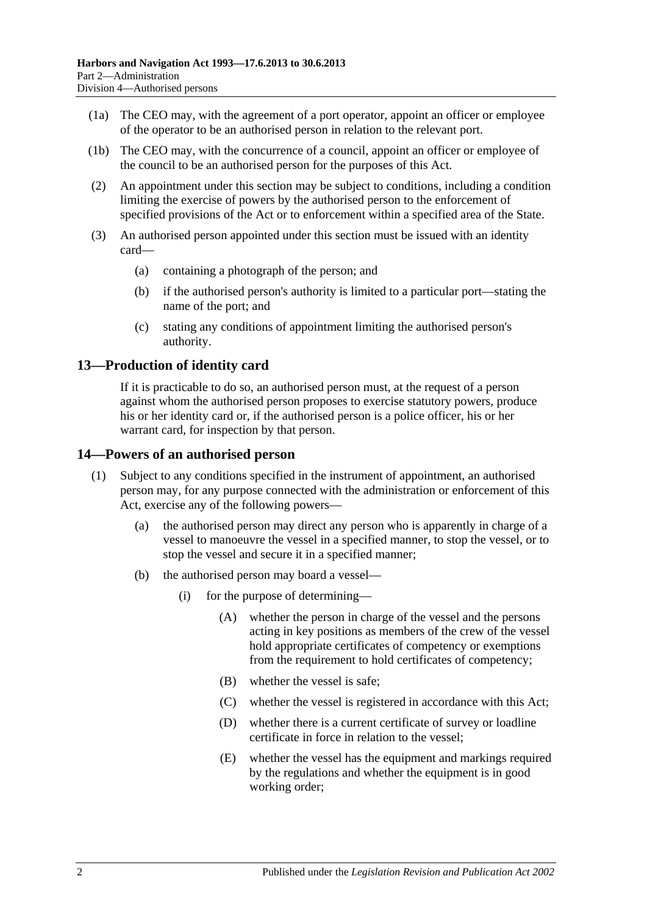(1a) The CEO may, with the agreement of a port operator, appoint an officer or employee of the operator to be an authorised person in relation to the relevant port.

(1b) The CEO may, with the concurrence of a council, appoint an officer or employee of the council to be an authorised person for the purposes of this Act.

(2) An appointment under this section may be subject to conditions, including a condition limiting the exercise of powers by the authorised person to the enforcement of specified provisions of the Act or to enforcement within a specified area of the State.

(3) An authorised person appointed under this section must be issued with an identity card—

(a) containing a photograph of the person; and

(b) if the authorised person's authority is limited to a particular port—stating the name of the port; and

(c) stating any conditions of appointment limiting the authorised person's authority.

## 13—Production of identity card

If it is practicable to do so, an authorised person must, at the request of a person against whom the authorised person proposes to exercise statutory powers, produce his or her identity card or, if the authorised person is a police officer, his or her warrant card, for inspection by that person.

## 14—Powers of an authorised person

(1) Subject to any conditions specified in the instrument of appointment, an authorised person may, for any purpose connected with the administration or enforcement of this Act, exercise any of the following powers—

(a) the authorised person may direct any person who is apparently in charge of a vessel to manoeuvre the vessel in a specified manner, to stop the vessel, or to stop the vessel and secure it in a specified manner;

(b) the authorised person may board a vessel—

(i) for the purpose of determining—

(A) whether the person in charge of the vessel and the persons acting in key positions as members of the crew of the vessel hold appropriate certificates of competency or exemptions from the requirement to hold certificates of competency;

(B) whether the vessel is safe;

(C) whether the vessel is registered in accordance with this Act;

(D) whether there is a current certificate of survey or loadline certificate in force in relation to the vessel;

(E) whether the vessel has the equipment and markings required by the regulations and whether the equipment is in good working order;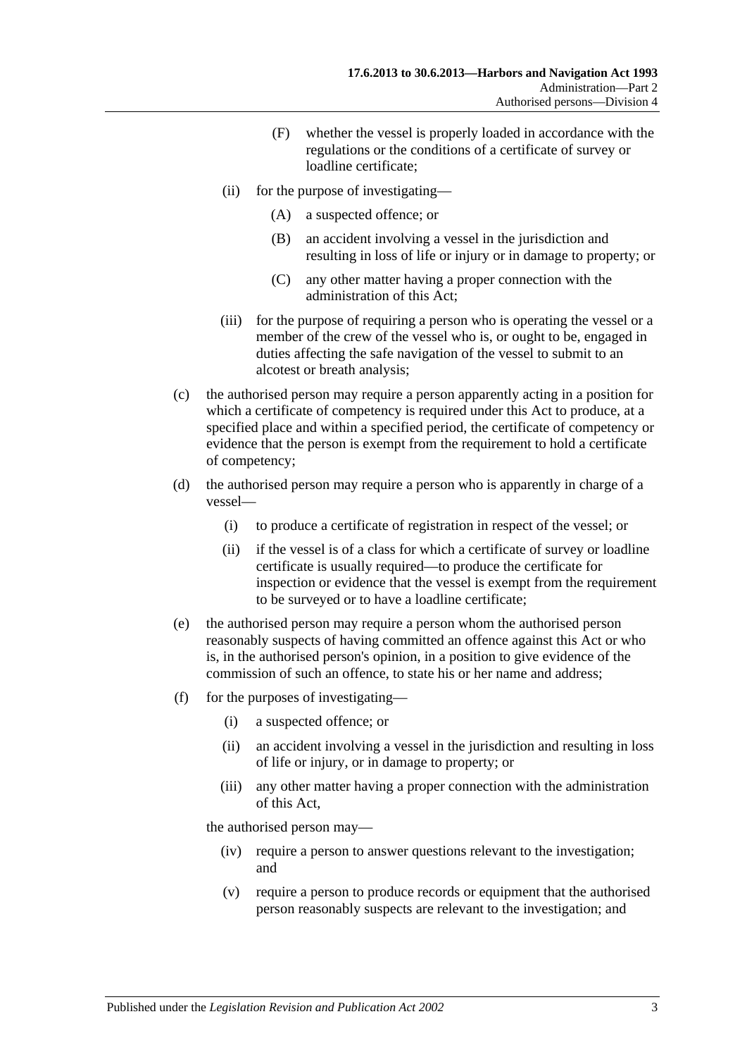(F) whether the vessel is properly loaded in accordance with the regulations or the conditions of a certificate of survey or loadline certificate;

(ii) for the purpose of investigating—

(A) a suspected offence; or

(B) an accident involving a vessel in the jurisdiction and resulting in loss of life or injury or in damage to property; or

(C) any other matter having a proper connection with the administration of this Act;

(iii) for the purpose of requiring a person who is operating the vessel or a member of the crew of the vessel who is, or ought to be, engaged in duties affecting the safe navigation of the vessel to submit to an alcotest or breath analysis;

(c) the authorised person may require a person apparently acting in a position for which a certificate of competency is required under this Act to produce, at a specified place and within a specified period, the certificate of competency or evidence that the person is exempt from the requirement to hold a certificate of competency;

(d) the authorised person may require a person who is apparently in charge of a vessel—

(i) to produce a certificate of registration in respect of the vessel; or

(ii) if the vessel is of a class for which a certificate of survey or loadline certificate is usually required—to produce the certificate for inspection or evidence that the vessel is exempt from the requirement to be surveyed or to have a loadline certificate;

(e) the authorised person may require a person whom the authorised person reasonably suspects of having committed an offence against this Act or who is, in the authorised person's opinion, in a position to give evidence of the commission of such an offence, to state his or her name and address;

(f) for the purposes of investigating—

(i) a suspected offence; or

(ii) an accident involving a vessel in the jurisdiction and resulting in loss of life or injury, or in damage to property; or

(iii) any other matter having a proper connection with the administration of this Act,

the authorised person may—

(iv) require a person to answer questions relevant to the investigation; and

(v) require a person to produce records or equipment that the authorised person reasonably suspects are relevant to the investigation; and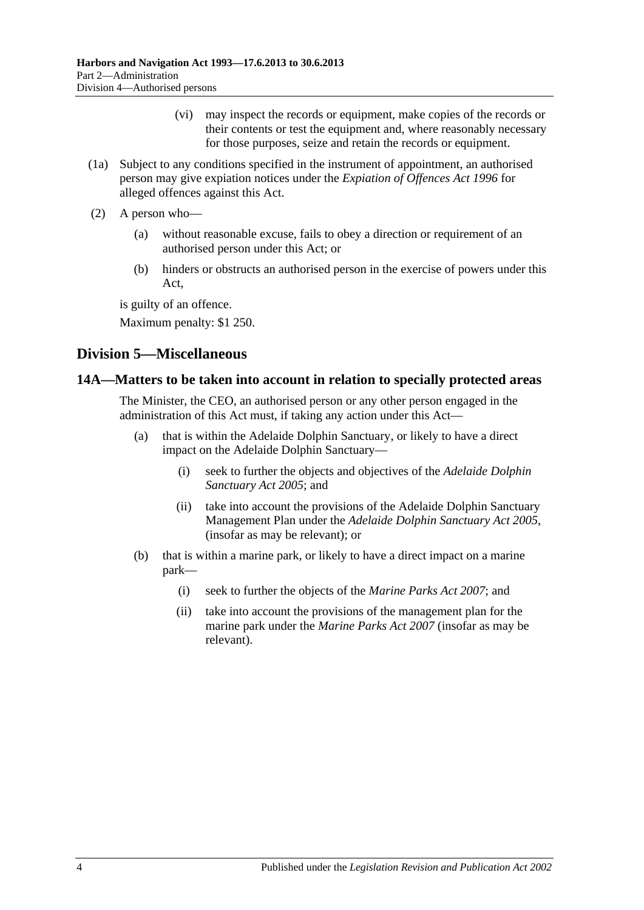(vi) may inspect the records or equipment, make copies of the records or their contents or test the equipment and, where reasonably necessary for those purposes, seize and retain the records or equipment.

(1a) Subject to any conditions specified in the instrument of appointment, an authorised person may give expiation notices under the *Expiation of Offences Act 1996* for alleged offences against this Act.

(2) A person who—

(a) without reasonable excuse, fails to obey a direction or requirement of an authorised person under this Act; or

(b) hinders or obstructs an authorised person in the exercise of powers under this Act,

is guilty of an offence.

Maximum penalty: $1 250.

## Division 5—Miscellaneous

### 14A—Matters to be taken into account in relation to specially protected areas

The Minister, the CEO, an authorised person or any other person engaged in the administration of this Act must, if taking any action under this Act—

(a) that is within the Adelaide Dolphin Sanctuary, or likely to have a direct impact on the Adelaide Dolphin Sanctuary—

(i) seek to further the objects and objectives of the *Adelaide Dolphin Sanctuary Act 2005*; and

(ii) take into account the provisions of the Adelaide Dolphin Sanctuary Management Plan under the *Adelaide Dolphin Sanctuary Act 2005*, (insofar as may be relevant); or

(b) that is within a marine park, or likely to have a direct impact on a marine park—

(i) seek to further the objects of the *Marine Parks Act 2007*; and

(ii) take into account the provisions of the management plan for the marine park under the *Marine Parks Act 2007* (insofar as may be relevant).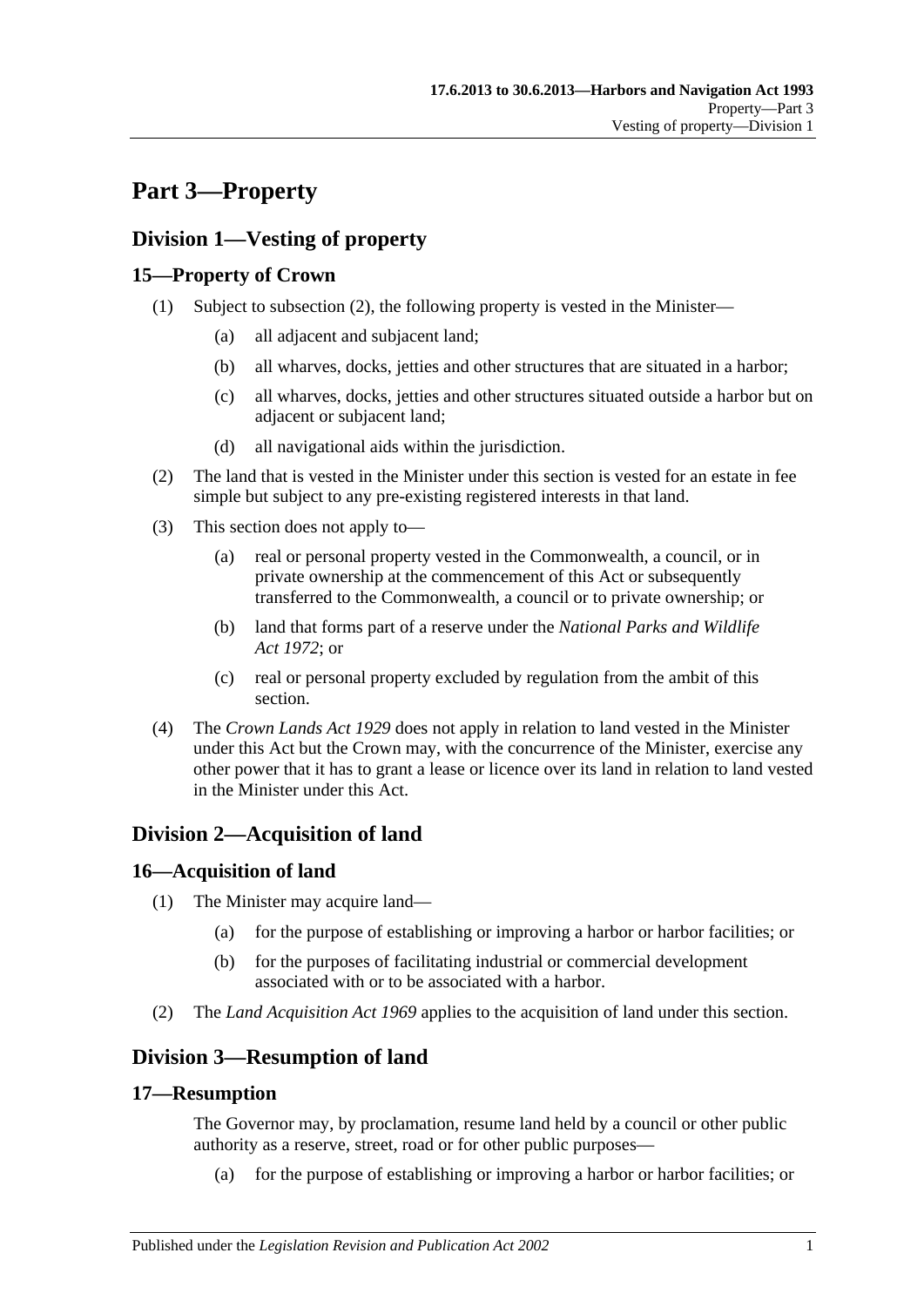# Part 3—Property

## Division 1—Vesting of property

### 15—Property of Crown

(1) Subject to subsection (2), the following property is vested in the Minister—

(a) all adjacent and subjacent land;

(b) all wharves, docks, jetties and other structures that are situated in a harbor;

(c) all wharves, docks, jetties and other structures situated outside a harbor but on adjacent or subjacent land;

(d) all navigational aids within the jurisdiction.

(2) The land that is vested in the Minister under this section is vested for an estate in fee simple but subject to any pre-existing registered interests in that land.

(3) This section does not apply to—

(a) real or personal property vested in the Commonwealth, a council, or in private ownership at the commencement of this Act or subsequently transferred to the Commonwealth, a council or to private ownership; or

(b) land that forms part of a reserve under the *National Parks and Wildlife Act 1972*; or

(c) real or personal property excluded by regulation from the ambit of this section.

(4) The *Crown Lands Act 1929* does not apply in relation to land vested in the Minister under this Act but the Crown may, with the concurrence of the Minister, exercise any other power that it has to grant a lease or licence over its land in relation to land vested in the Minister under this Act.

## Division 2—Acquisition of land

### 16—Acquisition of land

(1) The Minister may acquire land—

(a) for the purpose of establishing or improving a harbor or harbor facilities; or

(b) for the purposes of facilitating industrial or commercial development associated with or to be associated with a harbor.

(2) The *Land Acquisition Act 1969* applies to the acquisition of land under this section.

## Division 3—Resumption of land

### 17—Resumption

The Governor may, by proclamation, resume land held by a council or other public authority as a reserve, street, road or for other public purposes—

(a) for the purpose of establishing or improving a harbor or harbor facilities; or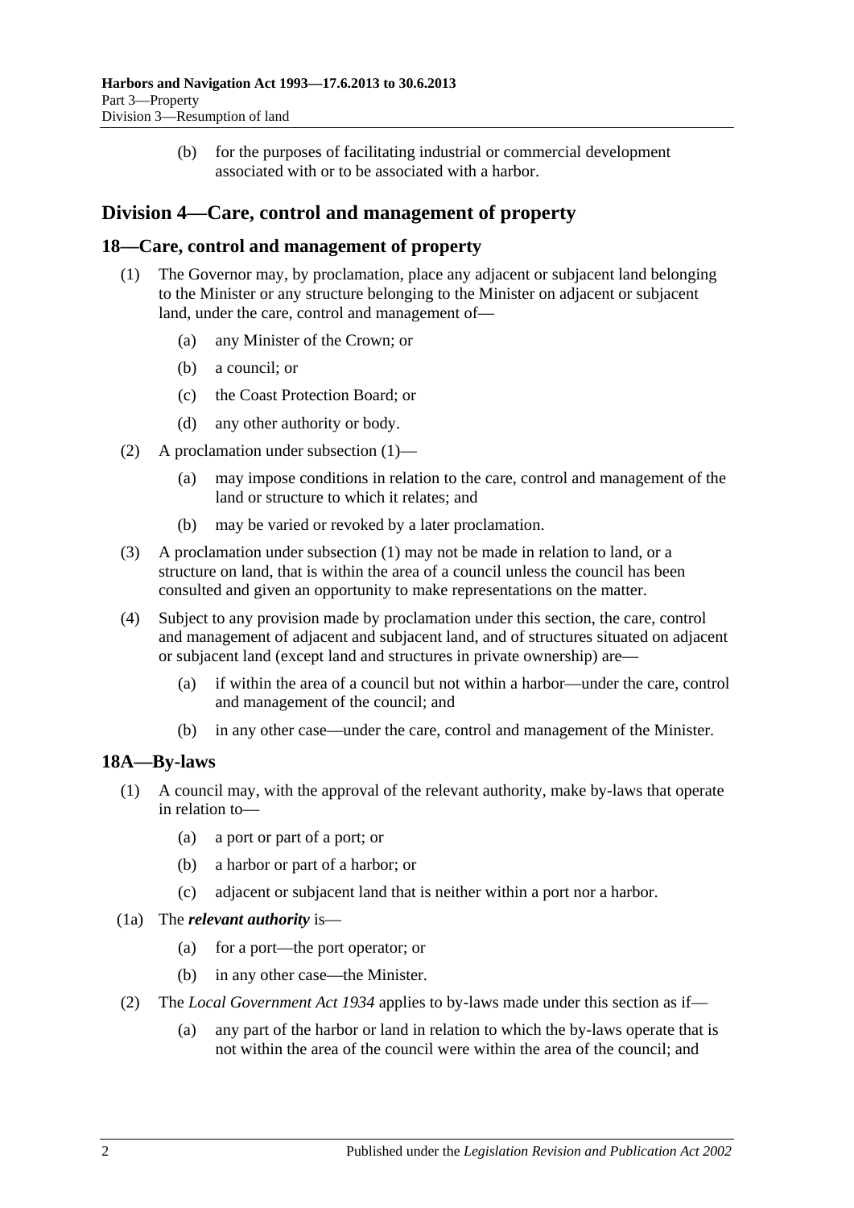(b) for the purposes of facilitating industrial or commercial development associated with or to be associated with a harbor.

## Division 4—Care, control and management of property

### 18—Care, control and management of property

(1) The Governor may, by proclamation, place any adjacent or subjacent land belonging to the Minister or any structure belonging to the Minister on adjacent or subjacent land, under the care, control and management of—

(a) any Minister of the Crown; or

(b) a council; or

(c) the Coast Protection Board; or

(d) any other authority or body.

(2) A proclamation under subsection (1)—

(a) may impose conditions in relation to the care, control and management of the land or structure to which it relates; and

(b) may be varied or revoked by a later proclamation.

(3) A proclamation under subsection (1) may not be made in relation to land, or a structure on land, that is within the area of a council unless the council has been consulted and given an opportunity to make representations on the matter.

(4) Subject to any provision made by proclamation under this section, the care, control and management of adjacent and subjacent land, and of structures situated on adjacent or subjacent land (except land and structures in private ownership) are—

(a) if within the area of a council but not within a harbor—under the care, control and management of the council; and

(b) in any other case—under the care, control and management of the Minister.

### 18A—By-laws

(1) A council may, with the approval of the relevant authority, make by-laws that operate in relation to—

(a) a port or part of a port; or

(b) a harbor or part of a harbor; or

(c) adjacent or subjacent land that is neither within a port nor a harbor.

(1a) The ***relevant authority*** is—

(a) for a port—the port operator; or

(b) in any other case—the Minister.

(2) The *Local Government Act 1934* applies to by-laws made under this section as if—

(a) any part of the harbor or land in relation to which the by-laws operate that is not within the area of the council were within the area of the council; and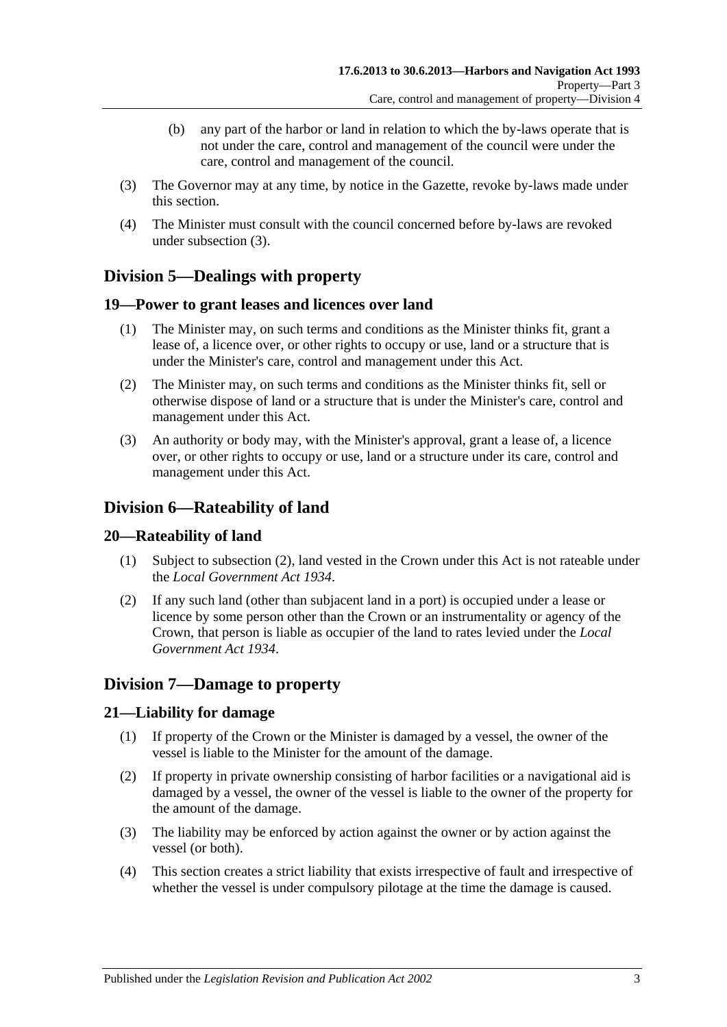(b) any part of the harbor or land in relation to which the by-laws operate that is not under the care, control and management of the council were under the care, control and management of the council.

(3) The Governor may at any time, by notice in the Gazette, revoke by-laws made under this section.

(4) The Minister must consult with the council concerned before by-laws are revoked under subsection (3).

## Division 5—Dealings with property

### 19—Power to grant leases and licences over land

(1) The Minister may, on such terms and conditions as the Minister thinks fit, grant a lease of, a licence over, or other rights to occupy or use, land or a structure that is under the Minister's care, control and management under this Act.

(2) The Minister may, on such terms and conditions as the Minister thinks fit, sell or otherwise dispose of land or a structure that is under the Minister's care, control and management under this Act.

(3) An authority or body may, with the Minister's approval, grant a lease of, a licence over, or other rights to occupy or use, land or a structure under its care, control and management under this Act.

## Division 6—Rateability of land

### 20—Rateability of land

(1) Subject to subsection (2), land vested in the Crown under this Act is not rateable under the *Local Government Act 1934*.

(2) If any such land (other than subjacent land in a port) is occupied under a lease or licence by some person other than the Crown or an instrumentality or agency of the Crown, that person is liable as occupier of the land to rates levied under the *Local Government Act 1934*.

## Division 7—Damage to property

### 21—Liability for damage

(1) If property of the Crown or the Minister is damaged by a vessel, the owner of the vessel is liable to the Minister for the amount of the damage.

(2) If property in private ownership consisting of harbor facilities or a navigational aid is damaged by a vessel, the owner of the vessel is liable to the owner of the property for the amount of the damage.

(3) The liability may be enforced by action against the owner or by action against the vessel (or both).

(4) This section creates a strict liability that exists irrespective of fault and irrespective of whether the vessel is under compulsory pilotage at the time the damage is caused.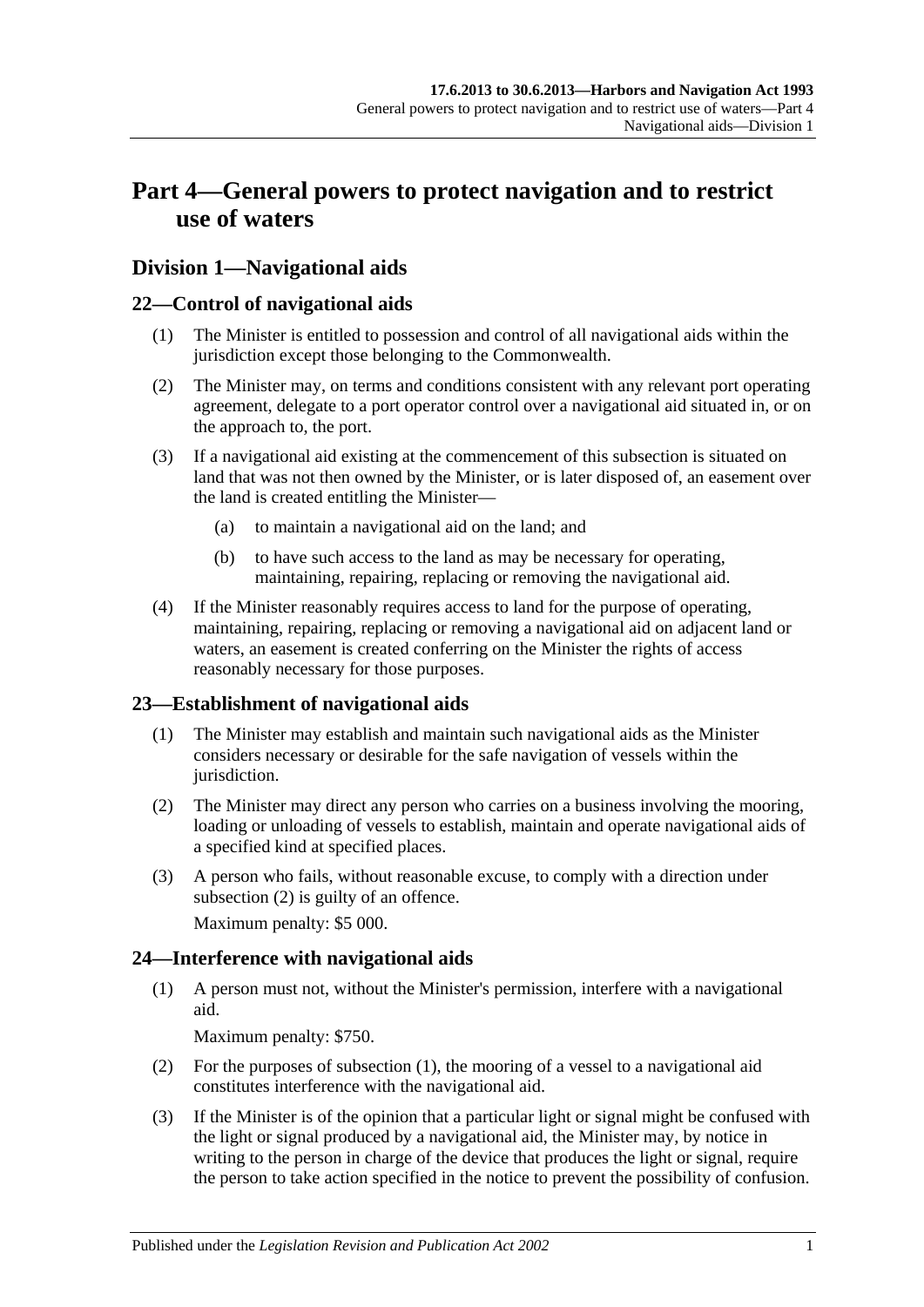# Part 4—General powers to protect navigation and to restrict use of waters

## Division 1—Navigational aids

### 22—Control of navigational aids

(1) The Minister is entitled to possession and control of all navigational aids within the jurisdiction except those belonging to the Commonwealth.

(2) The Minister may, on terms and conditions consistent with any relevant port operating agreement, delegate to a port operator control over a navigational aid situated in, or on the approach to, the port.

(3) If a navigational aid existing at the commencement of this subsection is situated on land that was not then owned by the Minister, or is later disposed of, an easement over the land is created entitling the Minister—

- (a) to maintain a navigational aid on the land; and
- (b) to have such access to the land as may be necessary for operating, maintaining, repairing, replacing or removing the navigational aid.

(4) If the Minister reasonably requires access to land for the purpose of operating, maintaining, repairing, replacing or removing a navigational aid on adjacent land or waters, an easement is created conferring on the Minister the rights of access reasonably necessary for those purposes.

### 23—Establishment of navigational aids

(1) The Minister may establish and maintain such navigational aids as the Minister considers necessary or desirable for the safe navigation of vessels within the jurisdiction.

(2) The Minister may direct any person who carries on a business involving the mooring, loading or unloading of vessels to establish, maintain and operate navigational aids of a specified kind at specified places.

(3) A person who fails, without reasonable excuse, to comply with a direction under subsection (2) is guilty of an offence.

Maximum penalty: $5 000.

### 24—Interference with navigational aids

(1) A person must not, without the Minister's permission, interfere with a navigational aid.

Maximum penalty: $750.

(2) For the purposes of subsection (1), the mooring of a vessel to a navigational aid constitutes interference with the navigational aid.

(3) If the Minister is of the opinion that a particular light or signal might be confused with the light or signal produced by a navigational aid, the Minister may, by notice in writing to the person in charge of the device that produces the light or signal, require the person to take action specified in the notice to prevent the possibility of confusion.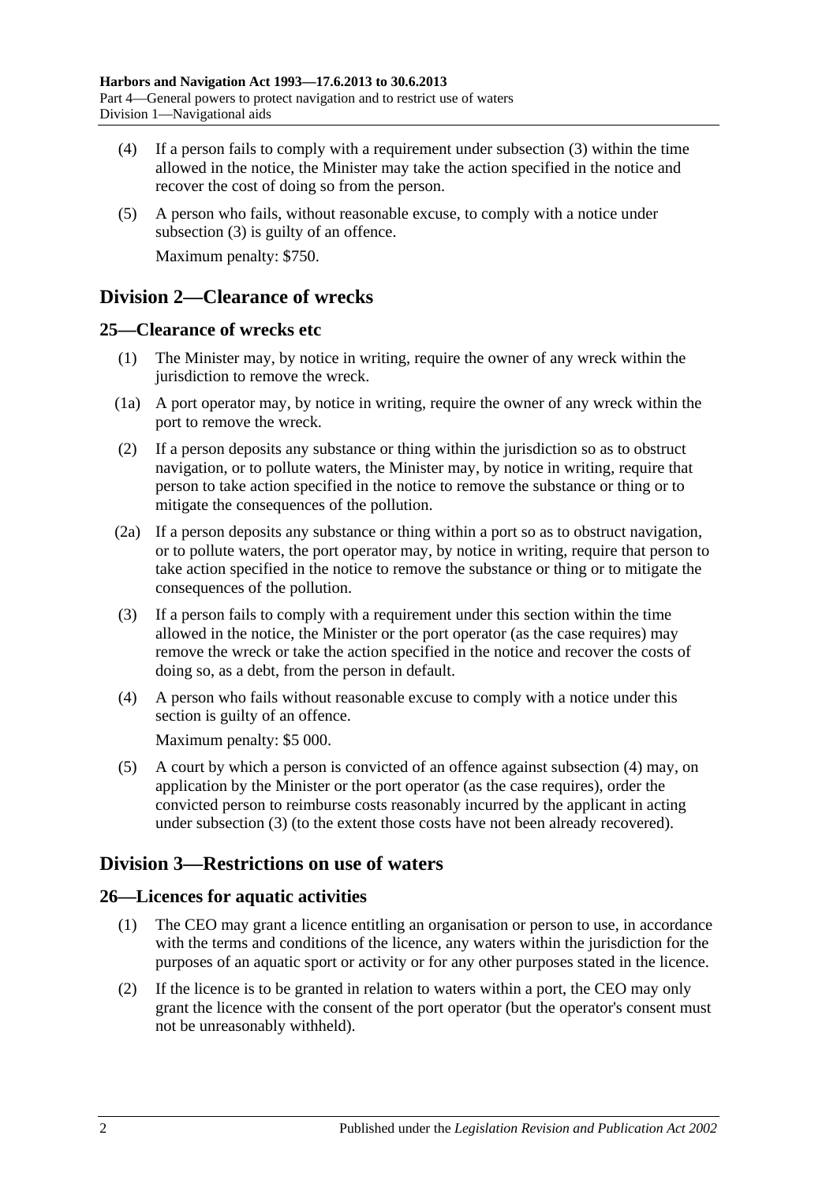(4) If a person fails to comply with a requirement under subsection (3) within the time allowed in the notice, the Minister may take the action specified in the notice and recover the cost of doing so from the person.

(5) A person who fails, without reasonable excuse, to comply with a notice under subsection (3) is guilty of an offence.

Maximum penalty: $750.

## Division 2—Clearance of wrecks

### 25—Clearance of wrecks etc

(1) The Minister may, by notice in writing, require the owner of any wreck within the jurisdiction to remove the wreck.

(1a) A port operator may, by notice in writing, require the owner of any wreck within the port to remove the wreck.

(2) If a person deposits any substance or thing within the jurisdiction so as to obstruct navigation, or to pollute waters, the Minister may, by notice in writing, require that person to take action specified in the notice to remove the substance or thing or to mitigate the consequences of the pollution.

(2a) If a person deposits any substance or thing within a port so as to obstruct navigation, or to pollute waters, the port operator may, by notice in writing, require that person to take action specified in the notice to remove the substance or thing or to mitigate the consequences of the pollution.

(3) If a person fails to comply with a requirement under this section within the time allowed in the notice, the Minister or the port operator (as the case requires) may remove the wreck or take the action specified in the notice and recover the costs of doing so, as a debt, from the person in default.

(4) A person who fails without reasonable excuse to comply with a notice under this section is guilty of an offence.

Maximum penalty: $5 000.

(5) A court by which a person is convicted of an offence against subsection (4) may, on application by the Minister or the port operator (as the case requires), order the convicted person to reimburse costs reasonably incurred by the applicant in acting under subsection (3) (to the extent those costs have not been already recovered).

## Division 3—Restrictions on use of waters

### 26—Licences for aquatic activities

(1) The CEO may grant a licence entitling an organisation or person to use, in accordance with the terms and conditions of the licence, any waters within the jurisdiction for the purposes of an aquatic sport or activity or for any other purposes stated in the licence.

(2) If the licence is to be granted in relation to waters within a port, the CEO may only grant the licence with the consent of the port operator (but the operator's consent must not be unreasonably withheld).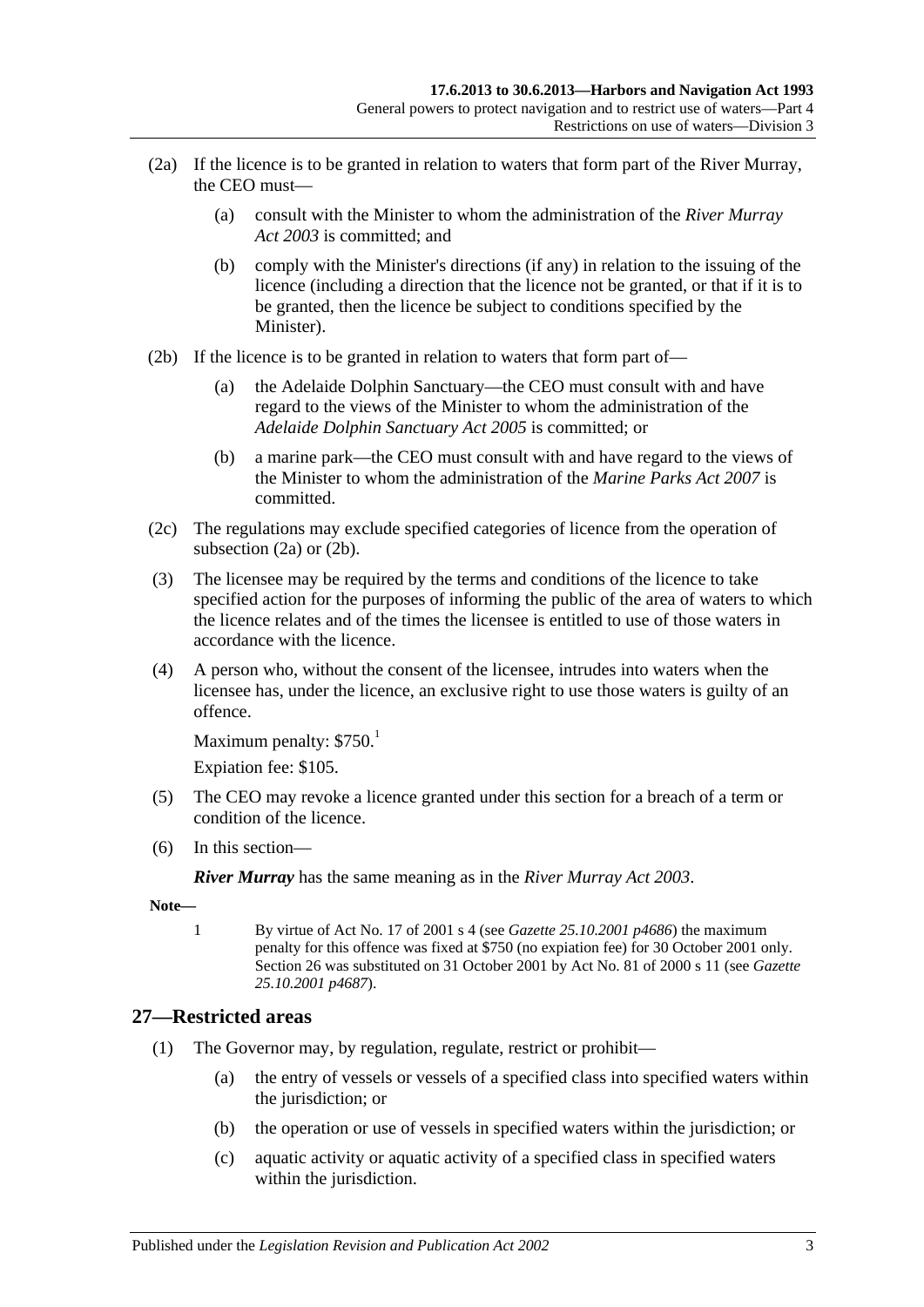(2a) If the licence is to be granted in relation to waters that form part of the River Murray, the CEO must—

(a) consult with the Minister to whom the administration of the *River Murray Act 2003* is committed; and

(b) comply with the Minister's directions (if any) in relation to the issuing of the licence (including a direction that the licence not be granted, or that if it is to be granted, then the licence be subject to conditions specified by the Minister).

(2b) If the licence is to be granted in relation to waters that form part of—

(a) the Adelaide Dolphin Sanctuary—the CEO must consult with and have regard to the views of the Minister to whom the administration of the *Adelaide Dolphin Sanctuary Act 2005* is committed; or

(b) a marine park—the CEO must consult with and have regard to the views of the Minister to whom the administration of the *Marine Parks Act 2007* is committed.

(2c) The regulations may exclude specified categories of licence from the operation of subsection (2a) or (2b).

(3) The licensee may be required by the terms and conditions of the licence to take specified action for the purposes of informing the public of the area of waters to which the licence relates and of the times the licensee is entitled to use of those waters in accordance with the licence.

(4) A person who, without the consent of the licensee, intrudes into waters when the licensee has, under the licence, an exclusive right to use those waters is guilty of an offence.

Maximum penalty: $750.[1]

Expiation fee: $105.

(5) The CEO may revoke a licence granted under this section for a breach of a term or condition of the licence.

(6) In this section—

***River Murray*** has the same meaning as in the *River Murray Act 2003*.

**Note—**

1 By virtue of Act No. 17 of 2001 s 4 (see *Gazette 25.10.2001 p4686*) the maximum penalty for this offence was fixed at $750 (no expiation fee) for 30 October 2001 only. Section 26 was substituted on 31 October 2001 by Act No. 81 of 2000 s 11 (see *Gazette 25.10.2001 p4687*).

## 27—Restricted areas

(1) The Governor may, by regulation, regulate, restrict or prohibit—

(a) the entry of vessels or vessels of a specified class into specified waters within the jurisdiction; or

(b) the operation or use of vessels in specified waters within the jurisdiction; or

(c) aquatic activity or aquatic activity of a specified class in specified waters within the jurisdiction.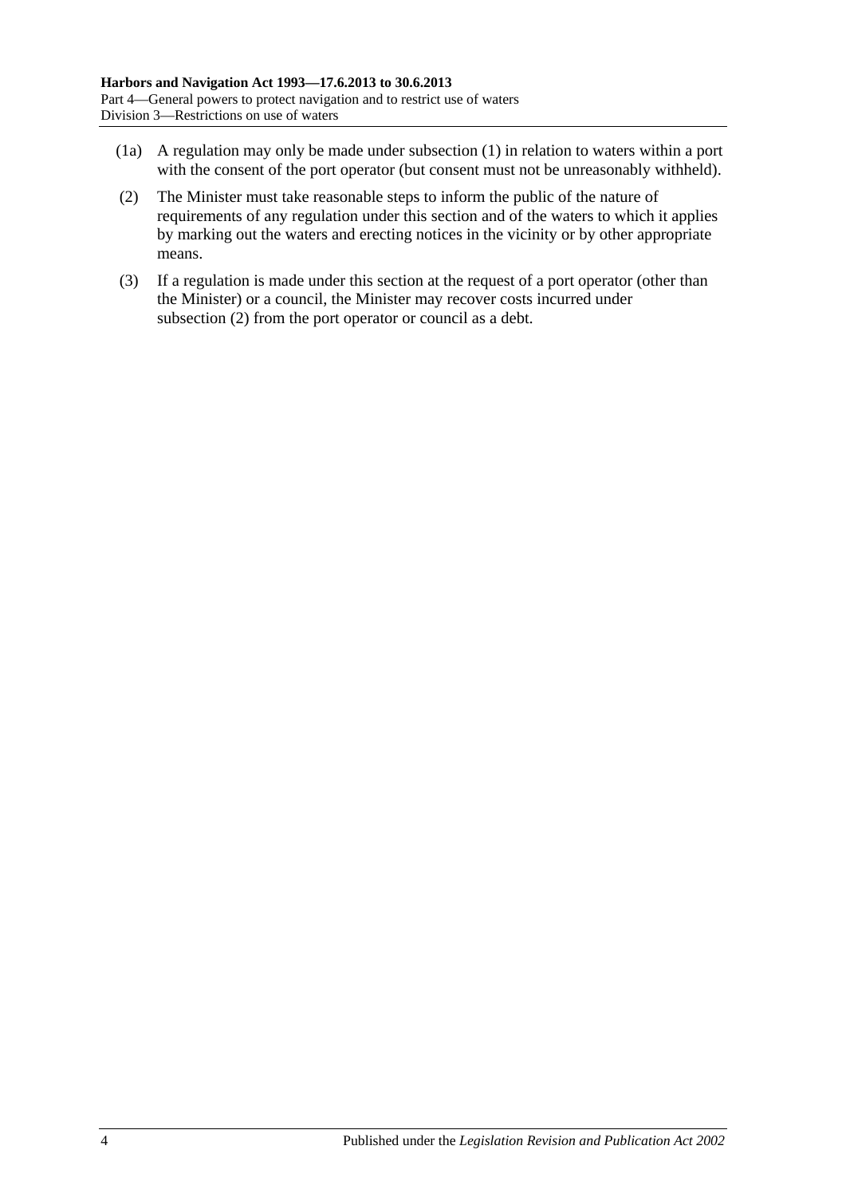(1a) A regulation may only be made under subsection (1) in relation to waters within a port with the consent of the port operator (but consent must not be unreasonably withheld).

(2) The Minister must take reasonable steps to inform the public of the nature of requirements of any regulation under this section and of the waters to which it applies by marking out the waters and erecting notices in the vicinity or by other appropriate means.

(3) If a regulation is made under this section at the request of a port operator (other than the Minister) or a council, the Minister may recover costs incurred under subsection (2) from the port operator or council as a debt.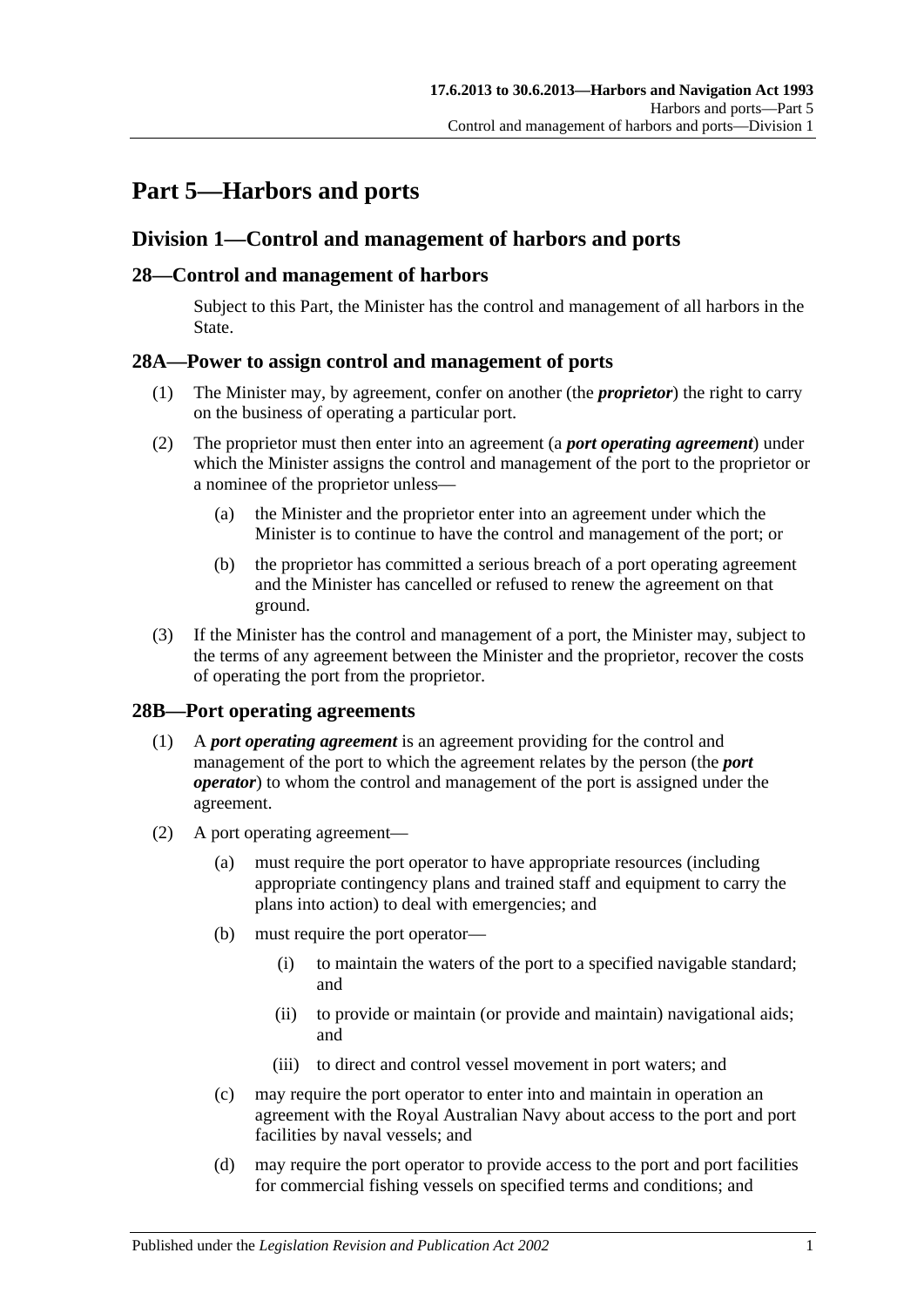# Part 5—Harbors and ports

## Division 1—Control and management of harbors and ports

### 28—Control and management of harbors

Subject to this Part, the Minister has the control and management of all harbors in the State.

### 28A—Power to assign control and management of ports

(1) The Minister may, by agreement, confer on another (the ***proprietor***) the right to carry on the business of operating a particular port.

(2) The proprietor must then enter into an agreement (a ***port operating agreement***) under which the Minister assigns the control and management of the port to the proprietor or a nominee of the proprietor unless—

- (a) the Minister and the proprietor enter into an agreement under which the Minister is to continue to have the control and management of the port; or
- (b) the proprietor has committed a serious breach of a port operating agreement and the Minister has cancelled or refused to renew the agreement on that ground.

(3) If the Minister has the control and management of a port, the Minister may, subject to the terms of any agreement between the Minister and the proprietor, recover the costs of operating the port from the proprietor.

### 28B—Port operating agreements

(1) A ***port operating agreement*** is an agreement providing for the control and management of the port to which the agreement relates by the person (the ***port operator***) to whom the control and management of the port is assigned under the agreement.

(2) A port operating agreement—

- (a) must require the port operator to have appropriate resources (including appropriate contingency plans and trained staff and equipment to carry the plans into action) to deal with emergencies; and
- (b) must require the port operator—
  - (i) to maintain the waters of the port to a specified navigable standard; and
  - (ii) to provide or maintain (or provide and maintain) navigational aids; and
  - (iii) to direct and control vessel movement in port waters; and
- (c) may require the port operator to enter into and maintain in operation an agreement with the Royal Australian Navy about access to the port and port facilities by naval vessels; and
- (d) may require the port operator to provide access to the port and port facilities for commercial fishing vessels on specified terms and conditions; and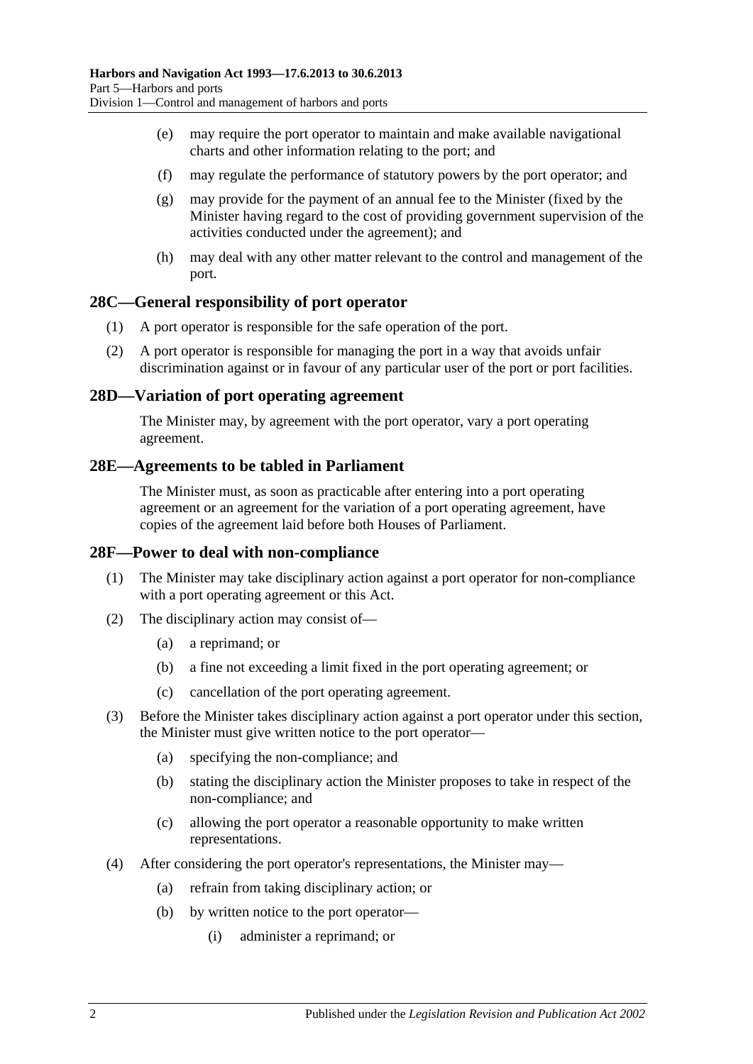(e) may require the port operator to maintain and make available navigational charts and other information relating to the port; and

(f) may regulate the performance of statutory powers by the port operator; and

(g) may provide for the payment of an annual fee to the Minister (fixed by the Minister having regard to the cost of providing government supervision of the activities conducted under the agreement); and

(h) may deal with any other matter relevant to the control and management of the port.

## 28C—General responsibility of port operator

(1) A port operator is responsible for the safe operation of the port.

(2) A port operator is responsible for managing the port in a way that avoids unfair discrimination against or in favour of any particular user of the port or port facilities.

## 28D—Variation of port operating agreement

The Minister may, by agreement with the port operator, vary a port operating agreement.

## 28E—Agreements to be tabled in Parliament

The Minister must, as soon as practicable after entering into a port operating agreement or an agreement for the variation of a port operating agreement, have copies of the agreement laid before both Houses of Parliament.

## 28F—Power to deal with non-compliance

(1) The Minister may take disciplinary action against a port operator for non-compliance with a port operating agreement or this Act.

(2) The disciplinary action may consist of—

(a) a reprimand; or

(b) a fine not exceeding a limit fixed in the port operating agreement; or

(c) cancellation of the port operating agreement.

(3) Before the Minister takes disciplinary action against a port operator under this section, the Minister must give written notice to the port operator—

(a) specifying the non-compliance; and

(b) stating the disciplinary action the Minister proposes to take in respect of the non-compliance; and

(c) allowing the port operator a reasonable opportunity to make written representations.

(4) After considering the port operator's representations, the Minister may—

(a) refrain from taking disciplinary action; or

(b) by written notice to the port operator—

(i) administer a reprimand; or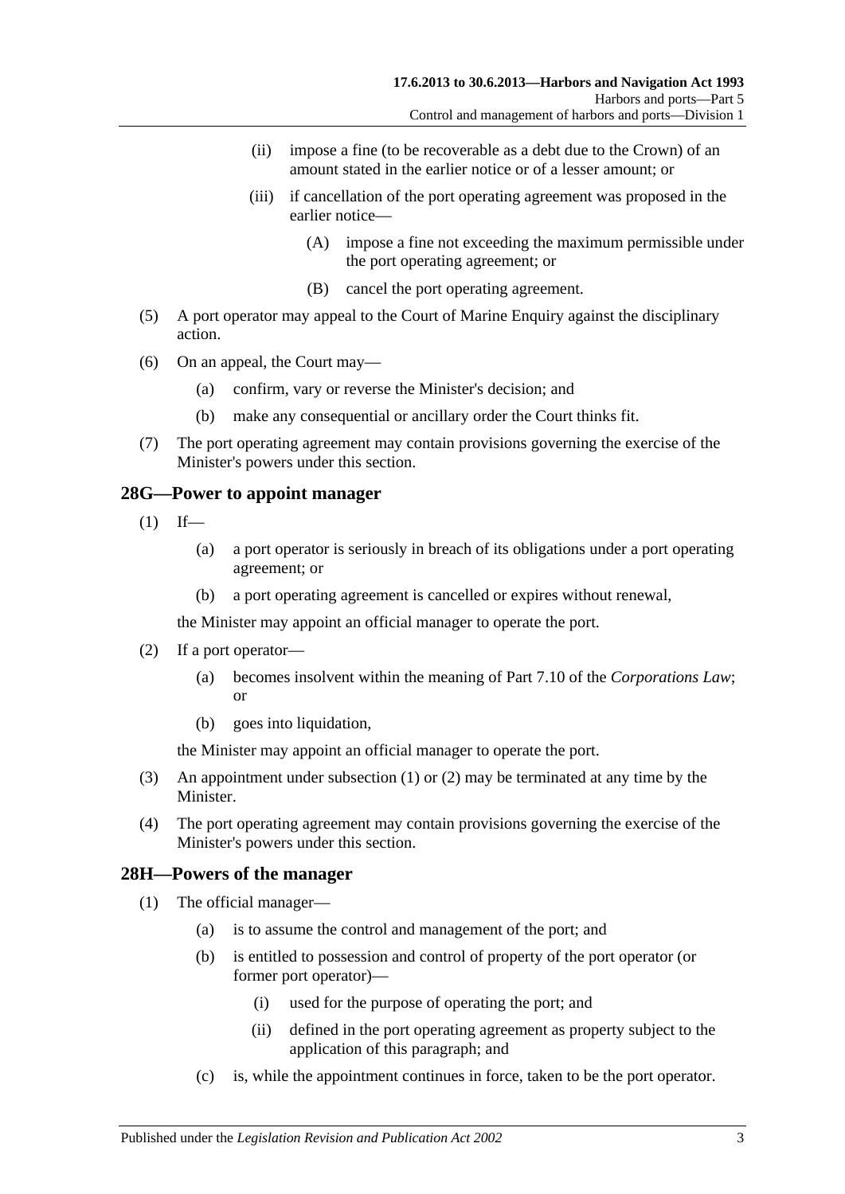(ii) impose a fine (to be recoverable as a debt due to the Crown) of an amount stated in the earlier notice or of a lesser amount; or

(iii) if cancellation of the port operating agreement was proposed in the earlier notice—

(A) impose a fine not exceeding the maximum permissible under the port operating agreement; or

(B) cancel the port operating agreement.

(5) A port operator may appeal to the Court of Marine Enquiry against the disciplinary action.

(6) On an appeal, the Court may—

(a) confirm, vary or reverse the Minister's decision; and

(b) make any consequential or ancillary order the Court thinks fit.

(7) The port operating agreement may contain provisions governing the exercise of the Minister's powers under this section.

## 28G—Power to appoint manager

(1) If—

(a) a port operator is seriously in breach of its obligations under a port operating agreement; or

(b) a port operating agreement is cancelled or expires without renewal,

the Minister may appoint an official manager to operate the port.

(2) If a port operator—

(a) becomes insolvent within the meaning of Part 7.10 of the *Corporations Law*; or

(b) goes into liquidation,

the Minister may appoint an official manager to operate the port.

(3) An appointment under subsection (1) or (2) may be terminated at any time by the Minister.

(4) The port operating agreement may contain provisions governing the exercise of the Minister's powers under this section.

## 28H—Powers of the manager

(1) The official manager—

(a) is to assume the control and management of the port; and

(b) is entitled to possession and control of property of the port operator (or former port operator)—

(i) used for the purpose of operating the port; and

(ii) defined in the port operating agreement as property subject to the application of this paragraph; and

(c) is, while the appointment continues in force, taken to be the port operator.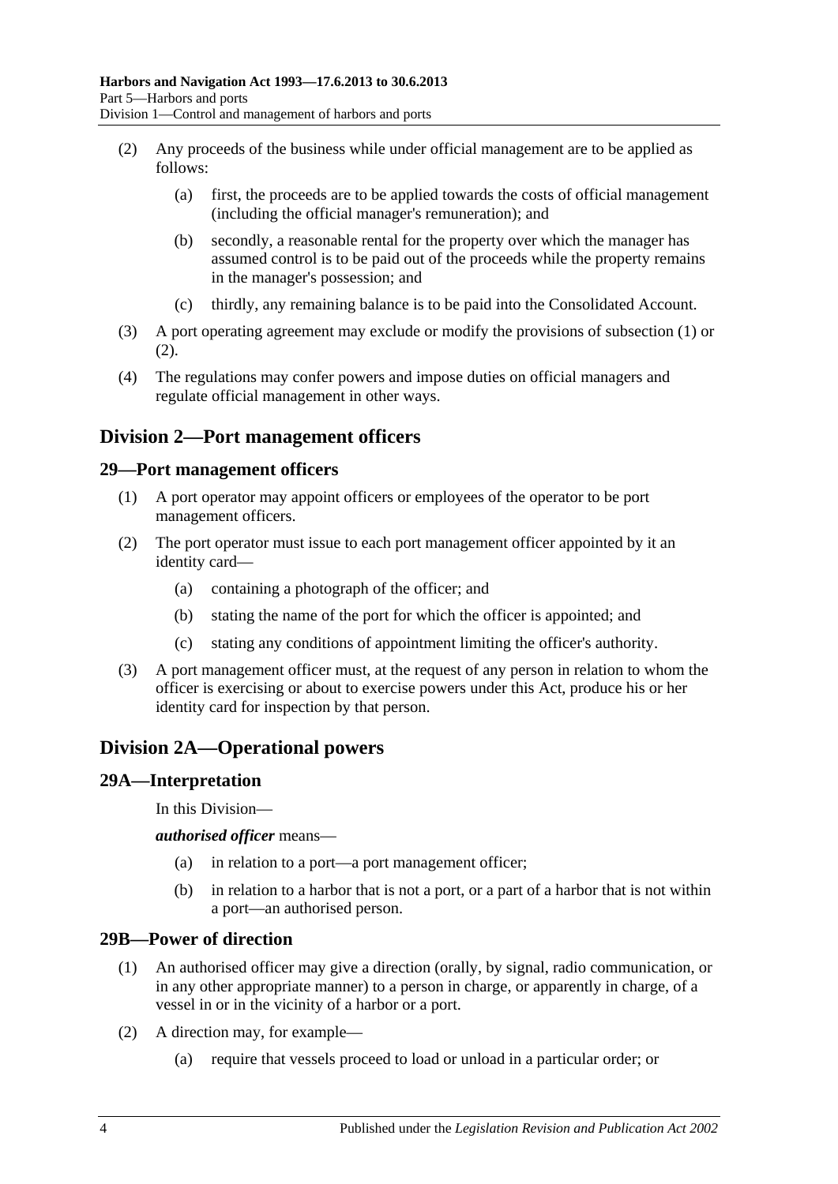(2) Any proceeds of the business while under official management are to be applied as follows:

(a) first, the proceeds are to be applied towards the costs of official management (including the official manager's remuneration); and

(b) secondly, a reasonable rental for the property over which the manager has assumed control is to be paid out of the proceeds while the property remains in the manager's possession; and

(c) thirdly, any remaining balance is to be paid into the Consolidated Account.

(3) A port operating agreement may exclude or modify the provisions of subsection (1) or (2).

(4) The regulations may confer powers and impose duties on official managers and regulate official management in other ways.

## Division 2—Port management officers

### 29—Port management officers

(1) A port operator may appoint officers or employees of the operator to be port management officers.

(2) The port operator must issue to each port management officer appointed by it an identity card—

(a) containing a photograph of the officer; and

(b) stating the name of the port for which the officer is appointed; and

(c) stating any conditions of appointment limiting the officer's authority.

(3) A port management officer must, at the request of any person in relation to whom the officer is exercising or about to exercise powers under this Act, produce his or her identity card for inspection by that person.

## Division 2A—Operational powers

### 29A—Interpretation

In this Division—

***authorised officer*** means—

(a) in relation to a port—a port management officer;

(b) in relation to a harbor that is not a port, or a part of a harbor that is not within a port—an authorised person.

### 29B—Power of direction

(1) An authorised officer may give a direction (orally, by signal, radio communication, or in any other appropriate manner) to a person in charge, or apparently in charge, of a vessel in or in the vicinity of a harbor or a port.

(2) A direction may, for example—

(a) require that vessels proceed to load or unload in a particular order; or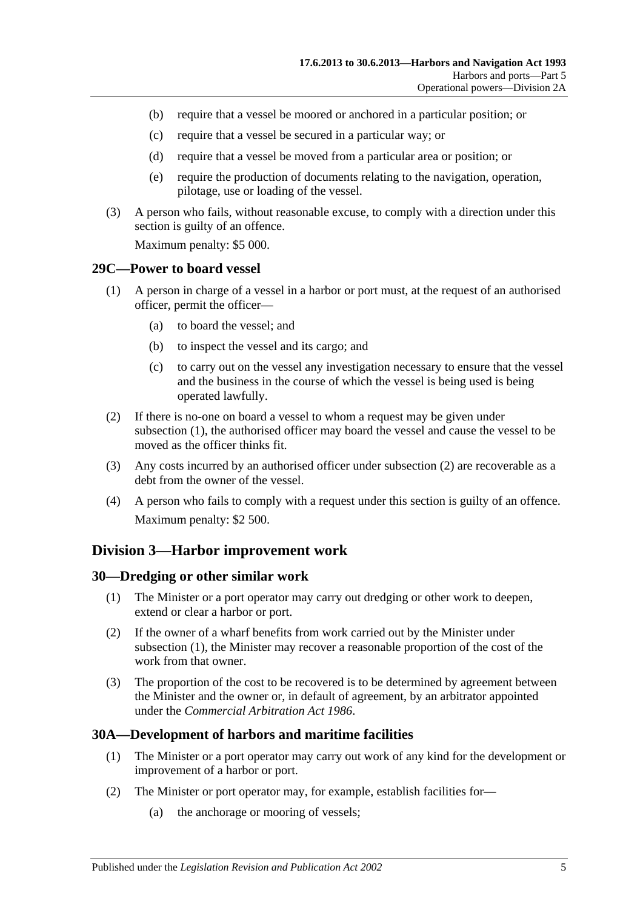(b) require that a vessel be moored or anchored in a particular position; or

(c) require that a vessel be secured in a particular way; or

(d) require that a vessel be moved from a particular area or position; or

(e) require the production of documents relating to the navigation, operation, pilotage, use or loading of the vessel.

(3) A person who fails, without reasonable excuse, to comply with a direction under this section is guilty of an offence.

Maximum penalty: $5 000.

### 29C—Power to board vessel

(1) A person in charge of a vessel in a harbor or port must, at the request of an authorised officer, permit the officer—

(a) to board the vessel; and

(b) to inspect the vessel and its cargo; and

(c) to carry out on the vessel any investigation necessary to ensure that the vessel and the business in the course of which the vessel is being used is being operated lawfully.

(2) If there is no-one on board a vessel to whom a request may be given under subsection (1), the authorised officer may board the vessel and cause the vessel to be moved as the officer thinks fit.

(3) Any costs incurred by an authorised officer under subsection (2) are recoverable as a debt from the owner of the vessel.

(4) A person who fails to comply with a request under this section is guilty of an offence.

Maximum penalty: $2 500.

## Division 3—Harbor improvement work

### 30—Dredging or other similar work

(1) The Minister or a port operator may carry out dredging or other work to deepen, extend or clear a harbor or port.

(2) If the owner of a wharf benefits from work carried out by the Minister under subsection (1), the Minister may recover a reasonable proportion of the cost of the work from that owner.

(3) The proportion of the cost to be recovered is to be determined by agreement between the Minister and the owner or, in default of agreement, by an arbitrator appointed under the *Commercial Arbitration Act 1986*.

### 30A—Development of harbors and maritime facilities

(1) The Minister or a port operator may carry out work of any kind for the development or improvement of a harbor or port.

(2) The Minister or port operator may, for example, establish facilities for—

(a) the anchorage or mooring of vessels;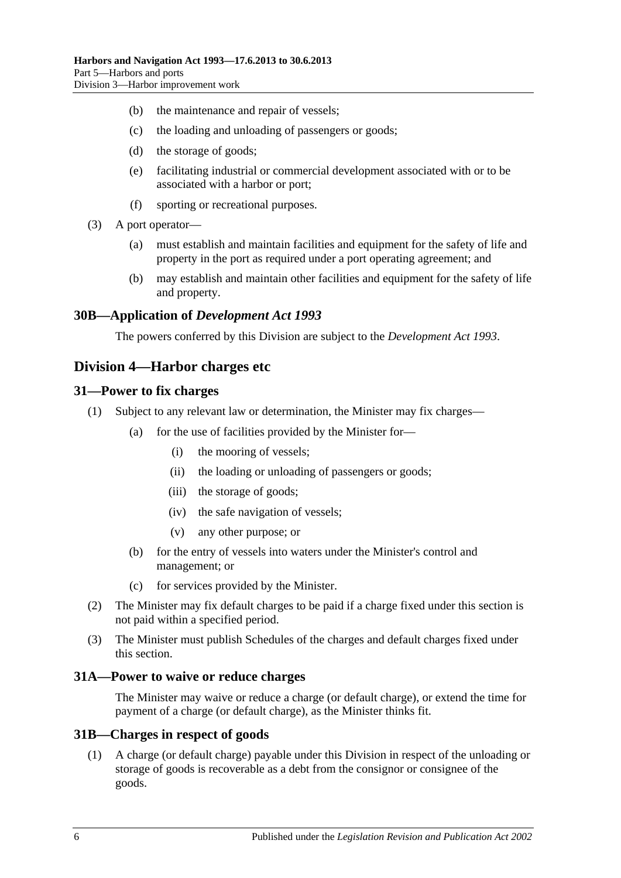(b) the maintenance and repair of vessels;

(c) the loading and unloading of passengers or goods;

(d) the storage of goods;

(e) facilitating industrial or commercial development associated with or to be associated with a harbor or port;

(f) sporting or recreational purposes.

(3) A port operator—

(a) must establish and maintain facilities and equipment for the safety of life and property in the port as required under a port operating agreement; and

(b) may establish and maintain other facilities and equipment for the safety of life and property.

### 30B—Application of *Development Act 1993*

The powers conferred by this Division are subject to the *Development Act 1993*.

## Division 4—Harbor charges etc

### 31—Power to fix charges

(1) Subject to any relevant law or determination, the Minister may fix charges—

(a) for the use of facilities provided by the Minister for—

(i) the mooring of vessels;

(ii) the loading or unloading of passengers or goods;

(iii) the storage of goods;

(iv) the safe navigation of vessels;

(v) any other purpose; or

(b) for the entry of vessels into waters under the Minister's control and management; or

(c) for services provided by the Minister.

(2) The Minister may fix default charges to be paid if a charge fixed under this section is not paid within a specified period.

(3) The Minister must publish Schedules of the charges and default charges fixed under this section.

### 31A—Power to waive or reduce charges

The Minister may waive or reduce a charge (or default charge), or extend the time for payment of a charge (or default charge), as the Minister thinks fit.

### 31B—Charges in respect of goods

(1) A charge (or default charge) payable under this Division in respect of the unloading or storage of goods is recoverable as a debt from the consignor or consignee of the goods.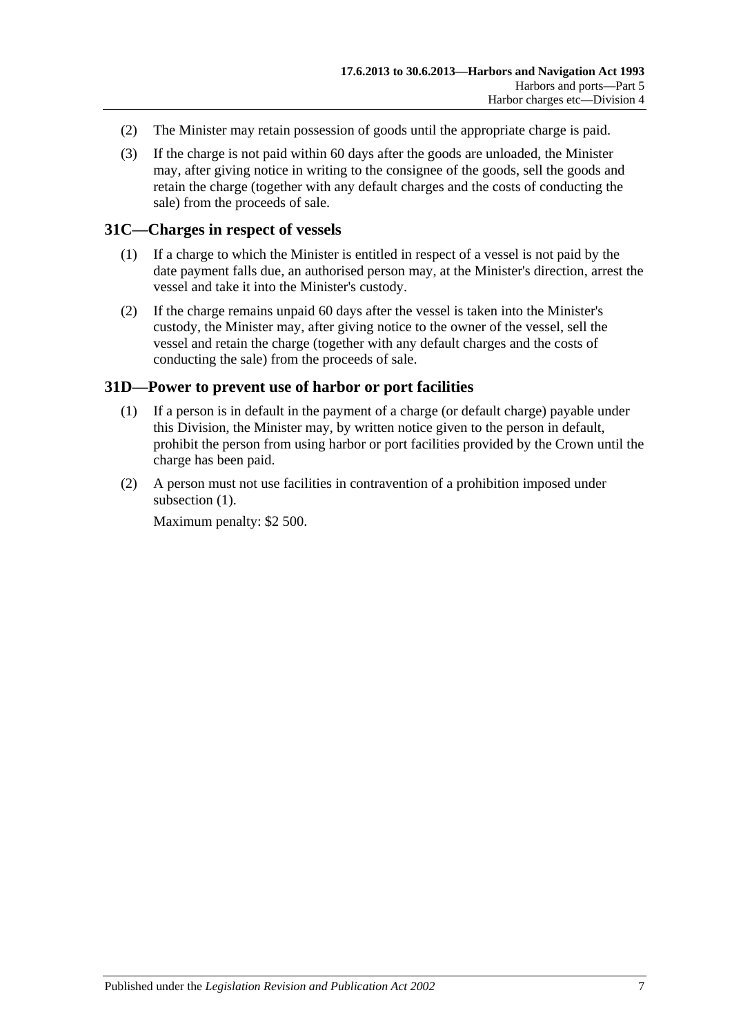(2) The Minister may retain possession of goods until the appropriate charge is paid.

(3) If the charge is not paid within 60 days after the goods are unloaded, the Minister may, after giving notice in writing to the consignee of the goods, sell the goods and retain the charge (together with any default charges and the costs of conducting the sale) from the proceeds of sale.

## 31C—Charges in respect of vessels

(1) If a charge to which the Minister is entitled in respect of a vessel is not paid by the date payment falls due, an authorised person may, at the Minister's direction, arrest the vessel and take it into the Minister's custody.

(2) If the charge remains unpaid 60 days after the vessel is taken into the Minister's custody, the Minister may, after giving notice to the owner of the vessel, sell the vessel and retain the charge (together with any default charges and the costs of conducting the sale) from the proceeds of sale.

## 31D—Power to prevent use of harbor or port facilities

(1) If a person is in default in the payment of a charge (or default charge) payable under this Division, the Minister may, by written notice given to the person in default, prohibit the person from using harbor or port facilities provided by the Crown until the charge has been paid.

(2) A person must not use facilities in contravention of a prohibition imposed under subsection (1).

Maximum penalty: $2 500.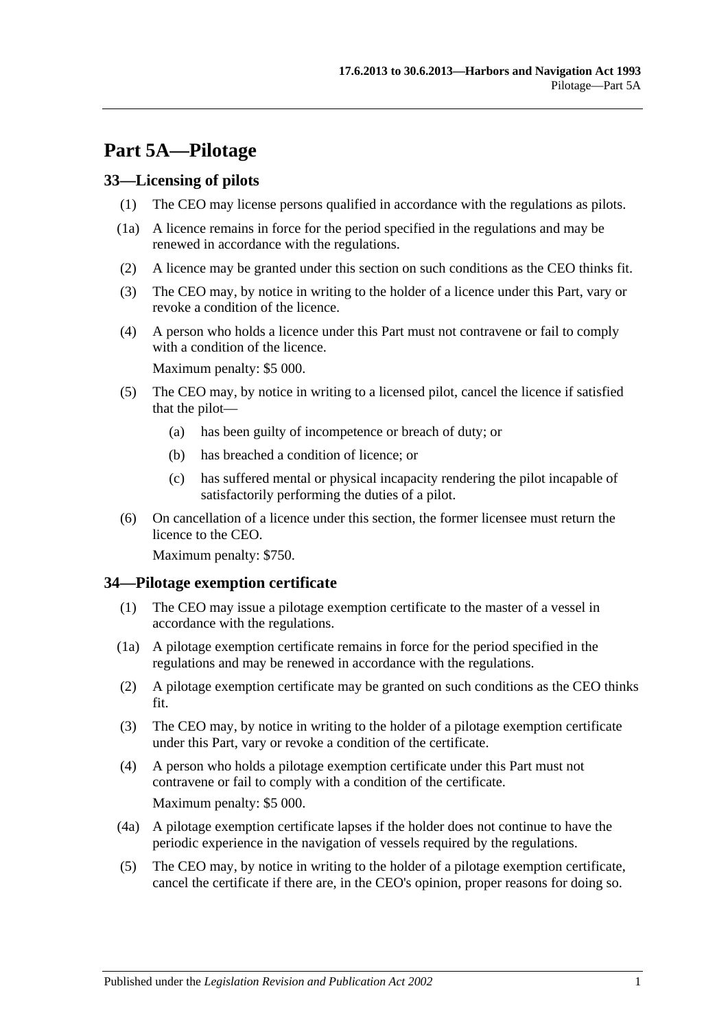# Part 5A—Pilotage

## 33—Licensing of pilots

(1) The CEO may license persons qualified in accordance with the regulations as pilots.

(1a) A licence remains in force for the period specified in the regulations and may be renewed in accordance with the regulations.

(2) A licence may be granted under this section on such conditions as the CEO thinks fit.

(3) The CEO may, by notice in writing to the holder of a licence under this Part, vary or revoke a condition of the licence.

(4) A person who holds a licence under this Part must not contravene or fail to comply with a condition of the licence.

Maximum penalty: $5 000.

(5) The CEO may, by notice in writing to a licensed pilot, cancel the licence if satisfied that the pilot—

- (a) has been guilty of incompetence or breach of duty; or
- (b) has breached a condition of licence; or
- (c) has suffered mental or physical incapacity rendering the pilot incapable of satisfactorily performing the duties of a pilot.

(6) On cancellation of a licence under this section, the former licensee must return the licence to the CEO.

Maximum penalty: $750.

## 34—Pilotage exemption certificate

(1) The CEO may issue a pilotage exemption certificate to the master of a vessel in accordance with the regulations.

(1a) A pilotage exemption certificate remains in force for the period specified in the regulations and may be renewed in accordance with the regulations.

(2) A pilotage exemption certificate may be granted on such conditions as the CEO thinks fit.

(3) The CEO may, by notice in writing to the holder of a pilotage exemption certificate under this Part, vary or revoke a condition of the certificate.

(4) A person who holds a pilotage exemption certificate under this Part must not contravene or fail to comply with a condition of the certificate.

Maximum penalty: $5 000.

(4a) A pilotage exemption certificate lapses if the holder does not continue to have the periodic experience in the navigation of vessels required by the regulations.

(5) The CEO may, by notice in writing to the holder of a pilotage exemption certificate, cancel the certificate if there are, in the CEO's opinion, proper reasons for doing so.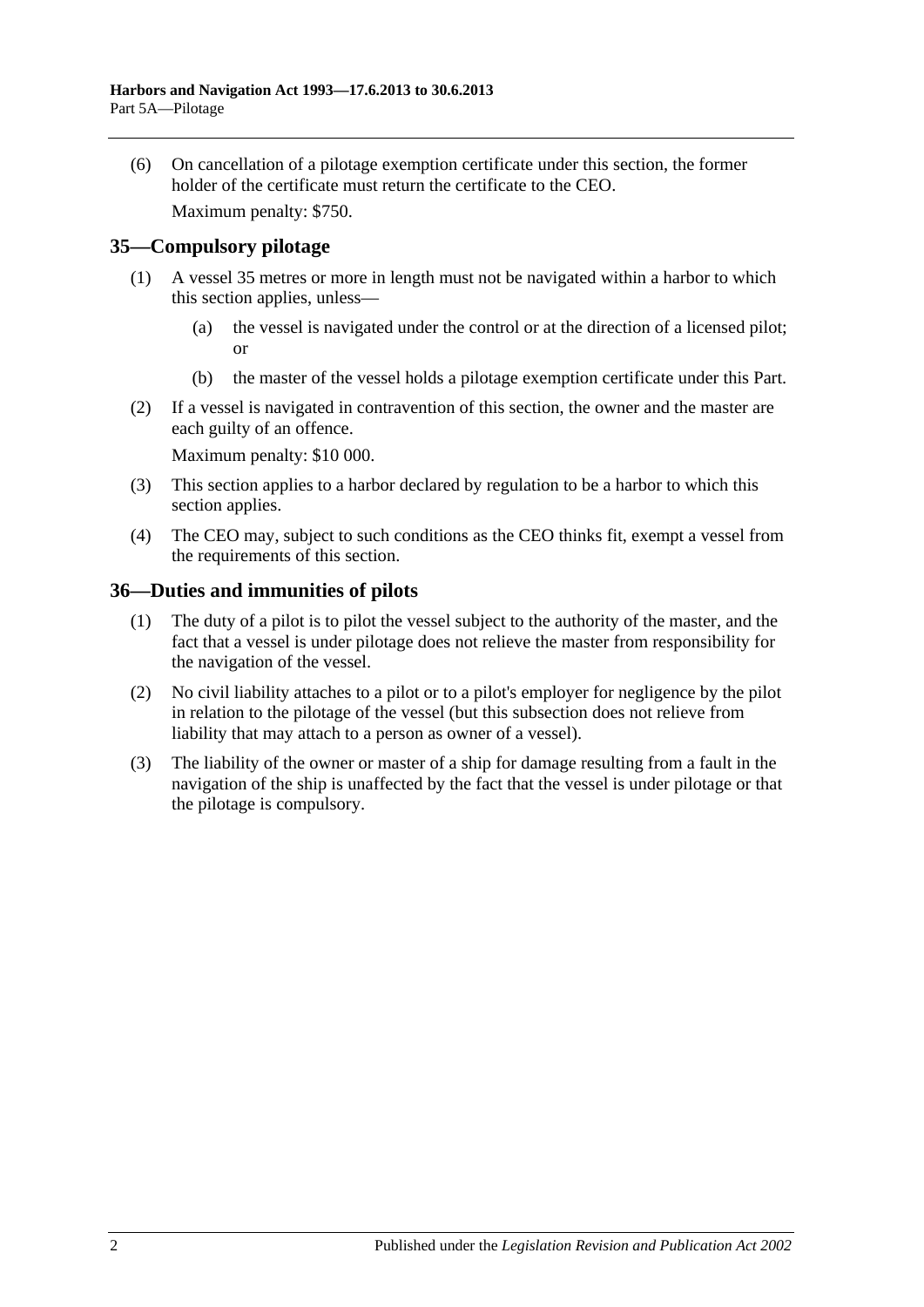(6) On cancellation of a pilotage exemption certificate under this section, the former holder of the certificate must return the certificate to the CEO.

Maximum penalty: $750.

## 35—Compulsory pilotage

(1) A vessel 35 metres or more in length must not be navigated within a harbor to which this section applies, unless—

(a) the vessel is navigated under the control or at the direction of a licensed pilot; or

(b) the master of the vessel holds a pilotage exemption certificate under this Part.

(2) If a vessel is navigated in contravention of this section, the owner and the master are each guilty of an offence.

Maximum penalty: $10 000.

(3) This section applies to a harbor declared by regulation to be a harbor to which this section applies.

(4) The CEO may, subject to such conditions as the CEO thinks fit, exempt a vessel from the requirements of this section.

## 36—Duties and immunities of pilots

(1) The duty of a pilot is to pilot the vessel subject to the authority of the master, and the fact that a vessel is under pilotage does not relieve the master from responsibility for the navigation of the vessel.

(2) No civil liability attaches to a pilot or to a pilot's employer for negligence by the pilot in relation to the pilotage of the vessel (but this subsection does not relieve from liability that may attach to a person as owner of a vessel).

(3) The liability of the owner or master of a ship for damage resulting from a fault in the navigation of the ship is unaffected by the fact that the vessel is under pilotage or that the pilotage is compulsory.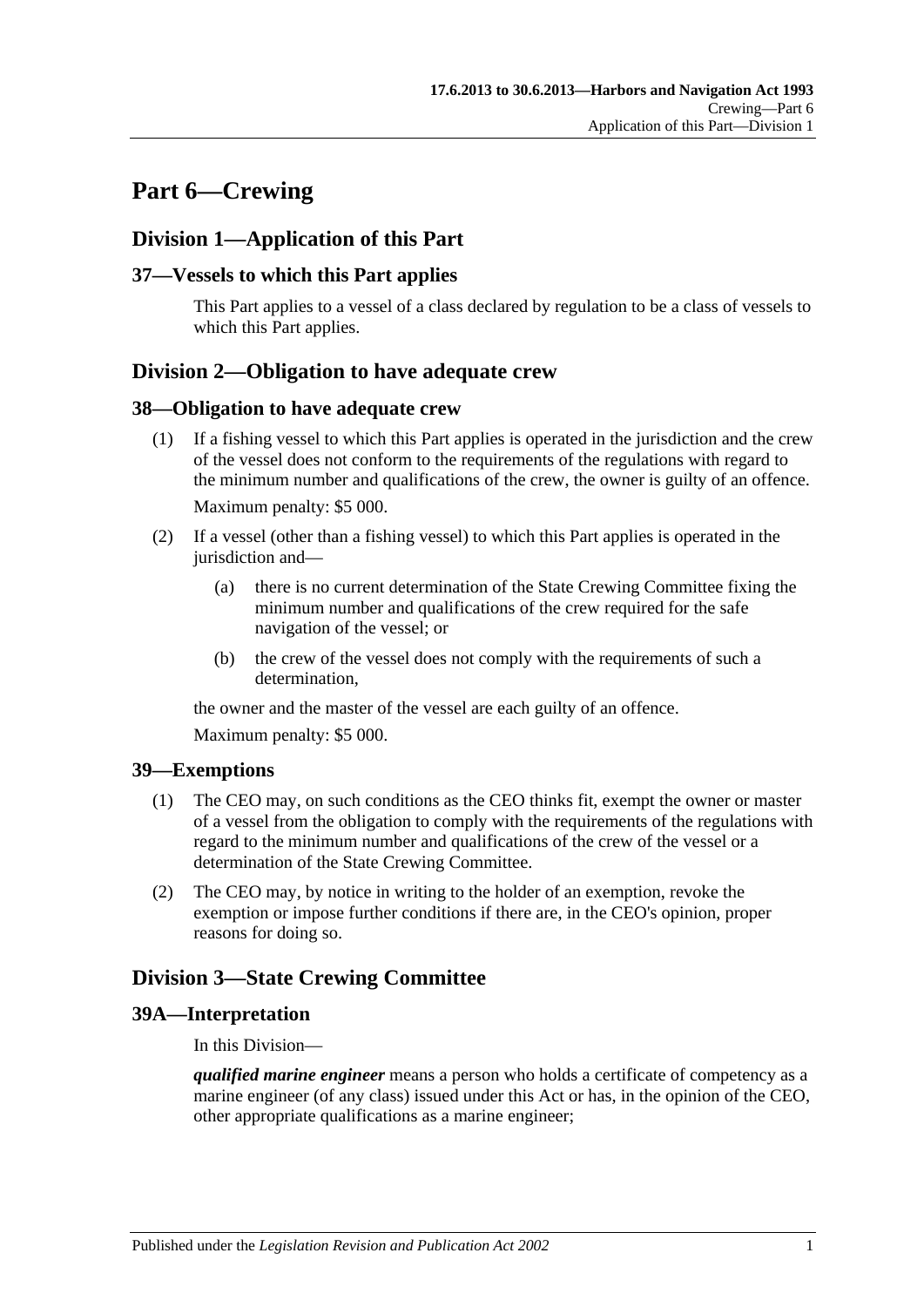# Part 6—Crewing

## Division 1—Application of this Part

### 37—Vessels to which this Part applies

This Part applies to a vessel of a class declared by regulation to be a class of vessels to which this Part applies.

## Division 2—Obligation to have adequate crew

### 38—Obligation to have adequate crew

(1) If a fishing vessel to which this Part applies is operated in the jurisdiction and the crew of the vessel does not conform to the requirements of the regulations with regard to the minimum number and qualifications of the crew, the owner is guilty of an offence.

Maximum penalty: $5 000.

(2) If a vessel (other than a fishing vessel) to which this Part applies is operated in the jurisdiction and—

(a) there is no current determination of the State Crewing Committee fixing the minimum number and qualifications of the crew required for the safe navigation of the vessel; or

(b) the crew of the vessel does not comply with the requirements of such a determination,

the owner and the master of the vessel are each guilty of an offence.

Maximum penalty: $5 000.

### 39—Exemptions

(1) The CEO may, on such conditions as the CEO thinks fit, exempt the owner or master of a vessel from the obligation to comply with the requirements of the regulations with regard to the minimum number and qualifications of the crew of the vessel or a determination of the State Crewing Committee.

(2) The CEO may, by notice in writing to the holder of an exemption, revoke the exemption or impose further conditions if there are, in the CEO's opinion, proper reasons for doing so.

## Division 3—State Crewing Committee

### 39A—Interpretation

In this Division—

***qualified marine engineer*** means a person who holds a certificate of competency as a marine engineer (of any class) issued under this Act or has, in the opinion of the CEO, other appropriate qualifications as a marine engineer;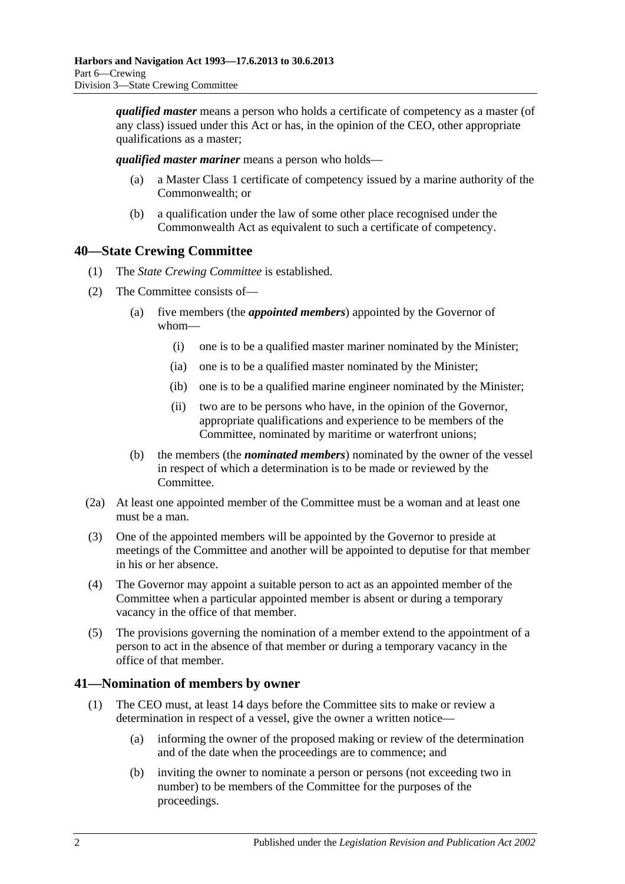***qualified master*** means a person who holds a certificate of competency as a master (of any class) issued under this Act or has, in the opinion of the CEO, other appropriate qualifications as a master;

***qualified master mariner*** means a person who holds—

(a) a Master Class 1 certificate of competency issued by a marine authority of the Commonwealth; or

(b) a qualification under the law of some other place recognised under the Commonwealth Act as equivalent to such a certificate of competency.

## 40—State Crewing Committee

(1) The *State Crewing Committee* is established.

(2) The Committee consists of—

(a) five members (the ***appointed members***) appointed by the Governor of whom—

(i) one is to be a qualified master mariner nominated by the Minister;

(ia) one is to be a qualified master nominated by the Minister;

(ib) one is to be a qualified marine engineer nominated by the Minister;

(ii) two are to be persons who have, in the opinion of the Governor, appropriate qualifications and experience to be members of the Committee, nominated by maritime or waterfront unions;

(b) the members (the ***nominated members***) nominated by the owner of the vessel in respect of which a determination is to be made or reviewed by the Committee.

(2a) At least one appointed member of the Committee must be a woman and at least one must be a man.

(3) One of the appointed members will be appointed by the Governor to preside at meetings of the Committee and another will be appointed to deputise for that member in his or her absence.

(4) The Governor may appoint a suitable person to act as an appointed member of the Committee when a particular appointed member is absent or during a temporary vacancy in the office of that member.

(5) The provisions governing the nomination of a member extend to the appointment of a person to act in the absence of that member or during a temporary vacancy in the office of that member.

## 41—Nomination of members by owner

(1) The CEO must, at least 14 days before the Committee sits to make or review a determination in respect of a vessel, give the owner a written notice—

(a) informing the owner of the proposed making or review of the determination and of the date when the proceedings are to commence; and

(b) inviting the owner to nominate a person or persons (not exceeding two in number) to be members of the Committee for the purposes of the proceedings.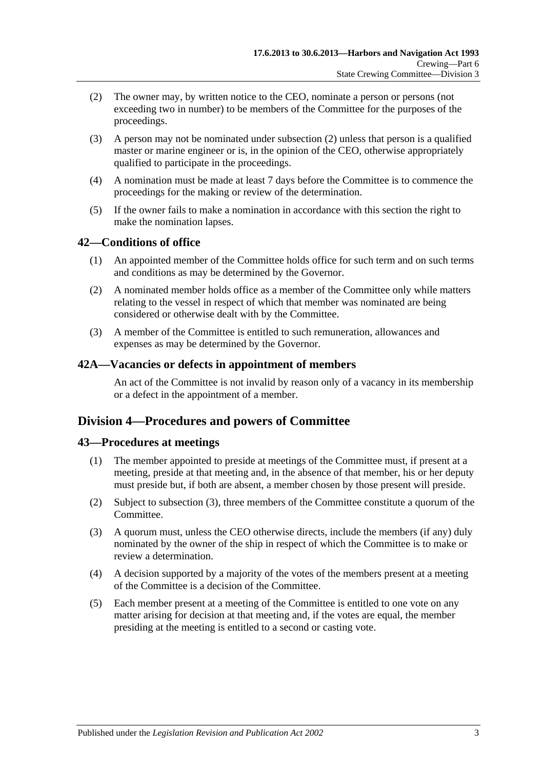(2) The owner may, by written notice to the CEO, nominate a person or persons (not exceeding two in number) to be members of the Committee for the purposes of the proceedings.

(3) A person may not be nominated under subsection (2) unless that person is a qualified master or marine engineer or is, in the opinion of the CEO, otherwise appropriately qualified to participate in the proceedings.

(4) A nomination must be made at least 7 days before the Committee is to commence the proceedings for the making or review of the determination.

(5) If the owner fails to make a nomination in accordance with this section the right to make the nomination lapses.

## 42—Conditions of office

(1) An appointed member of the Committee holds office for such term and on such terms and conditions as may be determined by the Governor.

(2) A nominated member holds office as a member of the Committee only while matters relating to the vessel in respect of which that member was nominated are being considered or otherwise dealt with by the Committee.

(3) A member of the Committee is entitled to such remuneration, allowances and expenses as may be determined by the Governor.

## 42A—Vacancies or defects in appointment of members

An act of the Committee is not invalid by reason only of a vacancy in its membership or a defect in the appointment of a member.

# Division 4—Procedures and powers of Committee

## 43—Procedures at meetings

(1) The member appointed to preside at meetings of the Committee must, if present at a meeting, preside at that meeting and, in the absence of that member, his or her deputy must preside but, if both are absent, a member chosen by those present will preside.

(2) Subject to subsection (3), three members of the Committee constitute a quorum of the Committee.

(3) A quorum must, unless the CEO otherwise directs, include the members (if any) duly nominated by the owner of the ship in respect of which the Committee is to make or review a determination.

(4) A decision supported by a majority of the votes of the members present at a meeting of the Committee is a decision of the Committee.

(5) Each member present at a meeting of the Committee is entitled to one vote on any matter arising for decision at that meeting and, if the votes are equal, the member presiding at the meeting is entitled to a second or casting vote.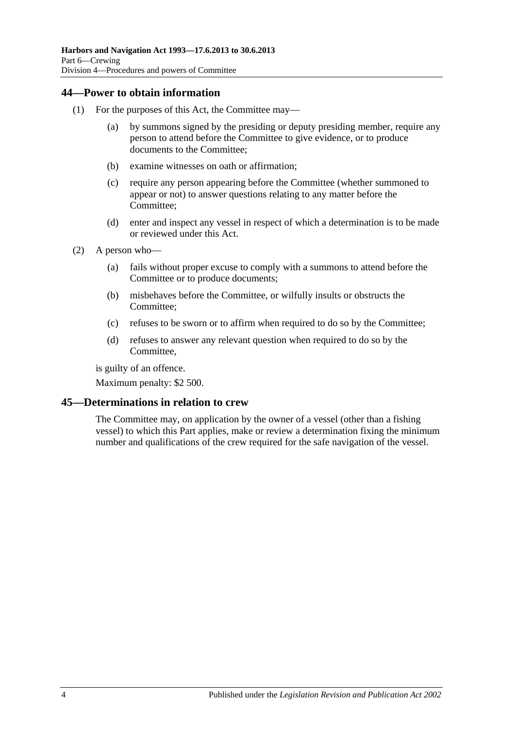## 44—Power to obtain information

(1) For the purposes of this Act, the Committee may—

(a) by summons signed by the presiding or deputy presiding member, require any person to attend before the Committee to give evidence, or to produce documents to the Committee;

(b) examine witnesses on oath or affirmation;

(c) require any person appearing before the Committee (whether summoned to appear or not) to answer questions relating to any matter before the Committee;

(d) enter and inspect any vessel in respect of which a determination is to be made or reviewed under this Act.

(2) A person who—

(a) fails without proper excuse to comply with a summons to attend before the Committee or to produce documents;

(b) misbehaves before the Committee, or wilfully insults or obstructs the Committee;

(c) refuses to be sworn or to affirm when required to do so by the Committee;

(d) refuses to answer any relevant question when required to do so by the Committee,

is guilty of an offence.

Maximum penalty: $2 500.

## 45—Determinations in relation to crew

The Committee may, on application by the owner of a vessel (other than a fishing vessel) to which this Part applies, make or review a determination fixing the minimum number and qualifications of the crew required for the safe navigation of the vessel.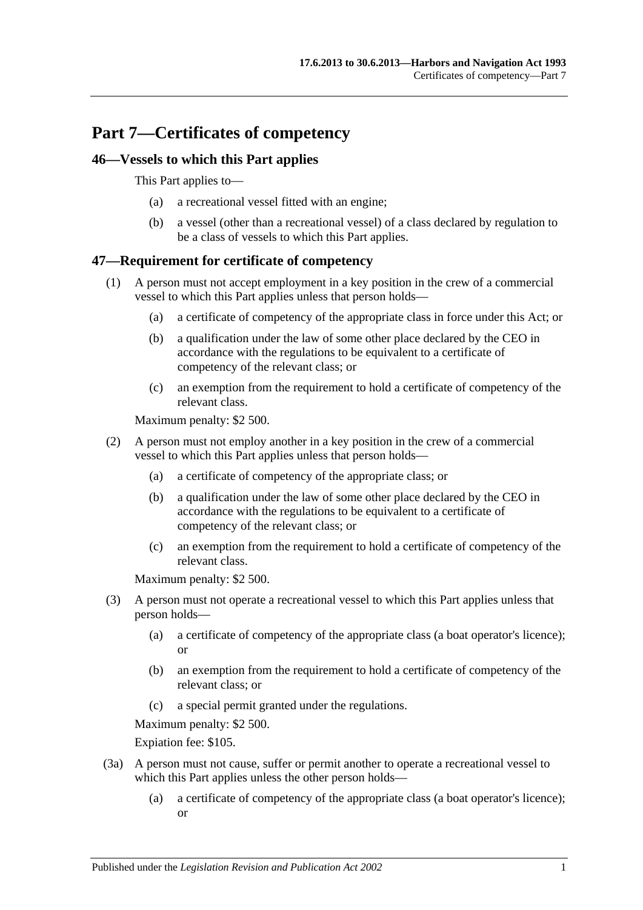# Part 7—Certificates of competency

## 46—Vessels to which this Part applies

This Part applies to—

(a) a recreational vessel fitted with an engine;

(b) a vessel (other than a recreational vessel) of a class declared by regulation to be a class of vessels to which this Part applies.

## 47—Requirement for certificate of competency

(1) A person must not accept employment in a key position in the crew of a commercial vessel to which this Part applies unless that person holds—

(a) a certificate of competency of the appropriate class in force under this Act; or

(b) a qualification under the law of some other place declared by the CEO in accordance with the regulations to be equivalent to a certificate of competency of the relevant class; or

(c) an exemption from the requirement to hold a certificate of competency of the relevant class.

Maximum penalty: $2 500.

(2) A person must not employ another in a key position in the crew of a commercial vessel to which this Part applies unless that person holds—

(a) a certificate of competency of the appropriate class; or

(b) a qualification under the law of some other place declared by the CEO in accordance with the regulations to be equivalent to a certificate of competency of the relevant class; or

(c) an exemption from the requirement to hold a certificate of competency of the relevant class.

Maximum penalty: $2 500.

(3) A person must not operate a recreational vessel to which this Part applies unless that person holds—

(a) a certificate of competency of the appropriate class (a boat operator's licence); or

(b) an exemption from the requirement to hold a certificate of competency of the relevant class; or

(c) a special permit granted under the regulations.

Maximum penalty: $2 500.

Expiation fee: $105.

(3a) A person must not cause, suffer or permit another to operate a recreational vessel to which this Part applies unless the other person holds—

(a) a certificate of competency of the appropriate class (a boat operator's licence); or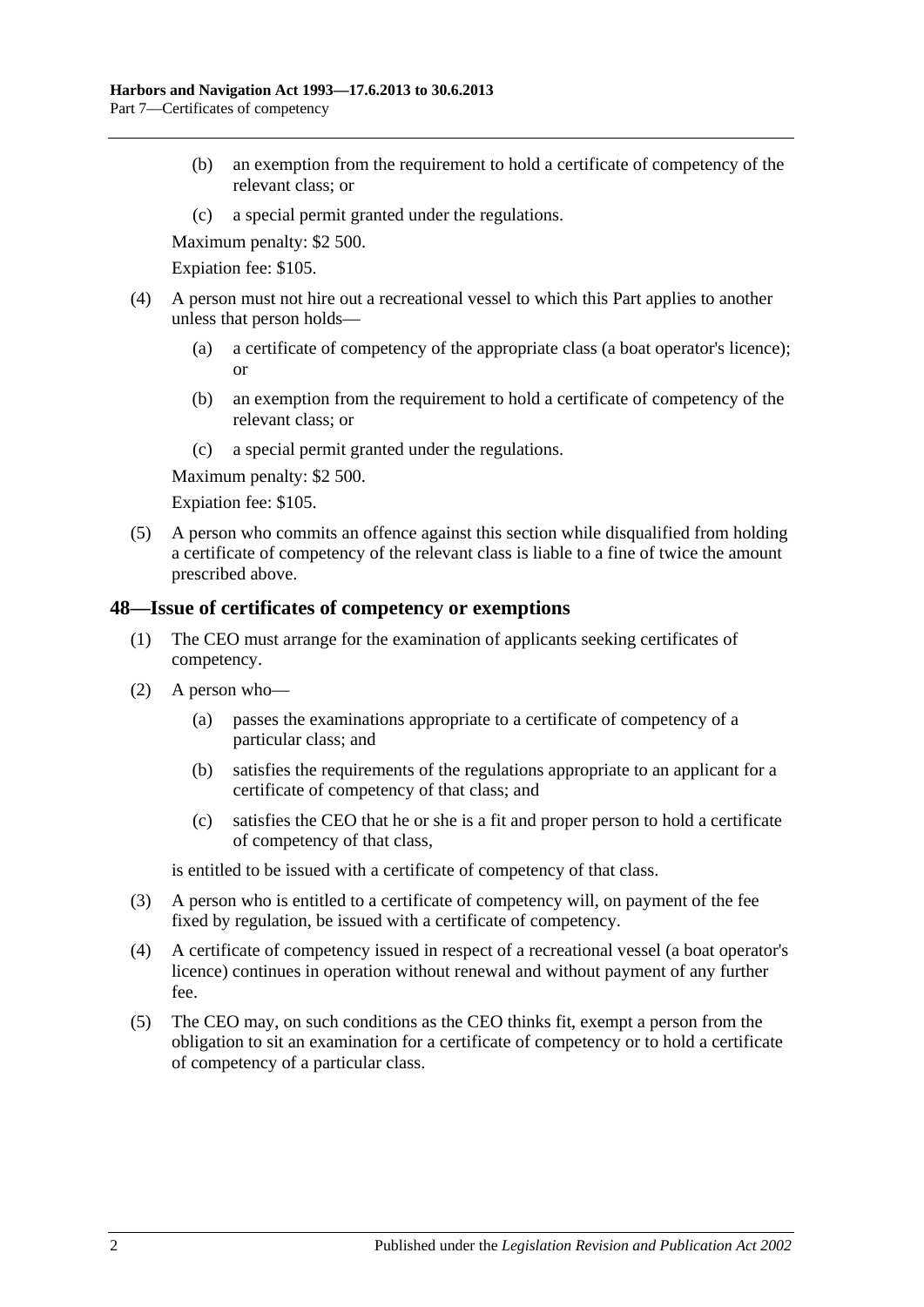(b) an exemption from the requirement to hold a certificate of competency of the relevant class; or

(c) a special permit granted under the regulations.

Maximum penalty: $2 500.

Expiation fee: $105.

(4) A person must not hire out a recreational vessel to which this Part applies to another unless that person holds—

(a) a certificate of competency of the appropriate class (a boat operator's licence); or

(b) an exemption from the requirement to hold a certificate of competency of the relevant class; or

(c) a special permit granted under the regulations.

Maximum penalty: $2 500.

Expiation fee: $105.

(5) A person who commits an offence against this section while disqualified from holding a certificate of competency of the relevant class is liable to a fine of twice the amount prescribed above.

## 48—Issue of certificates of competency or exemptions

(1) The CEO must arrange for the examination of applicants seeking certificates of competency.

(2) A person who—

(a) passes the examinations appropriate to a certificate of competency of a particular class; and

(b) satisfies the requirements of the regulations appropriate to an applicant for a certificate of competency of that class; and

(c) satisfies the CEO that he or she is a fit and proper person to hold a certificate of competency of that class,

is entitled to be issued with a certificate of competency of that class.

(3) A person who is entitled to a certificate of competency will, on payment of the fee fixed by regulation, be issued with a certificate of competency.

(4) A certificate of competency issued in respect of a recreational vessel (a boat operator's licence) continues in operation without renewal and without payment of any further fee.

(5) The CEO may, on such conditions as the CEO thinks fit, exempt a person from the obligation to sit an examination for a certificate of competency or to hold a certificate of competency of a particular class.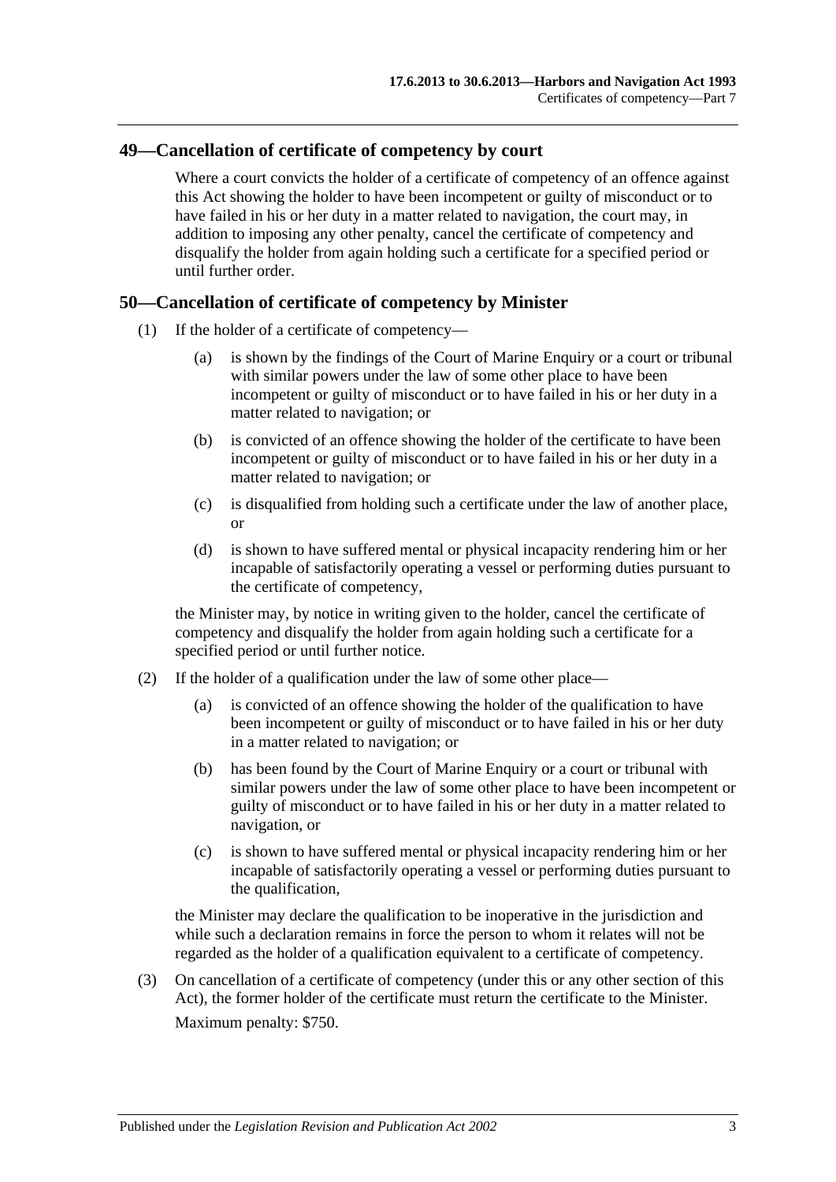## 49—Cancellation of certificate of competency by court

Where a court convicts the holder of a certificate of competency of an offence against this Act showing the holder to have been incompetent or guilty of misconduct or to have failed in his or her duty in a matter related to navigation, the court may, in addition to imposing any other penalty, cancel the certificate of competency and disqualify the holder from again holding such a certificate for a specified period or until further order.

## 50—Cancellation of certificate of competency by Minister

(1) If the holder of a certificate of competency—

(a) is shown by the findings of the Court of Marine Enquiry or a court or tribunal with similar powers under the law of some other place to have been incompetent or guilty of misconduct or to have failed in his or her duty in a matter related to navigation; or

(b) is convicted of an offence showing the holder of the certificate to have been incompetent or guilty of misconduct or to have failed in his or her duty in a matter related to navigation; or

(c) is disqualified from holding such a certificate under the law of another place, or

(d) is shown to have suffered mental or physical incapacity rendering him or her incapable of satisfactorily operating a vessel or performing duties pursuant to the certificate of competency,

the Minister may, by notice in writing given to the holder, cancel the certificate of competency and disqualify the holder from again holding such a certificate for a specified period or until further notice.

(2) If the holder of a qualification under the law of some other place—

(a) is convicted of an offence showing the holder of the qualification to have been incompetent or guilty of misconduct or to have failed in his or her duty in a matter related to navigation; or

(b) has been found by the Court of Marine Enquiry or a court or tribunal with similar powers under the law of some other place to have been incompetent or guilty of misconduct or to have failed in his or her duty in a matter related to navigation, or

(c) is shown to have suffered mental or physical incapacity rendering him or her incapable of satisfactorily operating a vessel or performing duties pursuant to the qualification,

the Minister may declare the qualification to be inoperative in the jurisdiction and while such a declaration remains in force the person to whom it relates will not be regarded as the holder of a qualification equivalent to a certificate of competency.

(3) On cancellation of a certificate of competency (under this or any other section of this Act), the former holder of the certificate must return the certificate to the Minister.

Maximum penalty: $750.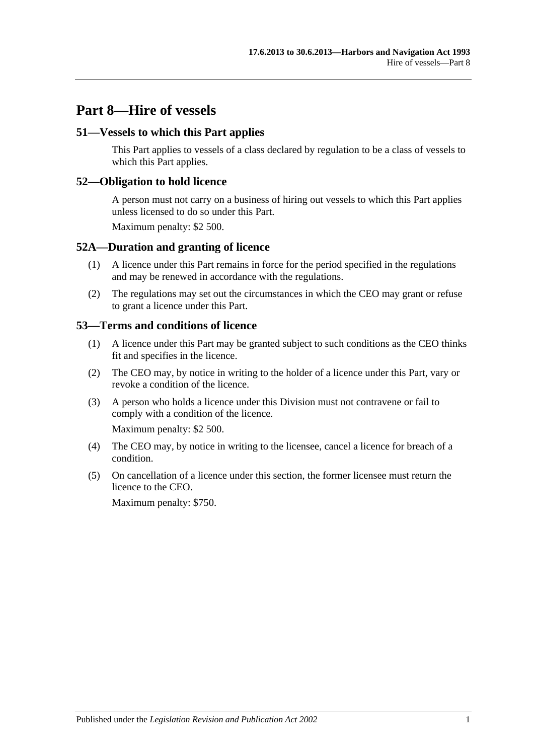# Part 8—Hire of vessels

## 51—Vessels to which this Part applies

This Part applies to vessels of a class declared by regulation to be a class of vessels to which this Part applies.

## 52—Obligation to hold licence

A person must not carry on a business of hiring out vessels to which this Part applies unless licensed to do so under this Part.

Maximum penalty: $2 500.

## 52A—Duration and granting of licence

(1) A licence under this Part remains in force for the period specified in the regulations and may be renewed in accordance with the regulations.

(2) The regulations may set out the circumstances in which the CEO may grant or refuse to grant a licence under this Part.

## 53—Terms and conditions of licence

(1) A licence under this Part may be granted subject to such conditions as the CEO thinks fit and specifies in the licence.

(2) The CEO may, by notice in writing to the holder of a licence under this Part, vary or revoke a condition of the licence.

(3) A person who holds a licence under this Division must not contravene or fail to comply with a condition of the licence.

Maximum penalty: $2 500.

(4) The CEO may, by notice in writing to the licensee, cancel a licence for breach of a condition.

(5) On cancellation of a licence under this section, the former licensee must return the licence to the CEO.

Maximum penalty: $750.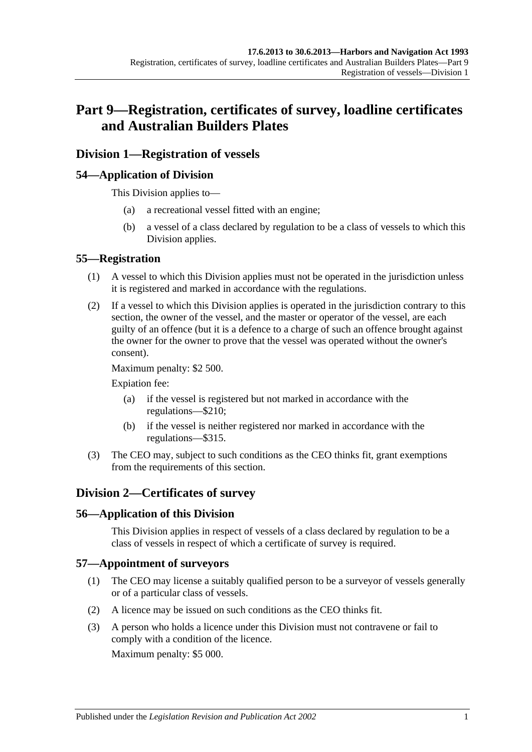# Part 9—Registration, certificates of survey, loadline certificates and Australian Builders Plates

## Division 1—Registration of vessels

### 54—Application of Division

This Division applies to—

(a) a recreational vessel fitted with an engine;

(b) a vessel of a class declared by regulation to be a class of vessels to which this Division applies.

### 55—Registration

(1) A vessel to which this Division applies must not be operated in the jurisdiction unless it is registered and marked in accordance with the regulations.

(2) If a vessel to which this Division applies is operated in the jurisdiction contrary to this section, the owner of the vessel, and the master or operator of the vessel, are each guilty of an offence (but it is a defence to a charge of such an offence brought against the owner for the owner to prove that the vessel was operated without the owner's consent).

Maximum penalty: $2 500.

Expiation fee:

(a) if the vessel is registered but not marked in accordance with the regulations—$210;

(b) if the vessel is neither registered nor marked in accordance with the regulations—$315.

(3) The CEO may, subject to such conditions as the CEO thinks fit, grant exemptions from the requirements of this section.

## Division 2—Certificates of survey

### 56—Application of this Division

This Division applies in respect of vessels of a class declared by regulation to be a class of vessels in respect of which a certificate of survey is required.

### 57—Appointment of surveyors

(1) The CEO may license a suitably qualified person to be a surveyor of vessels generally or of a particular class of vessels.

(2) A licence may be issued on such conditions as the CEO thinks fit.

(3) A person who holds a licence under this Division must not contravene or fail to comply with a condition of the licence.

Maximum penalty: $5 000.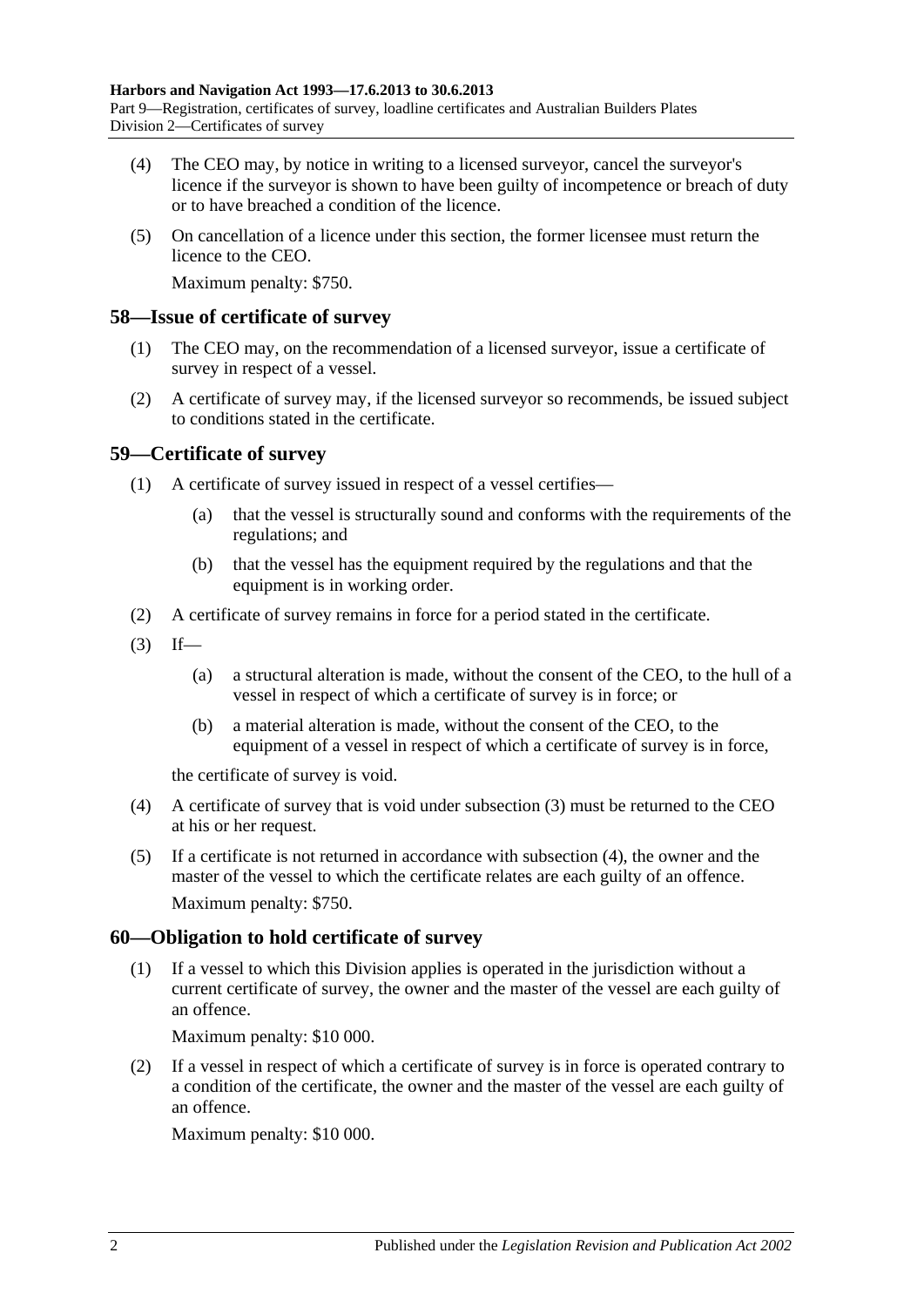(4) The CEO may, by notice in writing to a licensed surveyor, cancel the surveyor's licence if the surveyor is shown to have been guilty of incompetence or breach of duty or to have breached a condition of the licence.

(5) On cancellation of a licence under this section, the former licensee must return the licence to the CEO.

Maximum penalty: $750.

## 58—Issue of certificate of survey

(1) The CEO may, on the recommendation of a licensed surveyor, issue a certificate of survey in respect of a vessel.

(2) A certificate of survey may, if the licensed surveyor so recommends, be issued subject to conditions stated in the certificate.

## 59—Certificate of survey

(1) A certificate of survey issued in respect of a vessel certifies—

(a) that the vessel is structurally sound and conforms with the requirements of the regulations; and

(b) that the vessel has the equipment required by the regulations and that the equipment is in working order.

(2) A certificate of survey remains in force for a period stated in the certificate.

(3) If—

(a) a structural alteration is made, without the consent of the CEO, to the hull of a vessel in respect of which a certificate of survey is in force; or

(b) a material alteration is made, without the consent of the CEO, to the equipment of a vessel in respect of which a certificate of survey is in force,

the certificate of survey is void.

(4) A certificate of survey that is void under subsection (3) must be returned to the CEO at his or her request.

(5) If a certificate is not returned in accordance with subsection (4), the owner and the master of the vessel to which the certificate relates are each guilty of an offence.

Maximum penalty: $750.

## 60—Obligation to hold certificate of survey

(1) If a vessel to which this Division applies is operated in the jurisdiction without a current certificate of survey, the owner and the master of the vessel are each guilty of an offence.

Maximum penalty: $10 000.

(2) If a vessel in respect of which a certificate of survey is in force is operated contrary to a condition of the certificate, the owner and the master of the vessel are each guilty of an offence.

Maximum penalty: $10 000.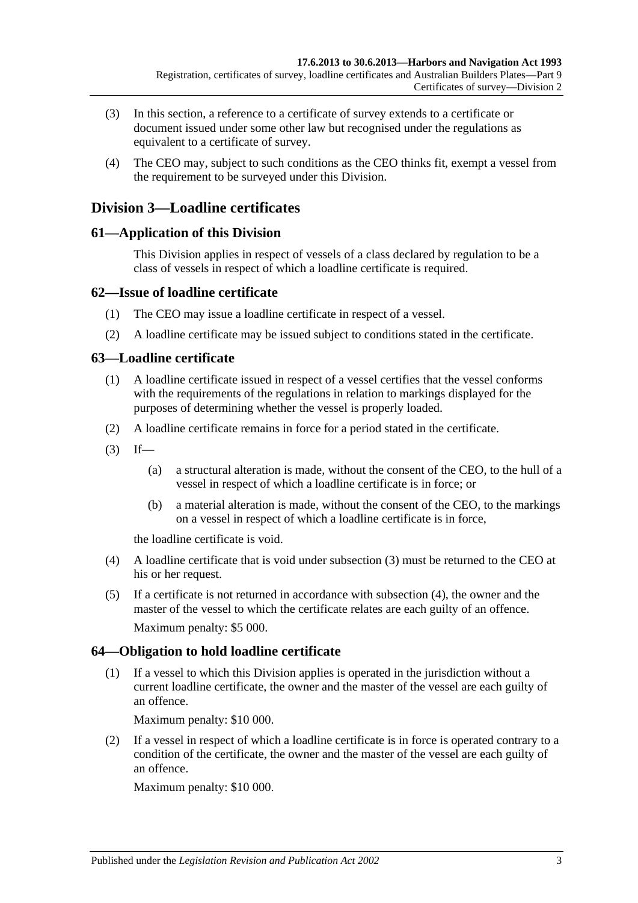(3) In this section, a reference to a certificate of survey extends to a certificate or document issued under some other law but recognised under the regulations as equivalent to a certificate of survey.

(4) The CEO may, subject to such conditions as the CEO thinks fit, exempt a vessel from the requirement to be surveyed under this Division.

## Division 3—Loadline certificates

### 61—Application of this Division

This Division applies in respect of vessels of a class declared by regulation to be a class of vessels in respect of which a loadline certificate is required.

### 62—Issue of loadline certificate

(1) The CEO may issue a loadline certificate in respect of a vessel.

(2) A loadline certificate may be issued subject to conditions stated in the certificate.

### 63—Loadline certificate

(1) A loadline certificate issued in respect of a vessel certifies that the vessel conforms with the requirements of the regulations in relation to markings displayed for the purposes of determining whether the vessel is properly loaded.

(2) A loadline certificate remains in force for a period stated in the certificate.

(3) If—

(a) a structural alteration is made, without the consent of the CEO, to the hull of a vessel in respect of which a loadline certificate is in force; or

(b) a material alteration is made, without the consent of the CEO, to the markings on a vessel in respect of which a loadline certificate is in force,

the loadline certificate is void.

(4) A loadline certificate that is void under subsection (3) must be returned to the CEO at his or her request.

(5) If a certificate is not returned in accordance with subsection (4), the owner and the master of the vessel to which the certificate relates are each guilty of an offence.

Maximum penalty: $5 000.

### 64—Obligation to hold loadline certificate

(1) If a vessel to which this Division applies is operated in the jurisdiction without a current loadline certificate, the owner and the master of the vessel are each guilty of an offence.

Maximum penalty: $10 000.

(2) If a vessel in respect of which a loadline certificate is in force is operated contrary to a condition of the certificate, the owner and the master of the vessel are each guilty of an offence.

Maximum penalty: $10 000.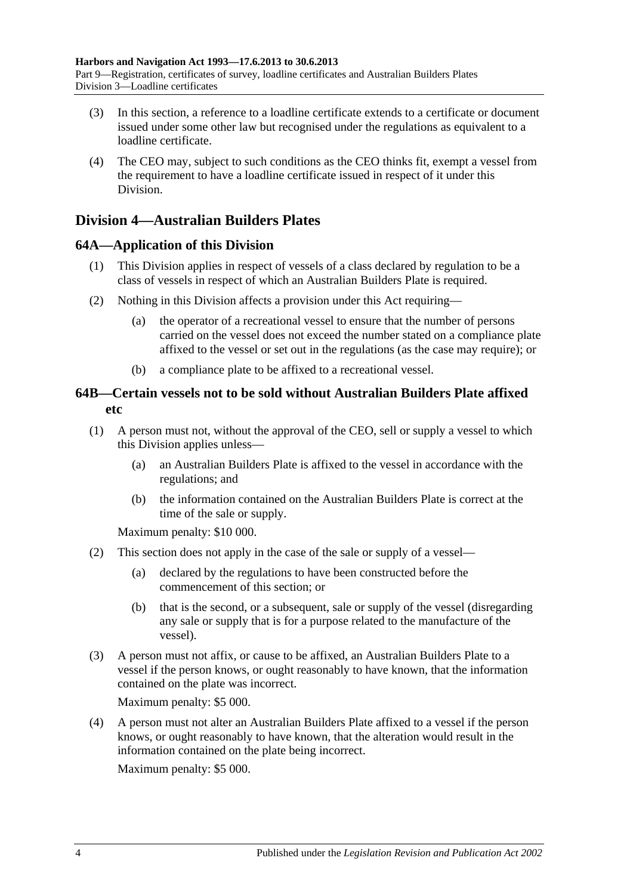(3) In this section, a reference to a loadline certificate extends to a certificate or document issued under some other law but recognised under the regulations as equivalent to a loadline certificate.

(4) The CEO may, subject to such conditions as the CEO thinks fit, exempt a vessel from the requirement to have a loadline certificate issued in respect of it under this Division.

## Division 4—Australian Builders Plates

### 64A—Application of this Division

(1) This Division applies in respect of vessels of a class declared by regulation to be a class of vessels in respect of which an Australian Builders Plate is required.

(2) Nothing in this Division affects a provision under this Act requiring—

- (a) the operator of a recreational vessel to ensure that the number of persons carried on the vessel does not exceed the number stated on a compliance plate affixed to the vessel or set out in the regulations (as the case may require); or
- (b) a compliance plate to be affixed to a recreational vessel.

### 64B—Certain vessels not to be sold without Australian Builders Plate affixed etc

(1) A person must not, without the approval of the CEO, sell or supply a vessel to which this Division applies unless—

- (a) an Australian Builders Plate is affixed to the vessel in accordance with the regulations; and
- (b) the information contained on the Australian Builders Plate is correct at the time of the sale or supply.

Maximum penalty: $10 000.

(2) This section does not apply in the case of the sale or supply of a vessel—

- (a) declared by the regulations to have been constructed before the commencement of this section; or
- (b) that is the second, or a subsequent, sale or supply of the vessel (disregarding any sale or supply that is for a purpose related to the manufacture of the vessel).

(3) A person must not affix, or cause to be affixed, an Australian Builders Plate to a vessel if the person knows, or ought reasonably to have known, that the information contained on the plate was incorrect.

Maximum penalty: $5 000.

(4) A person must not alter an Australian Builders Plate affixed to a vessel if the person knows, or ought reasonably to have known, that the alteration would result in the information contained on the plate being incorrect.

Maximum penalty: $5 000.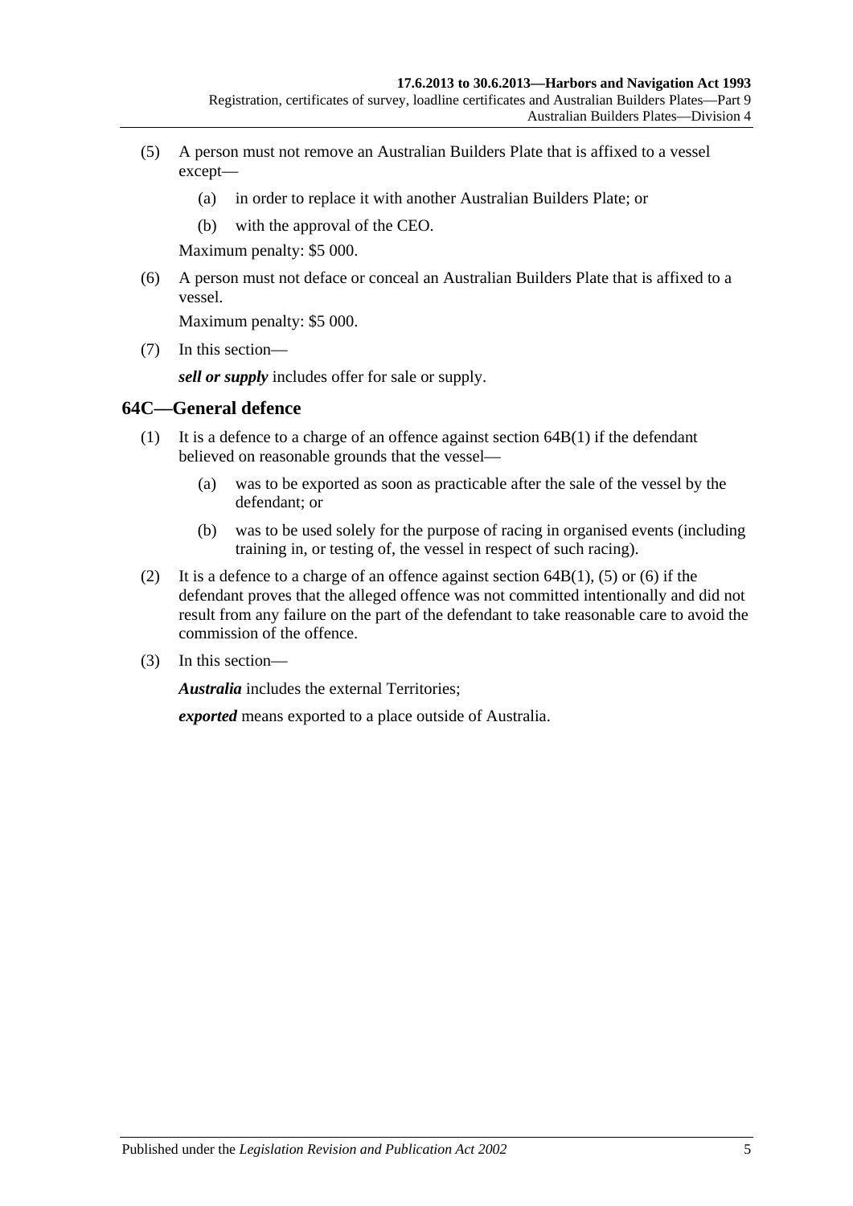(5) A person must not remove an Australian Builders Plate that is affixed to a vessel except—

(a) in order to replace it with another Australian Builders Plate; or

(b) with the approval of the CEO.

Maximum penalty: $5 000.

(6) A person must not deface or conceal an Australian Builders Plate that is affixed to a vessel.

Maximum penalty: $5 000.

(7) In this section—

***sell or supply*** includes offer for sale or supply.

## 64C—General defence

(1) It is a defence to a charge of an offence against section 64B(1) if the defendant believed on reasonable grounds that the vessel—

(a) was to be exported as soon as practicable after the sale of the vessel by the defendant; or

(b) was to be used solely for the purpose of racing in organised events (including training in, or testing of, the vessel in respect of such racing).

(2) It is a defence to a charge of an offence against section 64B(1), (5) or (6) if the defendant proves that the alleged offence was not committed intentionally and did not result from any failure on the part of the defendant to take reasonable care to avoid the commission of the offence.

(3) In this section—

***Australia*** includes the external Territories;

***exported*** means exported to a place outside of Australia.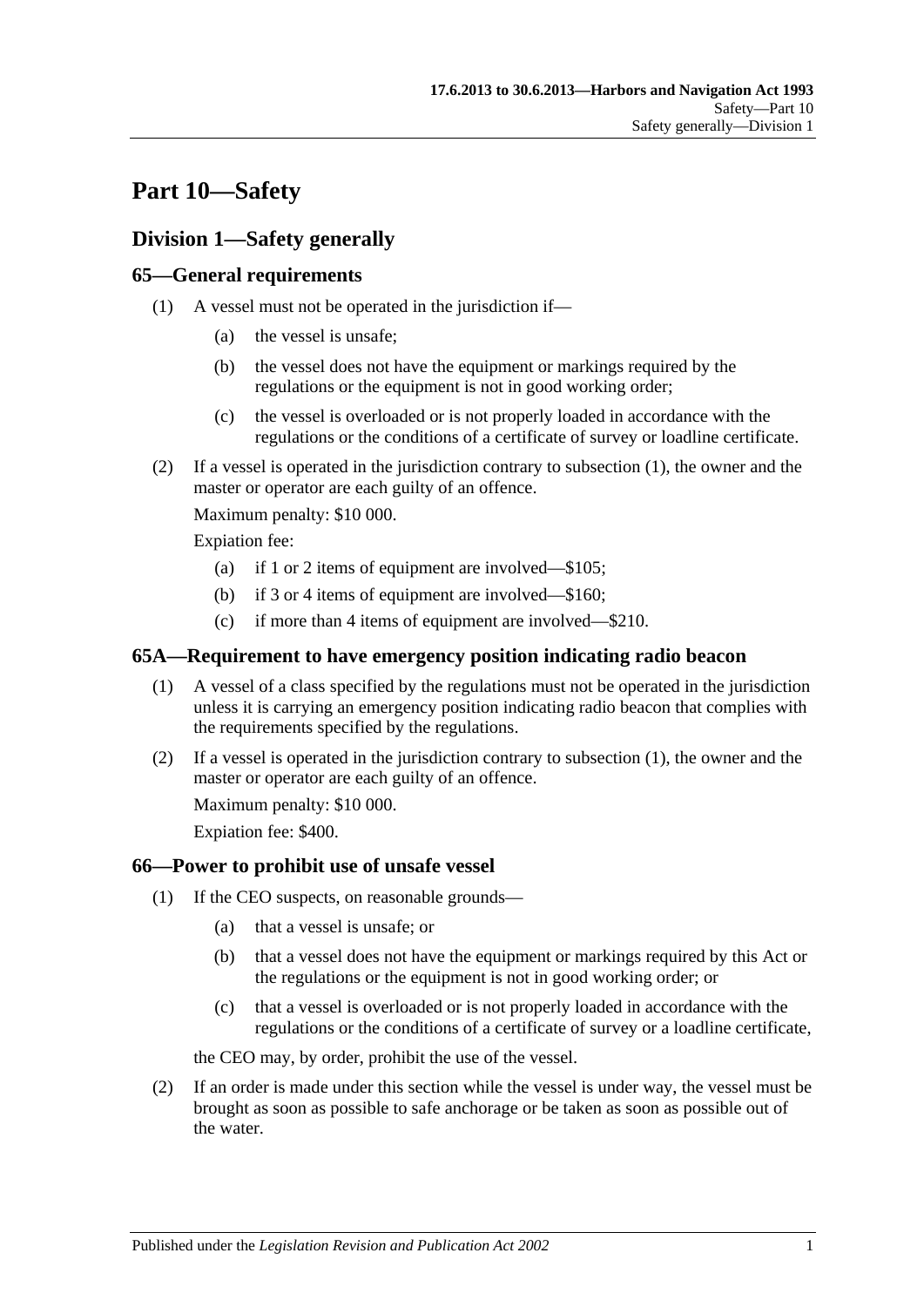# Part 10—Safety

## Division 1—Safety generally

### 65—General requirements

(1) A vessel must not be operated in the jurisdiction if—

(a) the vessel is unsafe;

(b) the vessel does not have the equipment or markings required by the regulations or the equipment is not in good working order;

(c) the vessel is overloaded or is not properly loaded in accordance with the regulations or the conditions of a certificate of survey or loadline certificate.

(2) If a vessel is operated in the jurisdiction contrary to subsection (1), the owner and the master or operator are each guilty of an offence.

Maximum penalty: $10 000.

Expiation fee:

(a) if 1 or 2 items of equipment are involved—$105;

(b) if 3 or 4 items of equipment are involved—$160;

(c) if more than 4 items of equipment are involved—$210.

### 65A—Requirement to have emergency position indicating radio beacon

(1) A vessel of a class specified by the regulations must not be operated in the jurisdiction unless it is carrying an emergency position indicating radio beacon that complies with the requirements specified by the regulations.

(2) If a vessel is operated in the jurisdiction contrary to subsection (1), the owner and the master or operator are each guilty of an offence.

Maximum penalty: $10 000.

Expiation fee: $400.

### 66—Power to prohibit use of unsafe vessel

(1) If the CEO suspects, on reasonable grounds—

(a) that a vessel is unsafe; or

(b) that a vessel does not have the equipment or markings required by this Act or the regulations or the equipment is not in good working order; or

(c) that a vessel is overloaded or is not properly loaded in accordance with the regulations or the conditions of a certificate of survey or a loadline certificate,

the CEO may, by order, prohibit the use of the vessel.

(2) If an order is made under this section while the vessel is under way, the vessel must be brought as soon as possible to safe anchorage or be taken as soon as possible out of the water.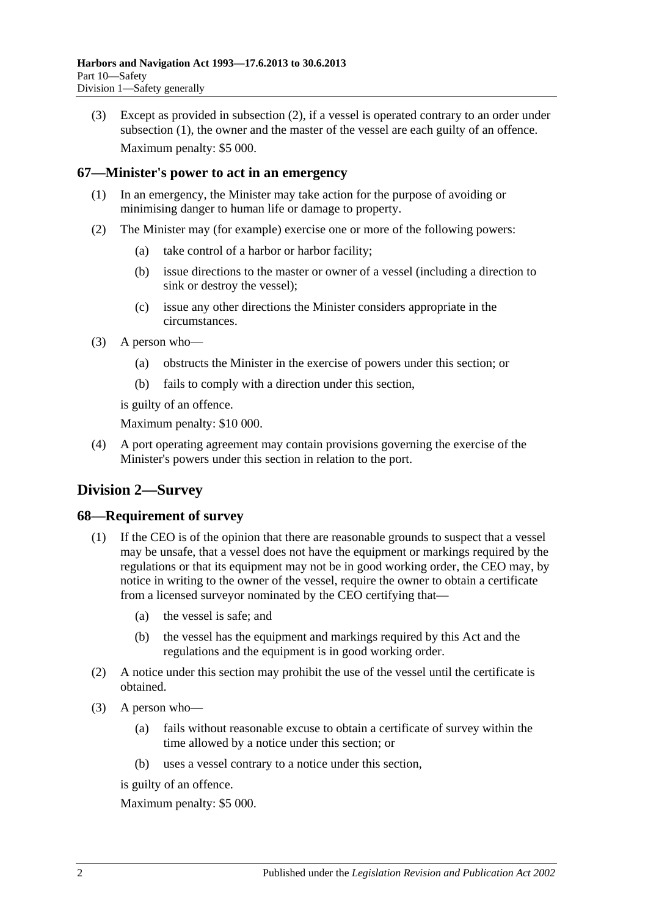(3) Except as provided in subsection (2), if a vessel is operated contrary to an order under subsection (1), the owner and the master of the vessel are each guilty of an offence.

Maximum penalty: $5 000.

### 67—Minister's power to act in an emergency

(1) In an emergency, the Minister may take action for the purpose of avoiding or minimising danger to human life or damage to property.

(2) The Minister may (for example) exercise one or more of the following powers:

(a) take control of a harbor or harbor facility;

(b) issue directions to the master or owner of a vessel (including a direction to sink or destroy the vessel);

(c) issue any other directions the Minister considers appropriate in the circumstances.

(3) A person who—

(a) obstructs the Minister in the exercise of powers under this section; or

(b) fails to comply with a direction under this section,

is guilty of an offence.

Maximum penalty: $10 000.

(4) A port operating agreement may contain provisions governing the exercise of the Minister's powers under this section in relation to the port.

## Division 2—Survey

### 68—Requirement of survey

(1) If the CEO is of the opinion that there are reasonable grounds to suspect that a vessel may be unsafe, that a vessel does not have the equipment or markings required by the regulations or that its equipment may not be in good working order, the CEO may, by notice in writing to the owner of the vessel, require the owner to obtain a certificate from a licensed surveyor nominated by the CEO certifying that—

(a) the vessel is safe; and

(b) the vessel has the equipment and markings required by this Act and the regulations and the equipment is in good working order.

(2) A notice under this section may prohibit the use of the vessel until the certificate is obtained.

(3) A person who—

(a) fails without reasonable excuse to obtain a certificate of survey within the time allowed by a notice under this section; or

(b) uses a vessel contrary to a notice under this section,

is guilty of an offence.

Maximum penalty: $5 000.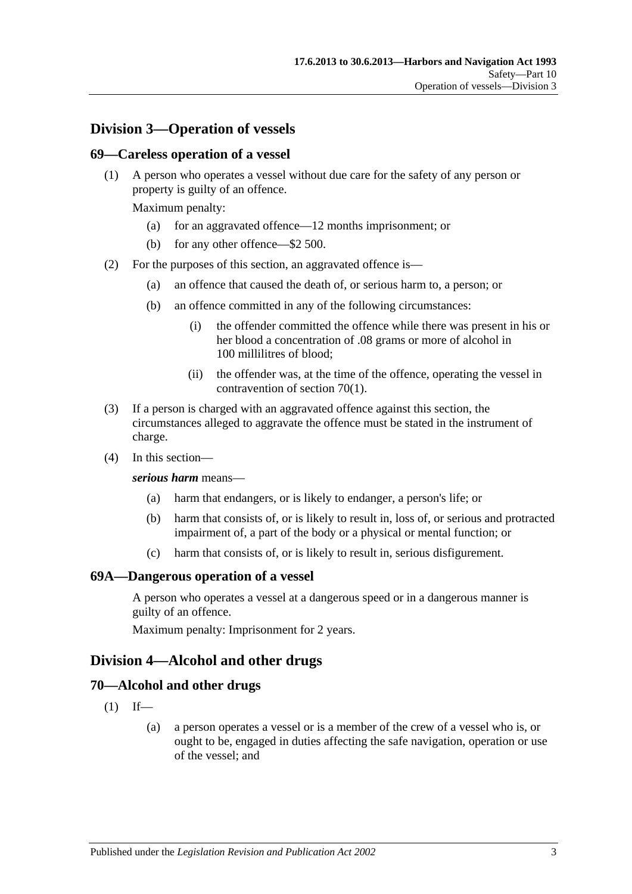## Division 3—Operation of vessels

### 69—Careless operation of a vessel

(1) A person who operates a vessel without due care for the safety of any person or property is guilty of an offence.

Maximum penalty:

- (a) for an aggravated offence—12 months imprisonment; or
- (b) for any other offence—$2 500.

(2) For the purposes of this section, an aggravated offence is—

- (a) an offence that caused the death of, or serious harm to, a person; or
- (b) an offence committed in any of the following circumstances:
  - (i) the offender committed the offence while there was present in his or her blood a concentration of .08 grams or more of alcohol in 100 millilitres of blood;
  - (ii) the offender was, at the time of the offence, operating the vessel in contravention of section 70(1).

(3) If a person is charged with an aggravated offence against this section, the circumstances alleged to aggravate the offence must be stated in the instrument of charge.

(4) In this section—

***serious harm*** means—

- (a) harm that endangers, or is likely to endanger, a person's life; or
- (b) harm that consists of, or is likely to result in, loss of, or serious and protracted impairment of, a part of the body or a physical or mental function; or
- (c) harm that consists of, or is likely to result in, serious disfigurement.

### 69A—Dangerous operation of a vessel

A person who operates a vessel at a dangerous speed or in a dangerous manner is guilty of an offence.

Maximum penalty: Imprisonment for 2 years.

## Division 4—Alcohol and other drugs

### 70—Alcohol and other drugs

(1) If—

- (a) a person operates a vessel or is a member of the crew of a vessel who is, or ought to be, engaged in duties affecting the safe navigation, operation or use of the vessel; and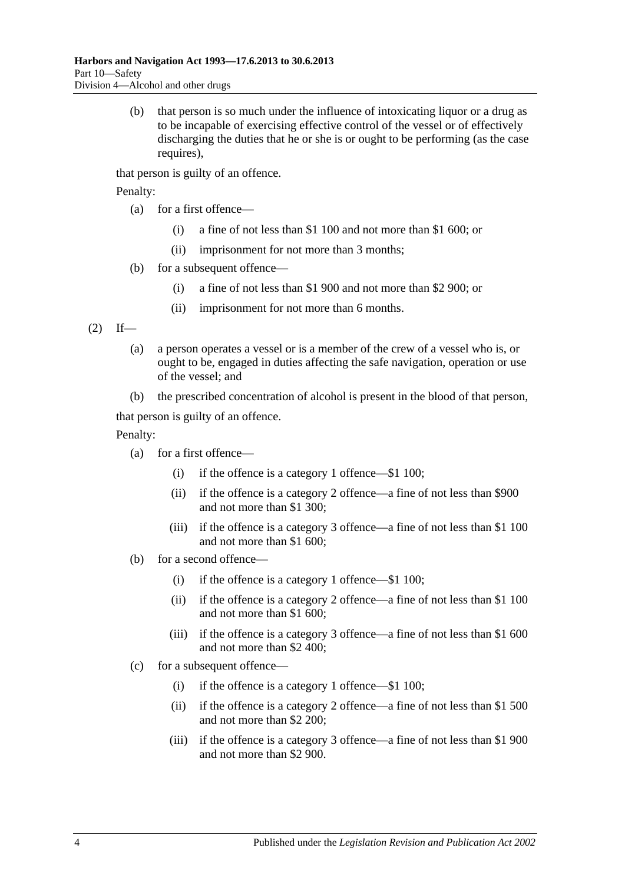(b) that person is so much under the influence of intoxicating liquor or a drug as to be incapable of exercising effective control of the vessel or of effectively discharging the duties that he or she is or ought to be performing (as the case requires),

that person is guilty of an offence.

Penalty:

- (a) for a first offence—
  - (i) a fine of not less than $1 100 and not more than $1 600; or
  - (ii) imprisonment for not more than 3 months;
- (b) for a subsequent offence—
  - (i) a fine of not less than $1 900 and not more than $2 900; or
  - (ii) imprisonment for not more than 6 months.

(2) If—

- (a) a person operates a vessel or is a member of the crew of a vessel who is, or ought to be, engaged in duties affecting the safe navigation, operation or use of the vessel; and
- (b) the prescribed concentration of alcohol is present in the blood of that person,

that person is guilty of an offence.

Penalty:

- (a) for a first offence—
  - (i) if the offence is a category 1 offence—$1 100;
  - (ii) if the offence is a category 2 offence—a fine of not less than $900 and not more than $1 300;
  - (iii) if the offence is a category 3 offence—a fine of not less than $1 100 and not more than $1 600;
- (b) for a second offence—
  - (i) if the offence is a category 1 offence—$1 100;
  - (ii) if the offence is a category 2 offence—a fine of not less than $1 100 and not more than $1 600;
  - (iii) if the offence is a category 3 offence—a fine of not less than $1 600 and not more than $2 400;
- (c) for a subsequent offence—
  - (i) if the offence is a category 1 offence—$1 100;
  - (ii) if the offence is a category 2 offence—a fine of not less than $1 500 and not more than $2 200;
  - (iii) if the offence is a category 3 offence—a fine of not less than $1 900 and not more than $2 900.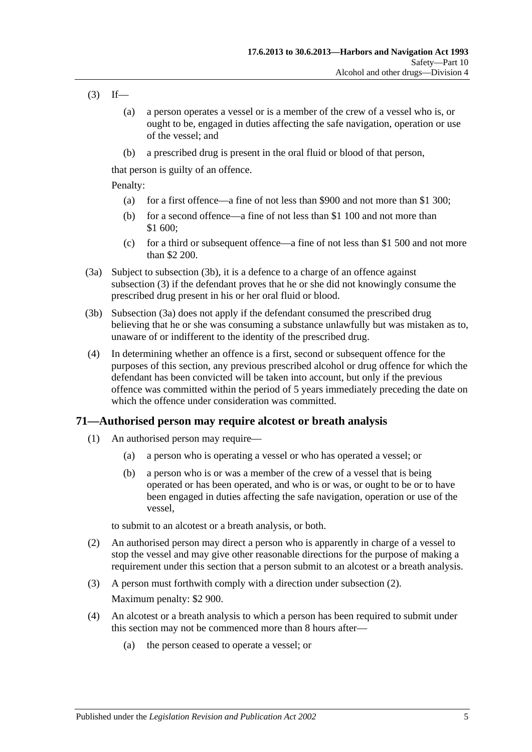(3) If—

(a) a person operates a vessel or is a member of the crew of a vessel who is, or ought to be, engaged in duties affecting the safe navigation, operation or use of the vessel; and

(b) a prescribed drug is present in the oral fluid or blood of that person,

that person is guilty of an offence.

Penalty:

(a) for a first offence—a fine of not less than $900 and not more than $1 300;

(b) for a second offence—a fine of not less than $1 100 and not more than $1 600;

(c) for a third or subsequent offence—a fine of not less than $1 500 and not more than $2 200.

(3a) Subject to subsection (3b), it is a defence to a charge of an offence against subsection (3) if the defendant proves that he or she did not knowingly consume the prescribed drug present in his or her oral fluid or blood.

(3b) Subsection (3a) does not apply if the defendant consumed the prescribed drug believing that he or she was consuming a substance unlawfully but was mistaken as to, unaware of or indifferent to the identity of the prescribed drug.

(4) In determining whether an offence is a first, second or subsequent offence for the purposes of this section, any previous prescribed alcohol or drug offence for which the defendant has been convicted will be taken into account, but only if the previous offence was committed within the period of 5 years immediately preceding the date on which the offence under consideration was committed.

## 71—Authorised person may require alcotest or breath analysis

(1) An authorised person may require—

(a) a person who is operating a vessel or who has operated a vessel; or

(b) a person who is or was a member of the crew of a vessel that is being operated or has been operated, and who is or was, or ought to be or to have been engaged in duties affecting the safe navigation, operation or use of the vessel,

to submit to an alcotest or a breath analysis, or both.

(2) An authorised person may direct a person who is apparently in charge of a vessel to stop the vessel and may give other reasonable directions for the purpose of making a requirement under this section that a person submit to an alcotest or a breath analysis.

(3) A person must forthwith comply with a direction under subsection (2).

Maximum penalty: $2 900.

(4) An alcotest or a breath analysis to which a person has been required to submit under this section may not be commenced more than 8 hours after—

(a) the person ceased to operate a vessel; or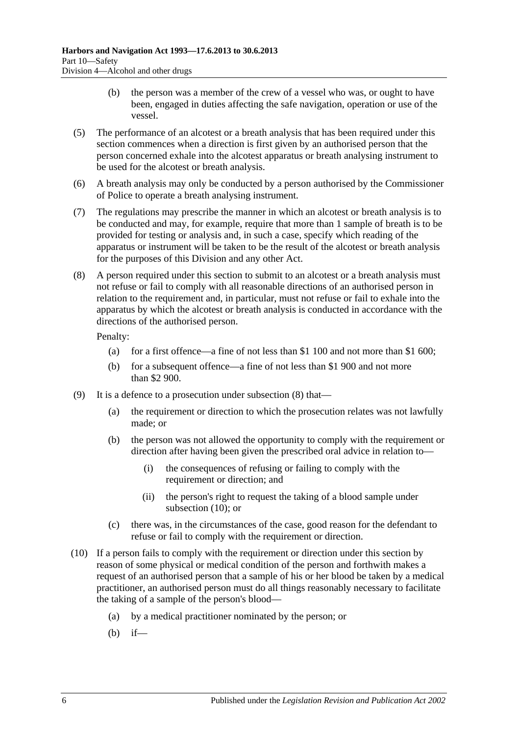(b) the person was a member of the crew of a vessel who was, or ought to have been, engaged in duties affecting the safe navigation, operation or use of the vessel.

(5) The performance of an alcotest or a breath analysis that has been required under this section commences when a direction is first given by an authorised person that the person concerned exhale into the alcotest apparatus or breath analysing instrument to be used for the alcotest or breath analysis.

(6) A breath analysis may only be conducted by a person authorised by the Commissioner of Police to operate a breath analysing instrument.

(7) The regulations may prescribe the manner in which an alcotest or breath analysis is to be conducted and may, for example, require that more than 1 sample of breath is to be provided for testing or analysis and, in such a case, specify which reading of the apparatus or instrument will be taken to be the result of the alcotest or breath analysis for the purposes of this Division and any other Act.

(8) A person required under this section to submit to an alcotest or a breath analysis must not refuse or fail to comply with all reasonable directions of an authorised person in relation to the requirement and, in particular, must not refuse or fail to exhale into the apparatus by which the alcotest or breath analysis is conducted in accordance with the directions of the authorised person.

Penalty:

(a) for a first offence—a fine of not less than $1 100 and not more than $1 600;

(b) for a subsequent offence—a fine of not less than $1 900 and not more than $2 900.

(9) It is a defence to a prosecution under subsection (8) that—

(a) the requirement or direction to which the prosecution relates was not lawfully made; or

(b) the person was not allowed the opportunity to comply with the requirement or direction after having been given the prescribed oral advice in relation to—

(i) the consequences of refusing or failing to comply with the requirement or direction; and

(ii) the person's right to request the taking of a blood sample under subsection (10); or

(c) there was, in the circumstances of the case, good reason for the defendant to refuse or fail to comply with the requirement or direction.

(10) If a person fails to comply with the requirement or direction under this section by reason of some physical or medical condition of the person and forthwith makes a request of an authorised person that a sample of his or her blood be taken by a medical practitioner, an authorised person must do all things reasonably necessary to facilitate the taking of a sample of the person's blood—

(a) by a medical practitioner nominated by the person; or

(b) if—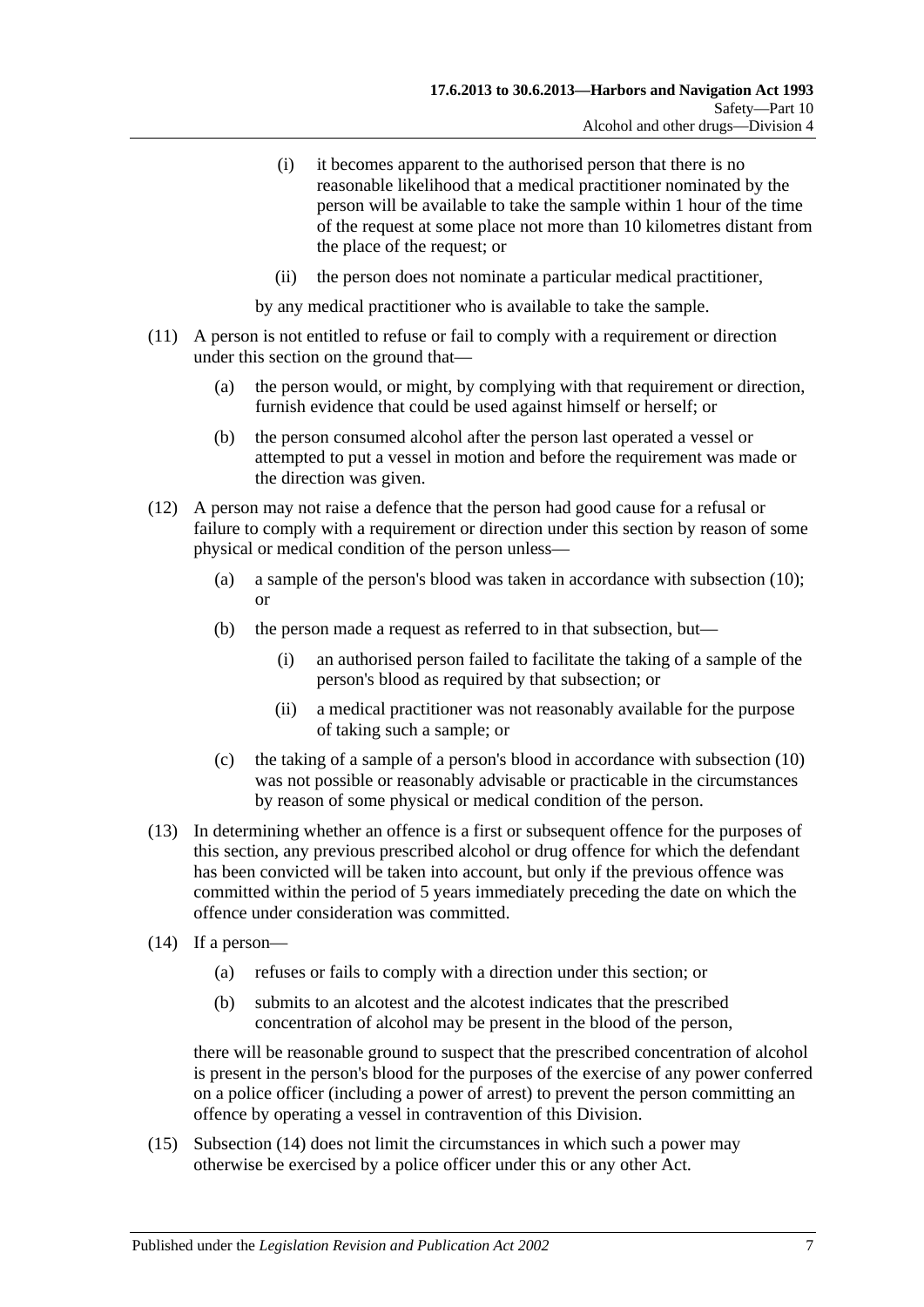(i) it becomes apparent to the authorised person that there is no reasonable likelihood that a medical practitioner nominated by the person will be available to take the sample within 1 hour of the time of the request at some place not more than 10 kilometres distant from the place of the request; or

(ii) the person does not nominate a particular medical practitioner,

by any medical practitioner who is available to take the sample.

(11) A person is not entitled to refuse or fail to comply with a requirement or direction under this section on the ground that—

(a) the person would, or might, by complying with that requirement or direction, furnish evidence that could be used against himself or herself; or

(b) the person consumed alcohol after the person last operated a vessel or attempted to put a vessel in motion and before the requirement was made or the direction was given.

(12) A person may not raise a defence that the person had good cause for a refusal or failure to comply with a requirement or direction under this section by reason of some physical or medical condition of the person unless—

(a) a sample of the person's blood was taken in accordance with subsection (10); or

(b) the person made a request as referred to in that subsection, but—

(i) an authorised person failed to facilitate the taking of a sample of the person's blood as required by that subsection; or

(ii) a medical practitioner was not reasonably available for the purpose of taking such a sample; or

(c) the taking of a sample of a person's blood in accordance with subsection (10) was not possible or reasonably advisable or practicable in the circumstances by reason of some physical or medical condition of the person.

(13) In determining whether an offence is a first or subsequent offence for the purposes of this section, any previous prescribed alcohol or drug offence for which the defendant has been convicted will be taken into account, but only if the previous offence was committed within the period of 5 years immediately preceding the date on which the offence under consideration was committed.

(14) If a person—

(a) refuses or fails to comply with a direction under this section; or

(b) submits to an alcotest and the alcotest indicates that the prescribed concentration of alcohol may be present in the blood of the person,

there will be reasonable ground to suspect that the prescribed concentration of alcohol is present in the person's blood for the purposes of the exercise of any power conferred on a police officer (including a power of arrest) to prevent the person committing an offence by operating a vessel in contravention of this Division.

(15) Subsection (14) does not limit the circumstances in which such a power may otherwise be exercised by a police officer under this or any other Act.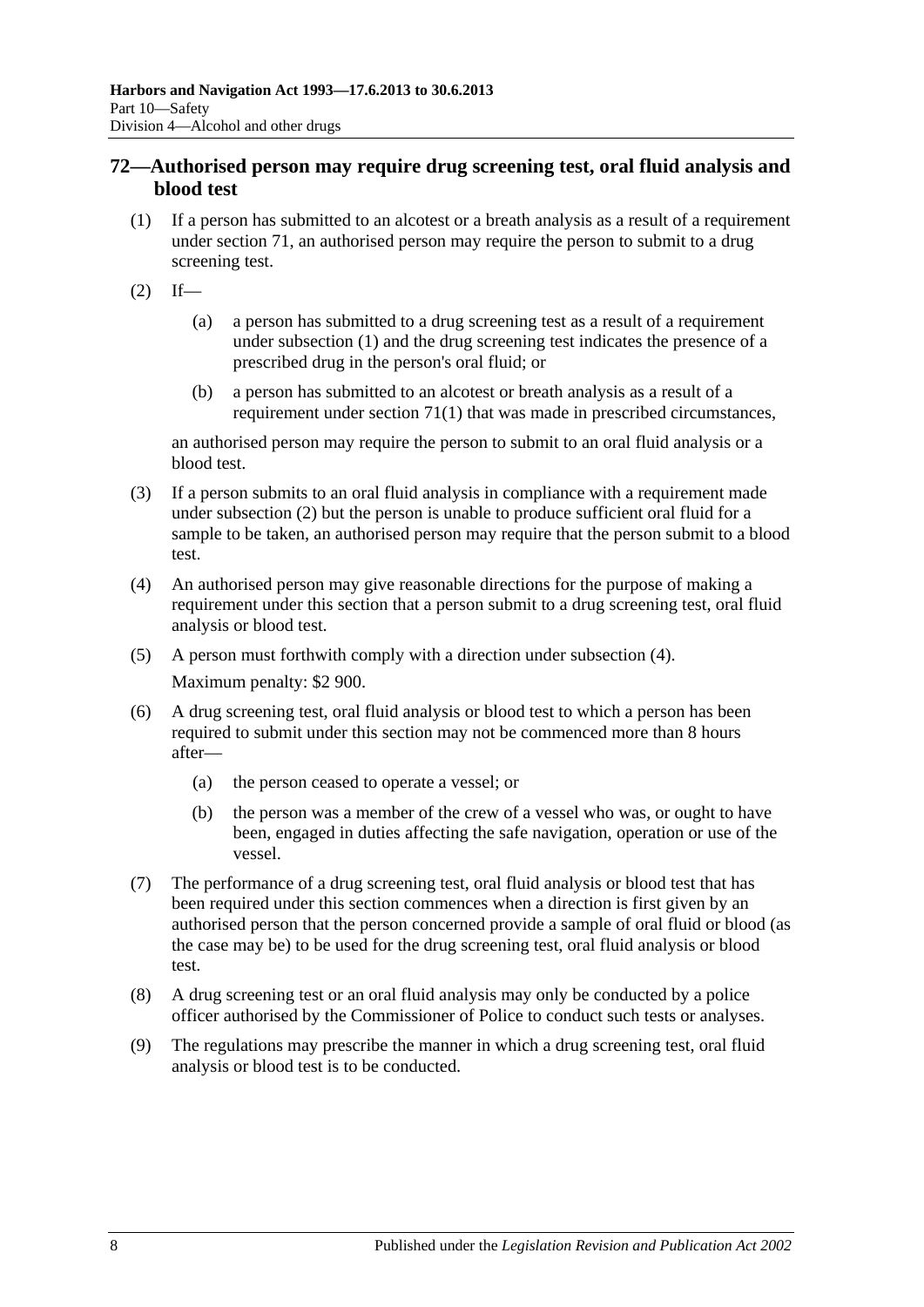## 72—Authorised person may require drug screening test, oral fluid analysis and blood test

(1) If a person has submitted to an alcotest or a breath analysis as a result of a requirement under section 71, an authorised person may require the person to submit to a drug screening test.

(2) If—

(a) a person has submitted to a drug screening test as a result of a requirement under subsection (1) and the drug screening test indicates the presence of a prescribed drug in the person's oral fluid; or

(b) a person has submitted to an alcotest or breath analysis as a result of a requirement under section 71(1) that was made in prescribed circumstances,

an authorised person may require the person to submit to an oral fluid analysis or a blood test.

(3) If a person submits to an oral fluid analysis in compliance with a requirement made under subsection (2) but the person is unable to produce sufficient oral fluid for a sample to be taken, an authorised person may require that the person submit to a blood test.

(4) An authorised person may give reasonable directions for the purpose of making a requirement under this section that a person submit to a drug screening test, oral fluid analysis or blood test.

(5) A person must forthwith comply with a direction under subsection (4).

Maximum penalty: $2 900.

(6) A drug screening test, oral fluid analysis or blood test to which a person has been required to submit under this section may not be commenced more than 8 hours after—

(a) the person ceased to operate a vessel; or

(b) the person was a member of the crew of a vessel who was, or ought to have been, engaged in duties affecting the safe navigation, operation or use of the vessel.

(7) The performance of a drug screening test, oral fluid analysis or blood test that has been required under this section commences when a direction is first given by an authorised person that the person concerned provide a sample of oral fluid or blood (as the case may be) to be used for the drug screening test, oral fluid analysis or blood test.

(8) A drug screening test or an oral fluid analysis may only be conducted by a police officer authorised by the Commissioner of Police to conduct such tests or analyses.

(9) The regulations may prescribe the manner in which a drug screening test, oral fluid analysis or blood test is to be conducted.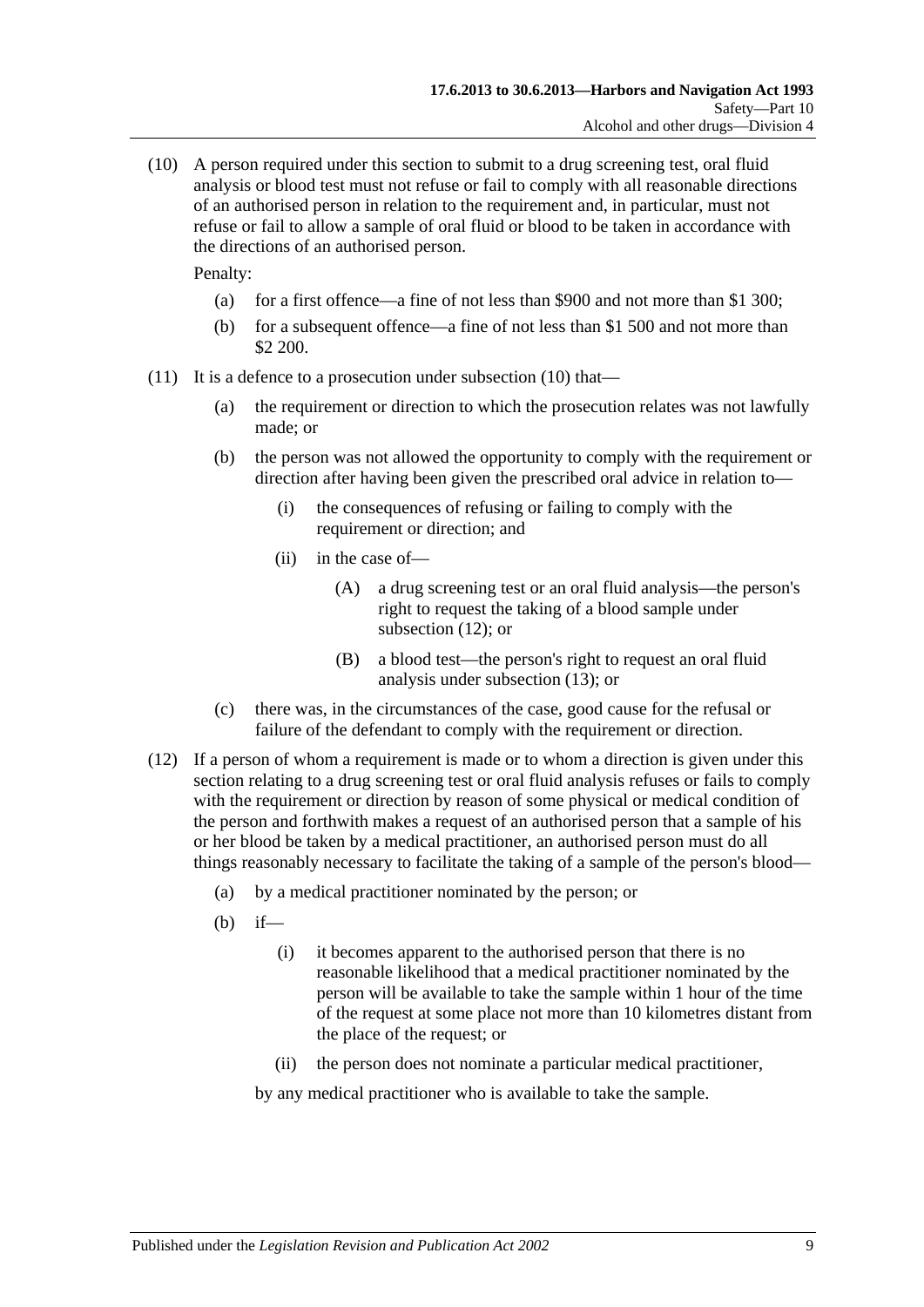(10) A person required under this section to submit to a drug screening test, oral fluid analysis or blood test must not refuse or fail to comply with all reasonable directions of an authorised person in relation to the requirement and, in particular, must not refuse or fail to allow a sample of oral fluid or blood to be taken in accordance with the directions of an authorised person.

Penalty:

- (a) for a first offence—a fine of not less than $900 and not more than $1 300;
- (b) for a subsequent offence—a fine of not less than $1 500 and not more than $2 200.

(11) It is a defence to a prosecution under subsection (10) that—

- (a) the requirement or direction to which the prosecution relates was not lawfully made; or
- (b) the person was not allowed the opportunity to comply with the requirement or direction after having been given the prescribed oral advice in relation to—
  - (i) the consequences of refusing or failing to comply with the requirement or direction; and
  - (ii) in the case of—
    - (A) a drug screening test or an oral fluid analysis—the person's right to request the taking of a blood sample under subsection (12); or
    - (B) a blood test—the person's right to request an oral fluid analysis under subsection (13); or
- (c) there was, in the circumstances of the case, good cause for the refusal or failure of the defendant to comply with the requirement or direction.

(12) If a person of whom a requirement is made or to whom a direction is given under this section relating to a drug screening test or oral fluid analysis refuses or fails to comply with the requirement or direction by reason of some physical or medical condition of the person and forthwith makes a request of an authorised person that a sample of his or her blood be taken by a medical practitioner, an authorised person must do all things reasonably necessary to facilitate the taking of a sample of the person's blood—

- (a) by a medical practitioner nominated by the person; or
- (b) if—
  - (i) it becomes apparent to the authorised person that there is no reasonable likelihood that a medical practitioner nominated by the person will be available to take the sample within 1 hour of the time of the request at some place not more than 10 kilometres distant from the place of the request; or
  - (ii) the person does not nominate a particular medical practitioner,

  by any medical practitioner who is available to take the sample.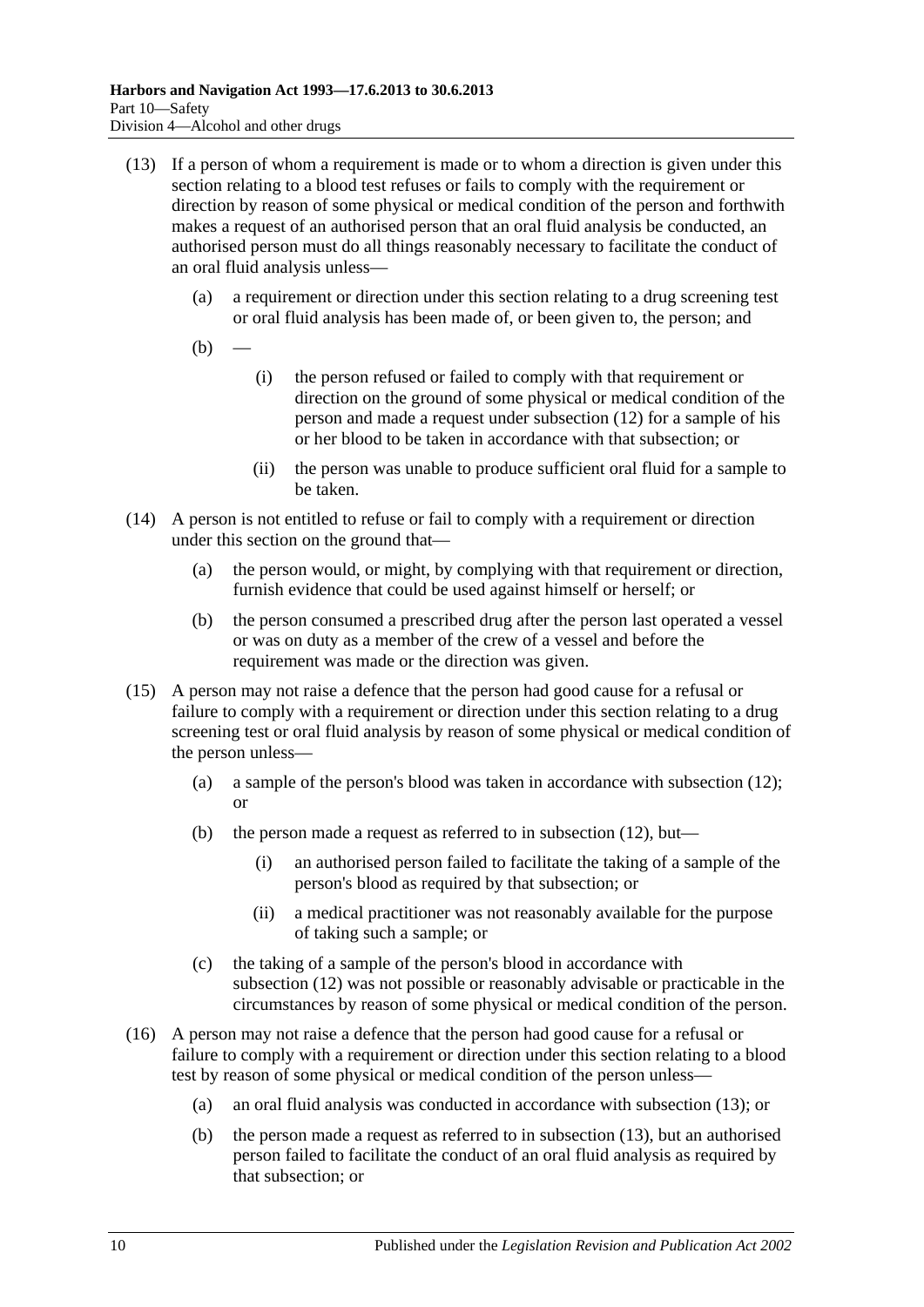(13) If a person of whom a requirement is made or to whom a direction is given under this section relating to a blood test refuses or fails to comply with the requirement or direction by reason of some physical or medical condition of the person and forthwith makes a request of an authorised person that an oral fluid analysis be conducted, an authorised person must do all things reasonably necessary to facilitate the conduct of an oral fluid analysis unless—

(a) a requirement or direction under this section relating to a drug screening test or oral fluid analysis has been made of, or been given to, the person; and

(b) —

(i) the person refused or failed to comply with that requirement or direction on the ground of some physical or medical condition of the person and made a request under subsection (12) for a sample of his or her blood to be taken in accordance with that subsection; or

(ii) the person was unable to produce sufficient oral fluid for a sample to be taken.

(14) A person is not entitled to refuse or fail to comply with a requirement or direction under this section on the ground that—

(a) the person would, or might, by complying with that requirement or direction, furnish evidence that could be used against himself or herself; or

(b) the person consumed a prescribed drug after the person last operated a vessel or was on duty as a member of the crew of a vessel and before the requirement was made or the direction was given.

(15) A person may not raise a defence that the person had good cause for a refusal or failure to comply with a requirement or direction under this section relating to a drug screening test or oral fluid analysis by reason of some physical or medical condition of the person unless—

(a) a sample of the person's blood was taken in accordance with subsection (12); or

(b) the person made a request as referred to in subsection (12), but—

(i) an authorised person failed to facilitate the taking of a sample of the person's blood as required by that subsection; or

(ii) a medical practitioner was not reasonably available for the purpose of taking such a sample; or

(c) the taking of a sample of the person's blood in accordance with subsection (12) was not possible or reasonably advisable or practicable in the circumstances by reason of some physical or medical condition of the person.

(16) A person may not raise a defence that the person had good cause for a refusal or failure to comply with a requirement or direction under this section relating to a blood test by reason of some physical or medical condition of the person unless—

(a) an oral fluid analysis was conducted in accordance with subsection (13); or

(b) the person made a request as referred to in subsection (13), but an authorised person failed to facilitate the conduct of an oral fluid analysis as required by that subsection; or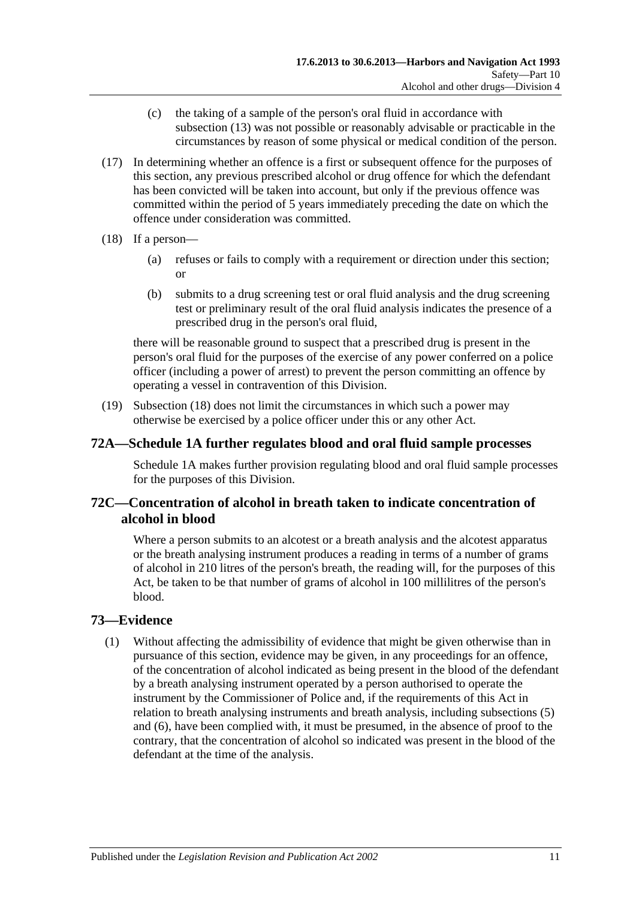(c) the taking of a sample of the person's oral fluid in accordance with subsection (13) was not possible or reasonably advisable or practicable in the circumstances by reason of some physical or medical condition of the person.

(17) In determining whether an offence is a first or subsequent offence for the purposes of this section, any previous prescribed alcohol or drug offence for which the defendant has been convicted will be taken into account, but only if the previous offence was committed within the period of 5 years immediately preceding the date on which the offence under consideration was committed.

(18) If a person—

(a) refuses or fails to comply with a requirement or direction under this section; or

(b) submits to a drug screening test or oral fluid analysis and the drug screening test or preliminary result of the oral fluid analysis indicates the presence of a prescribed drug in the person's oral fluid,

there will be reasonable ground to suspect that a prescribed drug is present in the person's oral fluid for the purposes of the exercise of any power conferred on a police officer (including a power of arrest) to prevent the person committing an offence by operating a vessel in contravention of this Division.

(19) Subsection (18) does not limit the circumstances in which such a power may otherwise be exercised by a police officer under this or any other Act.

## 72A—Schedule 1A further regulates blood and oral fluid sample processes

Schedule 1A makes further provision regulating blood and oral fluid sample processes for the purposes of this Division.

## 72C—Concentration of alcohol in breath taken to indicate concentration of alcohol in blood

Where a person submits to an alcotest or a breath analysis and the alcotest apparatus or the breath analysing instrument produces a reading in terms of a number of grams of alcohol in 210 litres of the person's breath, the reading will, for the purposes of this Act, be taken to be that number of grams of alcohol in 100 millilitres of the person's blood.

## 73—Evidence

(1) Without affecting the admissibility of evidence that might be given otherwise than in pursuance of this section, evidence may be given, in any proceedings for an offence, of the concentration of alcohol indicated as being present in the blood of the defendant by a breath analysing instrument operated by a person authorised to operate the instrument by the Commissioner of Police and, if the requirements of this Act in relation to breath analysing instruments and breath analysis, including subsections (5) and (6), have been complied with, it must be presumed, in the absence of proof to the contrary, that the concentration of alcohol so indicated was present in the blood of the defendant at the time of the analysis.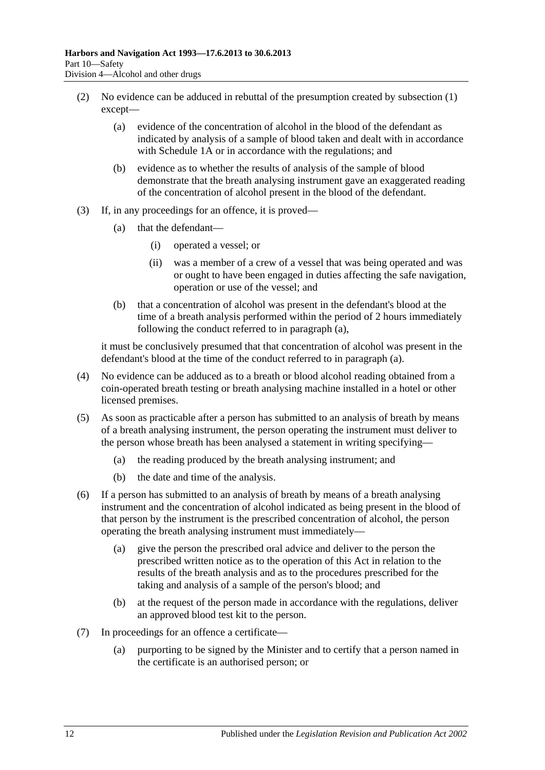(2) No evidence can be adduced in rebuttal of the presumption created by subsection (1) except—

  (a) evidence of the concentration of alcohol in the blood of the defendant as indicated by analysis of a sample of blood taken and dealt with in accordance with Schedule 1A or in accordance with the regulations; and

  (b) evidence as to whether the results of analysis of the sample of blood demonstrate that the breath analysing instrument gave an exaggerated reading of the concentration of alcohol present in the blood of the defendant.

(3) If, in any proceedings for an offence, it is proved—

  (a) that the defendant—

    (i) operated a vessel; or

    (ii) was a member of a crew of a vessel that was being operated and was or ought to have been engaged in duties affecting the safe navigation, operation or use of the vessel; and

  (b) that a concentration of alcohol was present in the defendant's blood at the time of a breath analysis performed within the period of 2 hours immediately following the conduct referred to in paragraph (a),

it must be conclusively presumed that that concentration of alcohol was present in the defendant's blood at the time of the conduct referred to in paragraph (a).

(4) No evidence can be adduced as to a breath or blood alcohol reading obtained from a coin-operated breath testing or breath analysing machine installed in a hotel or other licensed premises.

(5) As soon as practicable after a person has submitted to an analysis of breath by means of a breath analysing instrument, the person operating the instrument must deliver to the person whose breath has been analysed a statement in writing specifying—

  (a) the reading produced by the breath analysing instrument; and

  (b) the date and time of the analysis.

(6) If a person has submitted to an analysis of breath by means of a breath analysing instrument and the concentration of alcohol indicated as being present in the blood of that person by the instrument is the prescribed concentration of alcohol, the person operating the breath analysing instrument must immediately—

  (a) give the person the prescribed oral advice and deliver to the person the prescribed written notice as to the operation of this Act in relation to the results of the breath analysis and as to the procedures prescribed for the taking and analysis of a sample of the person's blood; and

  (b) at the request of the person made in accordance with the regulations, deliver an approved blood test kit to the person.

(7) In proceedings for an offence a certificate—

  (a) purporting to be signed by the Minister and to certify that a person named in the certificate is an authorised person; or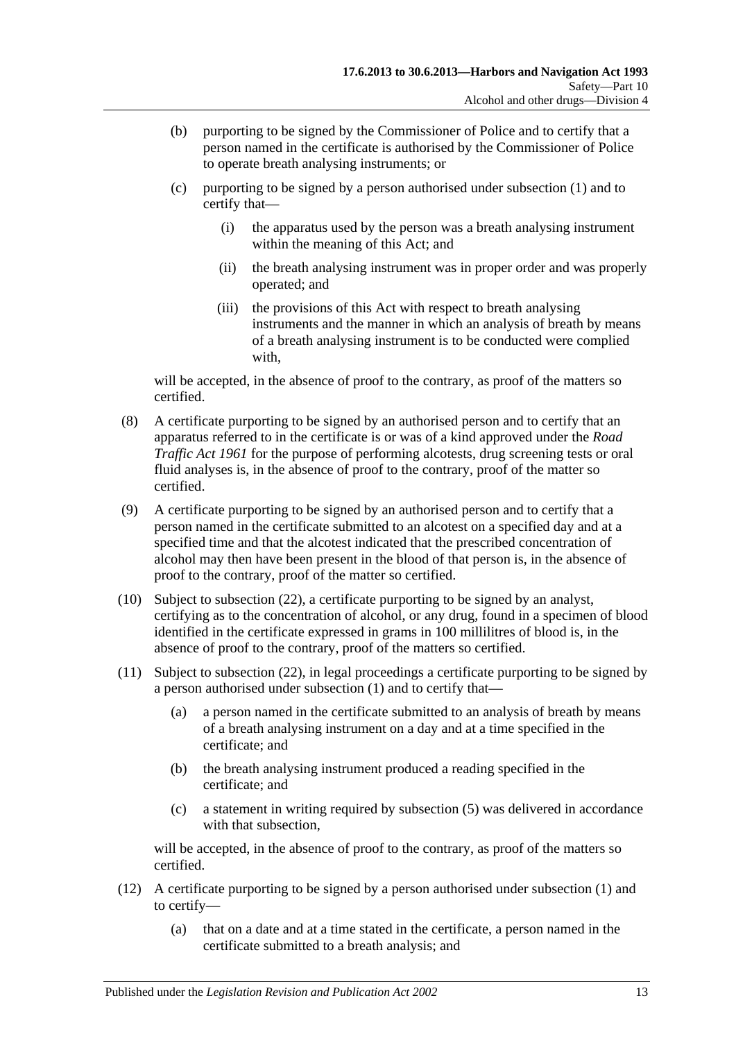(b) purporting to be signed by the Commissioner of Police and to certify that a person named in the certificate is authorised by the Commissioner of Police to operate breath analysing instruments; or

(c) purporting to be signed by a person authorised under subsection (1) and to certify that—

(i) the apparatus used by the person was a breath analysing instrument within the meaning of this Act; and

(ii) the breath analysing instrument was in proper order and was properly operated; and

(iii) the provisions of this Act with respect to breath analysing instruments and the manner in which an analysis of breath by means of a breath analysing instrument is to be conducted were complied with,

will be accepted, in the absence of proof to the contrary, as proof of the matters so certified.

(8) A certificate purporting to be signed by an authorised person and to certify that an apparatus referred to in the certificate is or was of a kind approved under the *Road Traffic Act 1961* for the purpose of performing alcotests, drug screening tests or oral fluid analyses is, in the absence of proof to the contrary, proof of the matter so certified.

(9) A certificate purporting to be signed by an authorised person and to certify that a person named in the certificate submitted to an alcotest on a specified day and at a specified time and that the alcotest indicated that the prescribed concentration of alcohol may then have been present in the blood of that person is, in the absence of proof to the contrary, proof of the matter so certified.

(10) Subject to subsection (22), a certificate purporting to be signed by an analyst, certifying as to the concentration of alcohol, or any drug, found in a specimen of blood identified in the certificate expressed in grams in 100 millilitres of blood is, in the absence of proof to the contrary, proof of the matters so certified.

(11) Subject to subsection (22), in legal proceedings a certificate purporting to be signed by a person authorised under subsection (1) and to certify that—

(a) a person named in the certificate submitted to an analysis of breath by means of a breath analysing instrument on a day and at a time specified in the certificate; and

(b) the breath analysing instrument produced a reading specified in the certificate; and

(c) a statement in writing required by subsection (5) was delivered in accordance with that subsection,

will be accepted, in the absence of proof to the contrary, as proof of the matters so certified.

(12) A certificate purporting to be signed by a person authorised under subsection (1) and to certify—

(a) that on a date and at a time stated in the certificate, a person named in the certificate submitted to a breath analysis; and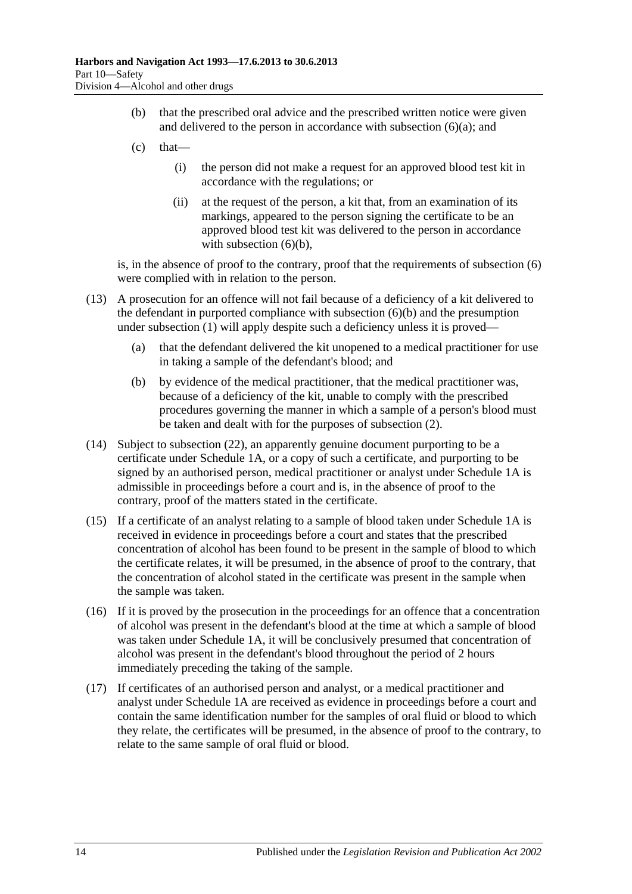(b) that the prescribed oral advice and the prescribed written notice were given and delivered to the person in accordance with subsection (6)(a); and

(c) that—

(i) the person did not make a request for an approved blood test kit in accordance with the regulations; or

(ii) at the request of the person, a kit that, from an examination of its markings, appeared to the person signing the certificate to be an approved blood test kit was delivered to the person in accordance with subsection (6)(b),

is, in the absence of proof to the contrary, proof that the requirements of subsection (6) were complied with in relation to the person.

(13) A prosecution for an offence will not fail because of a deficiency of a kit delivered to the defendant in purported compliance with subsection (6)(b) and the presumption under subsection (1) will apply despite such a deficiency unless it is proved—

(a) that the defendant delivered the kit unopened to a medical practitioner for use in taking a sample of the defendant's blood; and

(b) by evidence of the medical practitioner, that the medical practitioner was, because of a deficiency of the kit, unable to comply with the prescribed procedures governing the manner in which a sample of a person's blood must be taken and dealt with for the purposes of subsection (2).

(14) Subject to subsection (22), an apparently genuine document purporting to be a certificate under Schedule 1A, or a copy of such a certificate, and purporting to be signed by an authorised person, medical practitioner or analyst under Schedule 1A is admissible in proceedings before a court and is, in the absence of proof to the contrary, proof of the matters stated in the certificate.

(15) If a certificate of an analyst relating to a sample of blood taken under Schedule 1A is received in evidence in proceedings before a court and states that the prescribed concentration of alcohol has been found to be present in the sample of blood to which the certificate relates, it will be presumed, in the absence of proof to the contrary, that the concentration of alcohol stated in the certificate was present in the sample when the sample was taken.

(16) If it is proved by the prosecution in the proceedings for an offence that a concentration of alcohol was present in the defendant's blood at the time at which a sample of blood was taken under Schedule 1A, it will be conclusively presumed that concentration of alcohol was present in the defendant's blood throughout the period of 2 hours immediately preceding the taking of the sample.

(17) If certificates of an authorised person and analyst, or a medical practitioner and analyst under Schedule 1A are received as evidence in proceedings before a court and contain the same identification number for the samples of oral fluid or blood to which they relate, the certificates will be presumed, in the absence of proof to the contrary, to relate to the same sample of oral fluid or blood.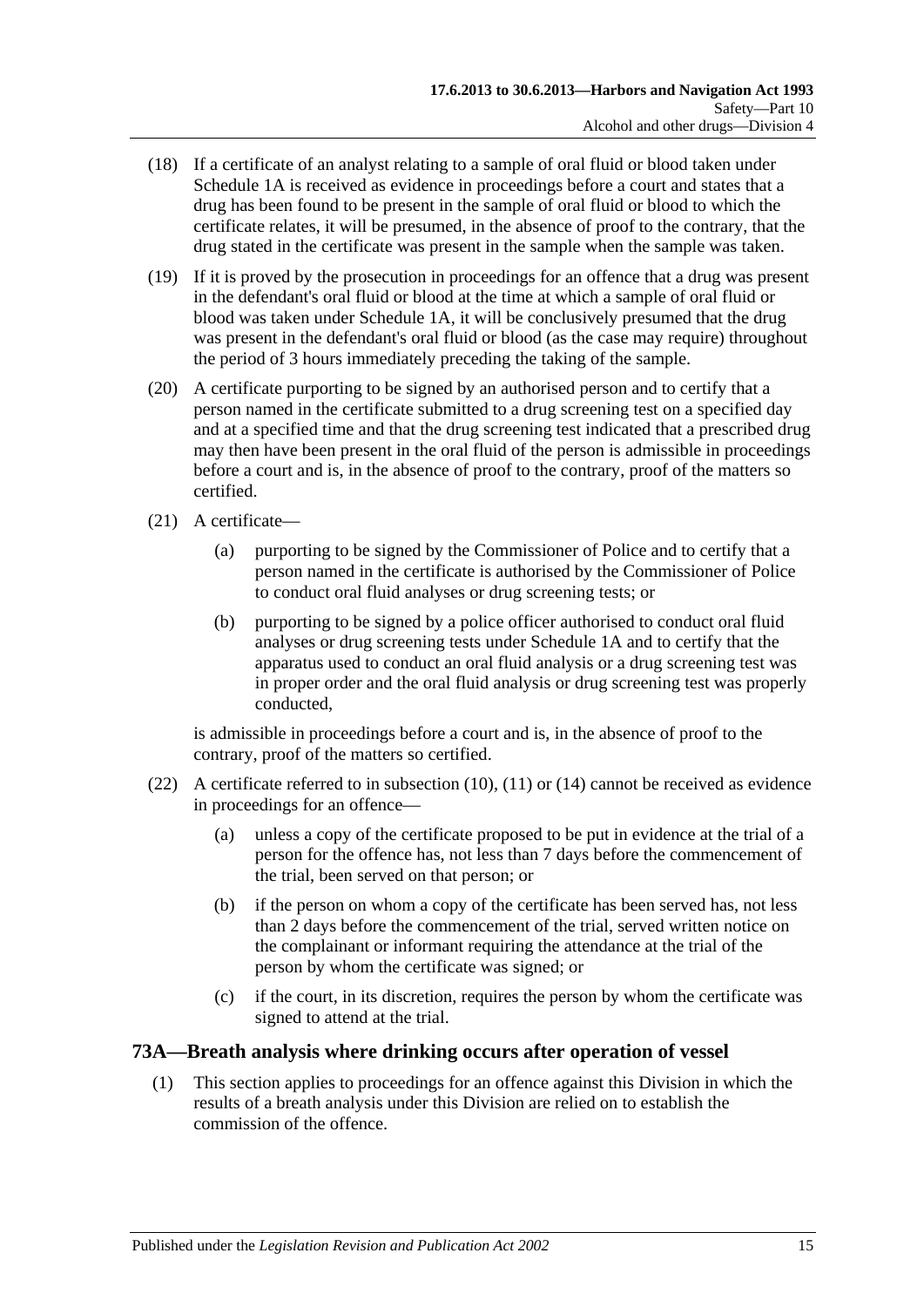(18) If a certificate of an analyst relating to a sample of oral fluid or blood taken under Schedule 1A is received as evidence in proceedings before a court and states that a drug has been found to be present in the sample of oral fluid or blood to which the certificate relates, it will be presumed, in the absence of proof to the contrary, that the drug stated in the certificate was present in the sample when the sample was taken.

(19) If it is proved by the prosecution in proceedings for an offence that a drug was present in the defendant's oral fluid or blood at the time at which a sample of oral fluid or blood was taken under Schedule 1A, it will be conclusively presumed that the drug was present in the defendant's oral fluid or blood (as the case may require) throughout the period of 3 hours immediately preceding the taking of the sample.

(20) A certificate purporting to be signed by an authorised person and to certify that a person named in the certificate submitted to a drug screening test on a specified day and at a specified time and that the drug screening test indicated that a prescribed drug may then have been present in the oral fluid of the person is admissible in proceedings before a court and is, in the absence of proof to the contrary, proof of the matters so certified.

(21) A certificate—

(a) purporting to be signed by the Commissioner of Police and to certify that a person named in the certificate is authorised by the Commissioner of Police to conduct oral fluid analyses or drug screening tests; or

(b) purporting to be signed by a police officer authorised to conduct oral fluid analyses or drug screening tests under Schedule 1A and to certify that the apparatus used to conduct an oral fluid analysis or a drug screening test was in proper order and the oral fluid analysis or drug screening test was properly conducted,

is admissible in proceedings before a court and is, in the absence of proof to the contrary, proof of the matters so certified.

(22) A certificate referred to in subsection (10), (11) or (14) cannot be received as evidence in proceedings for an offence—

(a) unless a copy of the certificate proposed to be put in evidence at the trial of a person for the offence has, not less than 7 days before the commencement of the trial, been served on that person; or

(b) if the person on whom a copy of the certificate has been served has, not less than 2 days before the commencement of the trial, served written notice on the complainant or informant requiring the attendance at the trial of the person by whom the certificate was signed; or

(c) if the court, in its discretion, requires the person by whom the certificate was signed to attend at the trial.

## 73A—Breath analysis where drinking occurs after operation of vessel

(1) This section applies to proceedings for an offence against this Division in which the results of a breath analysis under this Division are relied on to establish the commission of the offence.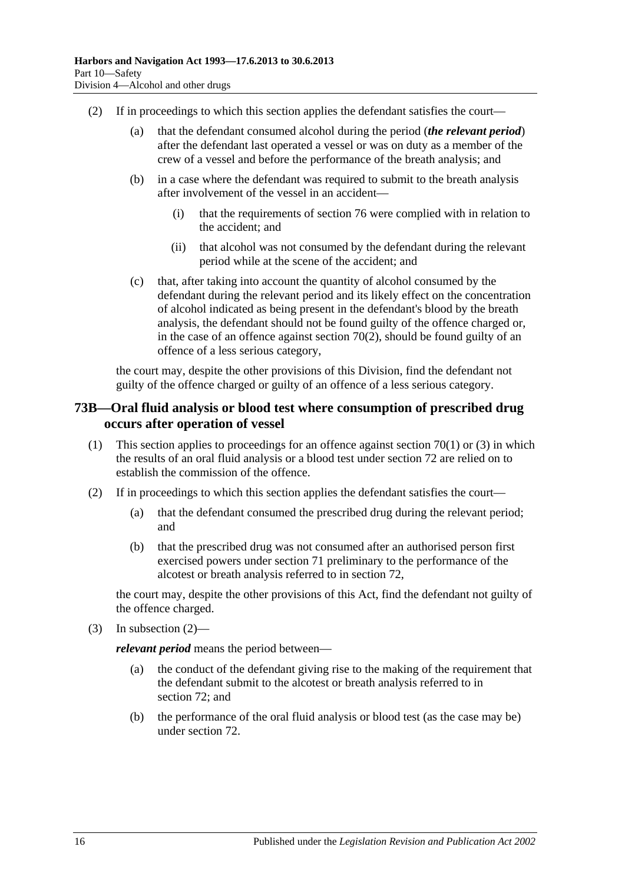(2) If in proceedings to which this section applies the defendant satisfies the court—

(a) that the defendant consumed alcohol during the period (***the relevant period***) after the defendant last operated a vessel or was on duty as a member of the crew of a vessel and before the performance of the breath analysis; and

(b) in a case where the defendant was required to submit to the breath analysis after involvement of the vessel in an accident—

(i) that the requirements of section 76 were complied with in relation to the accident; and

(ii) that alcohol was not consumed by the defendant during the relevant period while at the scene of the accident; and

(c) that, after taking into account the quantity of alcohol consumed by the defendant during the relevant period and its likely effect on the concentration of alcohol indicated as being present in the defendant's blood by the breath analysis, the defendant should not be found guilty of the offence charged or, in the case of an offence against section 70(2), should be found guilty of an offence of a less serious category,

the court may, despite the other provisions of this Division, find the defendant not guilty of the offence charged or guilty of an offence of a less serious category.

## 73B—Oral fluid analysis or blood test where consumption of prescribed drug occurs after operation of vessel

(1) This section applies to proceedings for an offence against section 70(1) or (3) in which the results of an oral fluid analysis or a blood test under section 72 are relied on to establish the commission of the offence.

(2) If in proceedings to which this section applies the defendant satisfies the court—

(a) that the defendant consumed the prescribed drug during the relevant period; and

(b) that the prescribed drug was not consumed after an authorised person first exercised powers under section 71 preliminary to the performance of the alcotest or breath analysis referred to in section 72,

the court may, despite the other provisions of this Act, find the defendant not guilty of the offence charged.

(3) In subsection (2)—

***relevant period*** means the period between—

(a) the conduct of the defendant giving rise to the making of the requirement that the defendant submit to the alcotest or breath analysis referred to in section 72; and

(b) the performance of the oral fluid analysis or blood test (as the case may be) under section 72.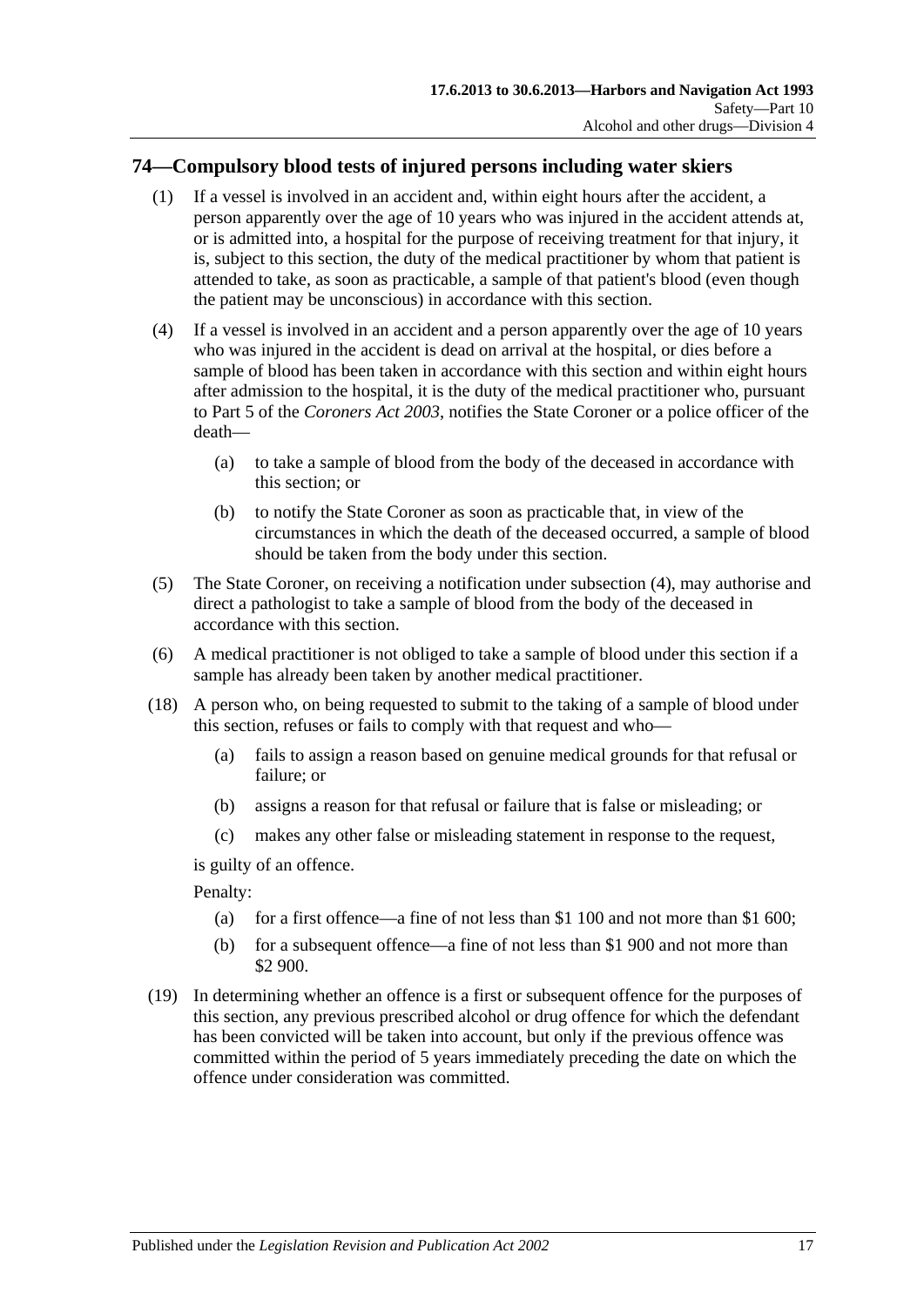## 74—Compulsory blood tests of injured persons including water skiers

(1) If a vessel is involved in an accident and, within eight hours after the accident, a person apparently over the age of 10 years who was injured in the accident attends at, or is admitted into, a hospital for the purpose of receiving treatment for that injury, it is, subject to this section, the duty of the medical practitioner by whom that patient is attended to take, as soon as practicable, a sample of that patient's blood (even though the patient may be unconscious) in accordance with this section.

(4) If a vessel is involved in an accident and a person apparently over the age of 10 years who was injured in the accident is dead on arrival at the hospital, or dies before a sample of blood has been taken in accordance with this section and within eight hours after admission to the hospital, it is the duty of the medical practitioner who, pursuant to Part 5 of the *Coroners Act 2003*, notifies the State Coroner or a police officer of the death—

- (a) to take a sample of blood from the body of the deceased in accordance with this section; or
- (b) to notify the State Coroner as soon as practicable that, in view of the circumstances in which the death of the deceased occurred, a sample of blood should be taken from the body under this section.

(5) The State Coroner, on receiving a notification under subsection (4), may authorise and direct a pathologist to take a sample of blood from the body of the deceased in accordance with this section.

(6) A medical practitioner is not obliged to take a sample of blood under this section if a sample has already been taken by another medical practitioner.

(18) A person who, on being requested to submit to the taking of a sample of blood under this section, refuses or fails to comply with that request and who—

- (a) fails to assign a reason based on genuine medical grounds for that refusal or failure; or
- (b) assigns a reason for that refusal or failure that is false or misleading; or
- (c) makes any other false or misleading statement in response to the request,

is guilty of an offence.

Penalty:

- (a) for a first offence—a fine of not less than $1 100 and not more than $1 600;
- (b) for a subsequent offence—a fine of not less than $1 900 and not more than $2 900.

(19) In determining whether an offence is a first or subsequent offence for the purposes of this section, any previous prescribed alcohol or drug offence for which the defendant has been convicted will be taken into account, but only if the previous offence was committed within the period of 5 years immediately preceding the date on which the offence under consideration was committed.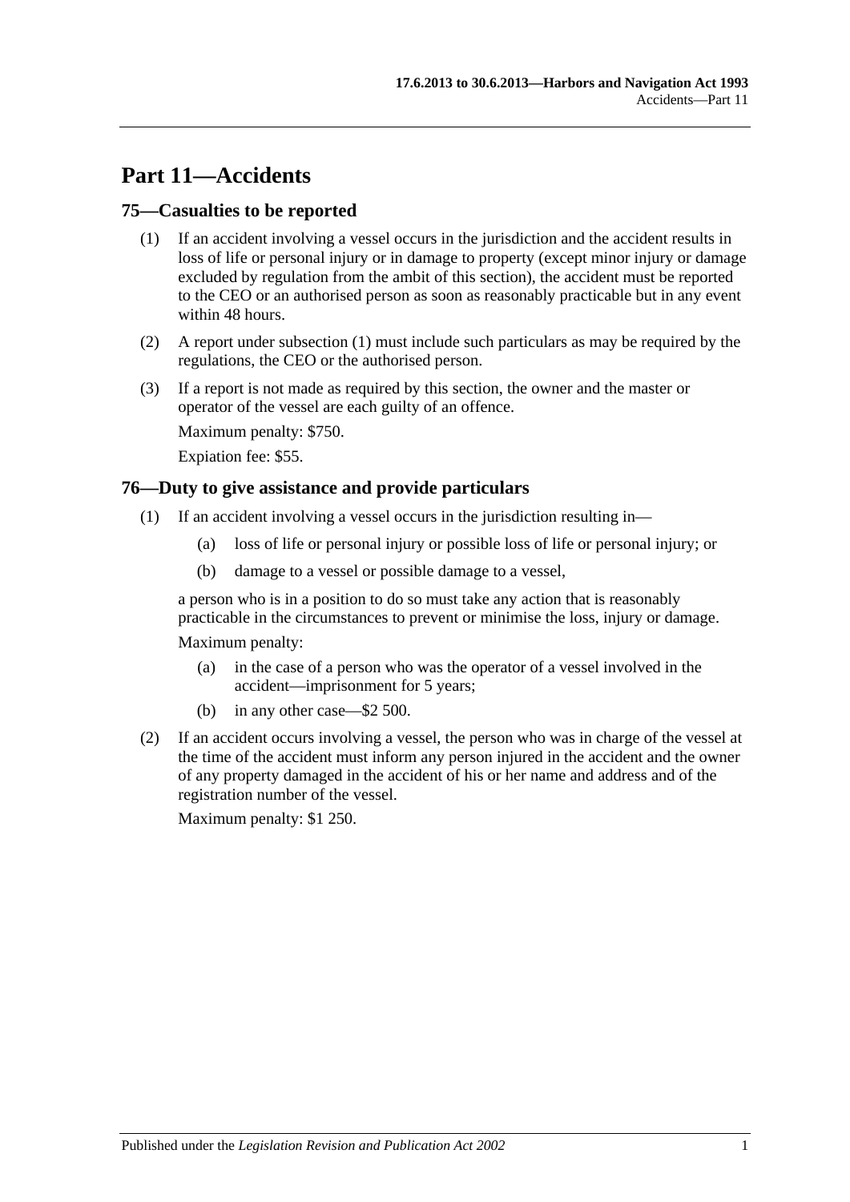# Part 11—Accidents

## 75—Casualties to be reported

(1) If an accident involving a vessel occurs in the jurisdiction and the accident results in loss of life or personal injury or in damage to property (except minor injury or damage excluded by regulation from the ambit of this section), the accident must be reported to the CEO or an authorised person as soon as reasonably practicable but in any event within 48 hours.

(2) A report under subsection (1) must include such particulars as may be required by the regulations, the CEO or the authorised person.

(3) If a report is not made as required by this section, the owner and the master or operator of the vessel are each guilty of an offence.

Maximum penalty: $750.

Expiation fee: $55.

## 76—Duty to give assistance and provide particulars

(1) If an accident involving a vessel occurs in the jurisdiction resulting in—

  (a) loss of life or personal injury or possible loss of life or personal injury; or

  (b) damage to a vessel or possible damage to a vessel,

a person who is in a position to do so must take any action that is reasonably practicable in the circumstances to prevent or minimise the loss, injury or damage.

Maximum penalty:

  (a) in the case of a person who was the operator of a vessel involved in the accident—imprisonment for 5 years;

  (b) in any other case—$2 500.

(2) If an accident occurs involving a vessel, the person who was in charge of the vessel at the time of the accident must inform any person injured in the accident and the owner of any property damaged in the accident of his or her name and address and of the registration number of the vessel.

Maximum penalty: $1 250.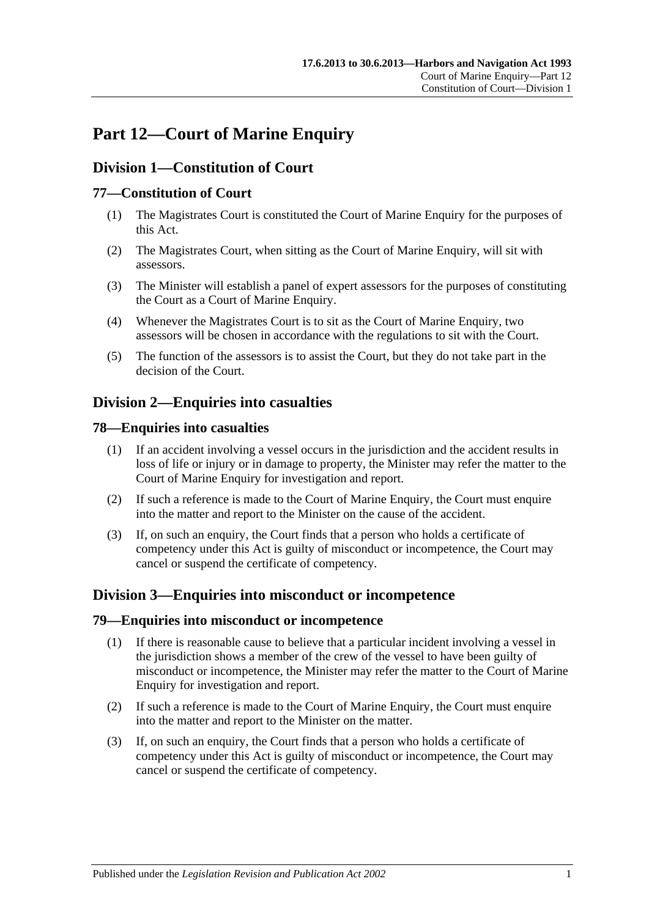# Part 12—Court of Marine Enquiry

## Division 1—Constitution of Court

### 77—Constitution of Court

(1) The Magistrates Court is constituted the Court of Marine Enquiry for the purposes of this Act.

(2) The Magistrates Court, when sitting as the Court of Marine Enquiry, will sit with assessors.

(3) The Minister will establish a panel of expert assessors for the purposes of constituting the Court as a Court of Marine Enquiry.

(4) Whenever the Magistrates Court is to sit as the Court of Marine Enquiry, two assessors will be chosen in accordance with the regulations to sit with the Court.

(5) The function of the assessors is to assist the Court, but they do not take part in the decision of the Court.

## Division 2—Enquiries into casualties

### 78—Enquiries into casualties

(1) If an accident involving a vessel occurs in the jurisdiction and the accident results in loss of life or injury or in damage to property, the Minister may refer the matter to the Court of Marine Enquiry for investigation and report.

(2) If such a reference is made to the Court of Marine Enquiry, the Court must enquire into the matter and report to the Minister on the cause of the accident.

(3) If, on such an enquiry, the Court finds that a person who holds a certificate of competency under this Act is guilty of misconduct or incompetence, the Court may cancel or suspend the certificate of competency.

## Division 3—Enquiries into misconduct or incompetence

### 79—Enquiries into misconduct or incompetence

(1) If there is reasonable cause to believe that a particular incident involving a vessel in the jurisdiction shows a member of the crew of the vessel to have been guilty of misconduct or incompetence, the Minister may refer the matter to the Court of Marine Enquiry for investigation and report.

(2) If such a reference is made to the Court of Marine Enquiry, the Court must enquire into the matter and report to the Minister on the matter.

(3) If, on such an enquiry, the Court finds that a person who holds a certificate of competency under this Act is guilty of misconduct or incompetence, the Court may cancel or suspend the certificate of competency.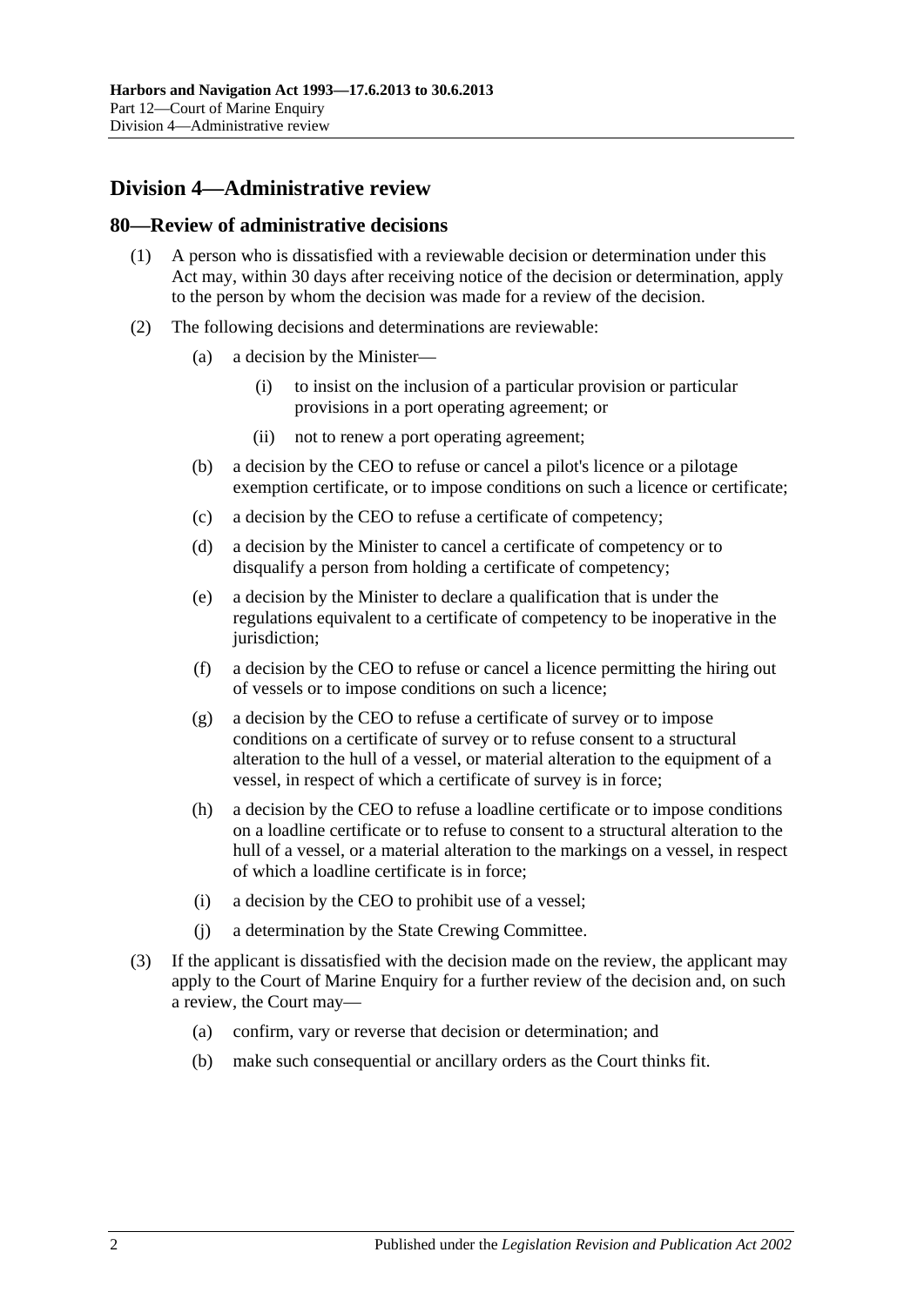## Division 4—Administrative review

### 80—Review of administrative decisions

(1) A person who is dissatisfied with a reviewable decision or determination under this Act may, within 30 days after receiving notice of the decision or determination, apply to the person by whom the decision was made for a review of the decision.

(2) The following decisions and determinations are reviewable:

- (a) a decision by the Minister—
  - (i) to insist on the inclusion of a particular provision or particular provisions in a port operating agreement; or
  - (ii) not to renew a port operating agreement;
- (b) a decision by the CEO to refuse or cancel a pilot's licence or a pilotage exemption certificate, or to impose conditions on such a licence or certificate;
- (c) a decision by the CEO to refuse a certificate of competency;
- (d) a decision by the Minister to cancel a certificate of competency or to disqualify a person from holding a certificate of competency;
- (e) a decision by the Minister to declare a qualification that is under the regulations equivalent to a certificate of competency to be inoperative in the jurisdiction;
- (f) a decision by the CEO to refuse or cancel a licence permitting the hiring out of vessels or to impose conditions on such a licence;
- (g) a decision by the CEO to refuse a certificate of survey or to impose conditions on a certificate of survey or to refuse consent to a structural alteration to the hull of a vessel, or material alteration to the equipment of a vessel, in respect of which a certificate of survey is in force;
- (h) a decision by the CEO to refuse a loadline certificate or to impose conditions on a loadline certificate or to refuse to consent to a structural alteration to the hull of a vessel, or a material alteration to the markings on a vessel, in respect of which a loadline certificate is in force;
- (i) a decision by the CEO to prohibit use of a vessel;
- (j) a determination by the State Crewing Committee.

(3) If the applicant is dissatisfied with the decision made on the review, the applicant may apply to the Court of Marine Enquiry for a further review of the decision and, on such a review, the Court may—

- (a) confirm, vary or reverse that decision or determination; and
- (b) make such consequential or ancillary orders as the Court thinks fit.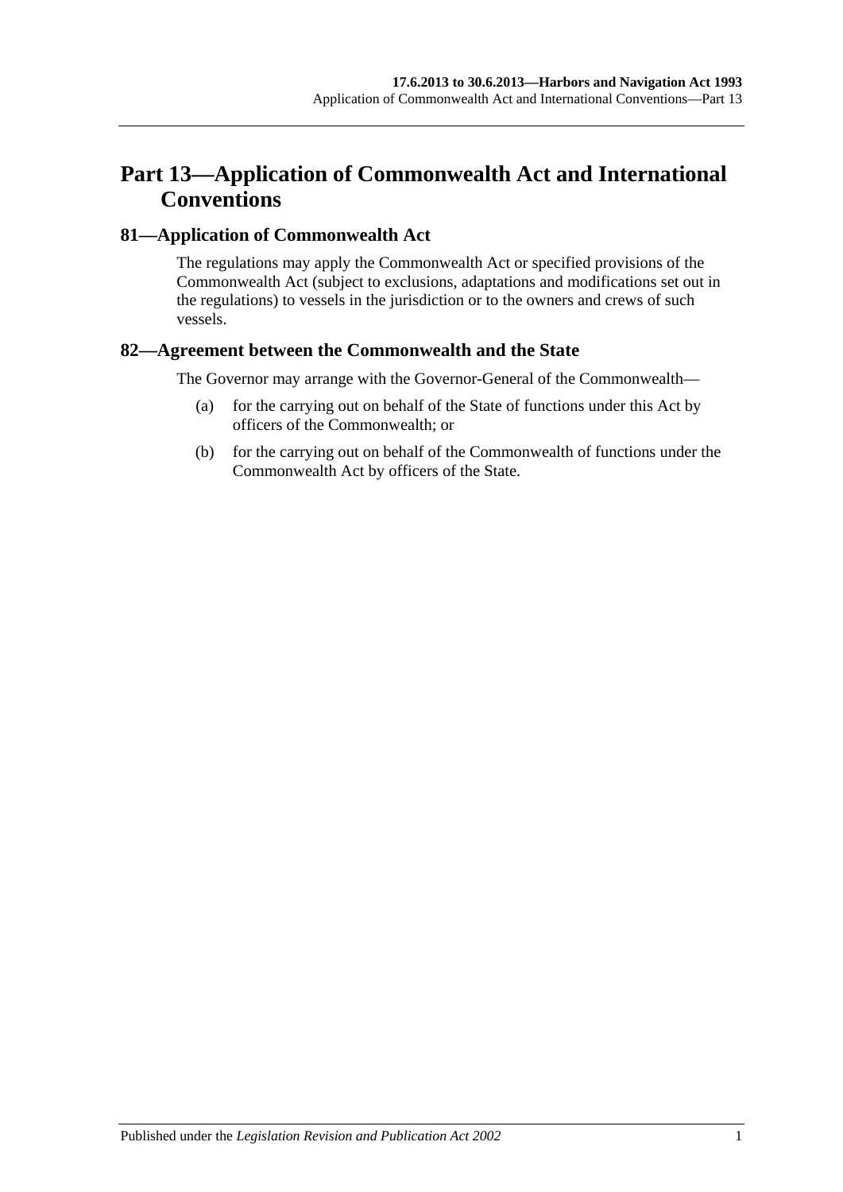# Part 13—Application of Commonwealth Act and International Conventions

## 81—Application of Commonwealth Act

The regulations may apply the Commonwealth Act or specified provisions of the Commonwealth Act (subject to exclusions, adaptations and modifications set out in the regulations) to vessels in the jurisdiction or to the owners and crews of such vessels.

## 82—Agreement between the Commonwealth and the State

The Governor may arrange with the Governor-General of the Commonwealth—

(a) for the carrying out on behalf of the State of functions under this Act by officers of the Commonwealth; or

(b) for the carrying out on behalf of the Commonwealth of functions under the Commonwealth Act by officers of the State.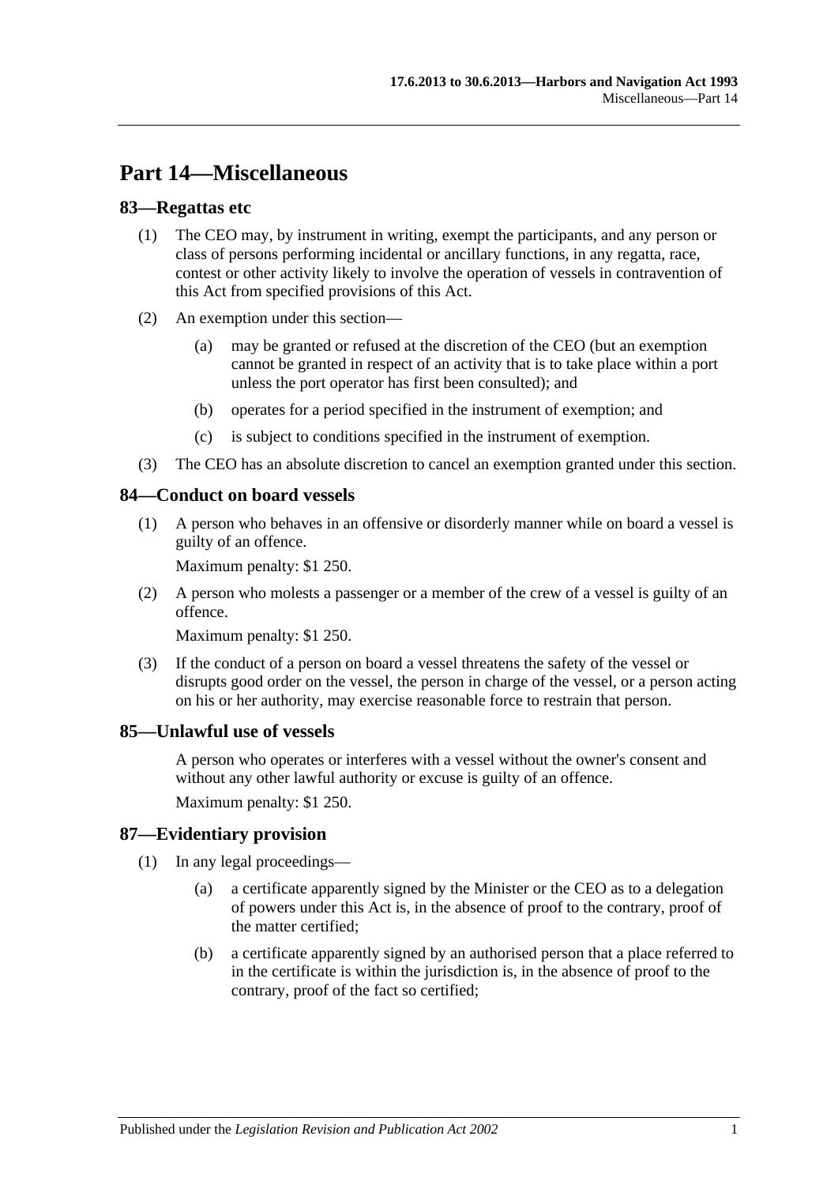# Part 14—Miscellaneous

## 83—Regattas etc

(1) The CEO may, by instrument in writing, exempt the participants, and any person or class of persons performing incidental or ancillary functions, in any regatta, race, contest or other activity likely to involve the operation of vessels in contravention of this Act from specified provisions of this Act.

(2) An exemption under this section—

(a) may be granted or refused at the discretion of the CEO (but an exemption cannot be granted in respect of an activity that is to take place within a port unless the port operator has first been consulted); and

(b) operates for a period specified in the instrument of exemption; and

(c) is subject to conditions specified in the instrument of exemption.

(3) The CEO has an absolute discretion to cancel an exemption granted under this section.

## 84—Conduct on board vessels

(1) A person who behaves in an offensive or disorderly manner while on board a vessel is guilty of an offence.

Maximum penalty: $1 250.

(2) A person who molests a passenger or a member of the crew of a vessel is guilty of an offence.

Maximum penalty: $1 250.

(3) If the conduct of a person on board a vessel threatens the safety of the vessel or disrupts good order on the vessel, the person in charge of the vessel, or a person acting on his or her authority, may exercise reasonable force to restrain that person.

## 85—Unlawful use of vessels

A person who operates or interferes with a vessel without the owner's consent and without any other lawful authority or excuse is guilty of an offence.

Maximum penalty: $1 250.

## 87—Evidentiary provision

(1) In any legal proceedings—

(a) a certificate apparently signed by the Minister or the CEO as to a delegation of powers under this Act is, in the absence of proof to the contrary, proof of the matter certified;

(b) a certificate apparently signed by an authorised person that a place referred to in the certificate is within the jurisdiction is, in the absence of proof to the contrary, proof of the fact so certified;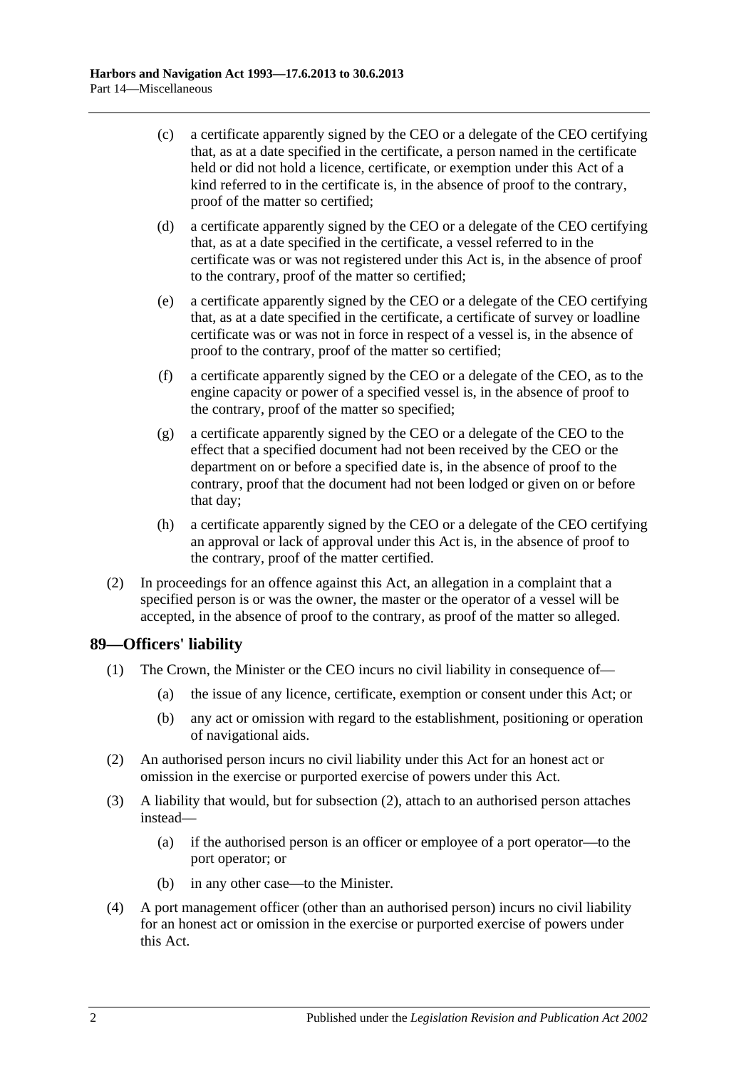(c) a certificate apparently signed by the CEO or a delegate of the CEO certifying that, as at a date specified in the certificate, a person named in the certificate held or did not hold a licence, certificate, or exemption under this Act of a kind referred to in the certificate is, in the absence of proof to the contrary, proof of the matter so certified;

(d) a certificate apparently signed by the CEO or a delegate of the CEO certifying that, as at a date specified in the certificate, a vessel referred to in the certificate was or was not registered under this Act is, in the absence of proof to the contrary, proof of the matter so certified;

(e) a certificate apparently signed by the CEO or a delegate of the CEO certifying that, as at a date specified in the certificate, a certificate of survey or loadline certificate was or was not in force in respect of a vessel is, in the absence of proof to the contrary, proof of the matter so certified;

(f) a certificate apparently signed by the CEO or a delegate of the CEO, as to the engine capacity or power of a specified vessel is, in the absence of proof to the contrary, proof of the matter so specified;

(g) a certificate apparently signed by the CEO or a delegate of the CEO to the effect that a specified document had not been received by the CEO or the department on or before a specified date is, in the absence of proof to the contrary, proof that the document had not been lodged or given on or before that day;

(h) a certificate apparently signed by the CEO or a delegate of the CEO certifying an approval or lack of approval under this Act is, in the absence of proof to the contrary, proof of the matter certified.

(2) In proceedings for an offence against this Act, an allegation in a complaint that a specified person is or was the owner, the master or the operator of a vessel will be accepted, in the absence of proof to the contrary, as proof of the matter so alleged.

## 89—Officers' liability

(1) The Crown, the Minister or the CEO incurs no civil liability in consequence of—

(a) the issue of any licence, certificate, exemption or consent under this Act; or

(b) any act or omission with regard to the establishment, positioning or operation of navigational aids.

(2) An authorised person incurs no civil liability under this Act for an honest act or omission in the exercise or purported exercise of powers under this Act.

(3) A liability that would, but for subsection (2), attach to an authorised person attaches instead—

(a) if the authorised person is an officer or employee of a port operator—to the port operator; or

(b) in any other case—to the Minister.

(4) A port management officer (other than an authorised person) incurs no civil liability for an honest act or omission in the exercise or purported exercise of powers under this Act.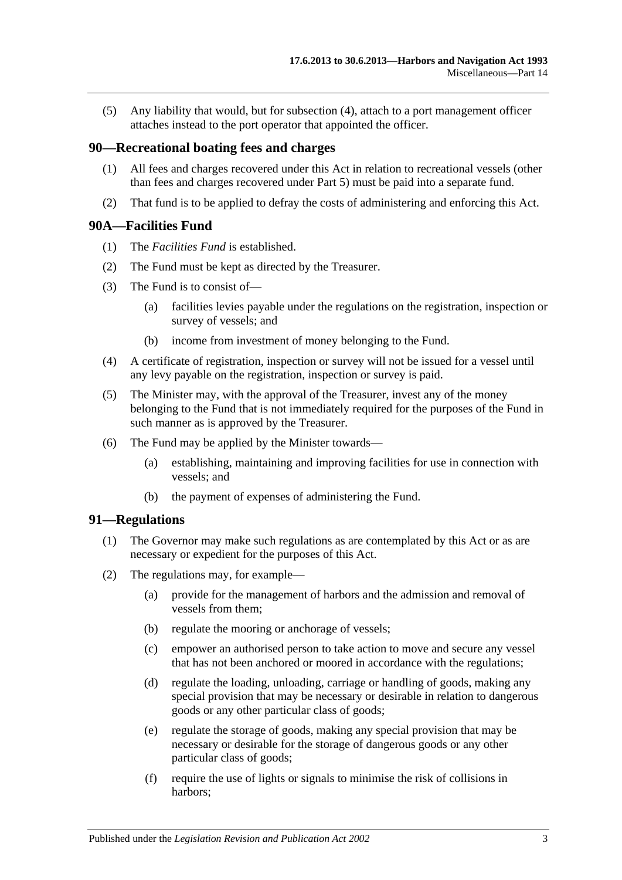(5) Any liability that would, but for subsection (4), attach to a port management officer attaches instead to the port operator that appointed the officer.

## 90—Recreational boating fees and charges

(1) All fees and charges recovered under this Act in relation to recreational vessels (other than fees and charges recovered under Part 5) must be paid into a separate fund.

(2) That fund is to be applied to defray the costs of administering and enforcing this Act.

## 90A—Facilities Fund

(1) The *Facilities Fund* is established.

(2) The Fund must be kept as directed by the Treasurer.

(3) The Fund is to consist of—

- (a) facilities levies payable under the regulations on the registration, inspection or survey of vessels; and
- (b) income from investment of money belonging to the Fund.

(4) A certificate of registration, inspection or survey will not be issued for a vessel until any levy payable on the registration, inspection or survey is paid.

(5) The Minister may, with the approval of the Treasurer, invest any of the money belonging to the Fund that is not immediately required for the purposes of the Fund in such manner as is approved by the Treasurer.

(6) The Fund may be applied by the Minister towards—

- (a) establishing, maintaining and improving facilities for use in connection with vessels; and
- (b) the payment of expenses of administering the Fund.

## 91—Regulations

(1) The Governor may make such regulations as are contemplated by this Act or as are necessary or expedient for the purposes of this Act.

(2) The regulations may, for example—

- (a) provide for the management of harbors and the admission and removal of vessels from them;
- (b) regulate the mooring or anchorage of vessels;
- (c) empower an authorised person to take action to move and secure any vessel that has not been anchored or moored in accordance with the regulations;
- (d) regulate the loading, unloading, carriage or handling of goods, making any special provision that may be necessary or desirable in relation to dangerous goods or any other particular class of goods;
- (e) regulate the storage of goods, making any special provision that may be necessary or desirable for the storage of dangerous goods or any other particular class of goods;
- (f) require the use of lights or signals to minimise the risk of collisions in harbors;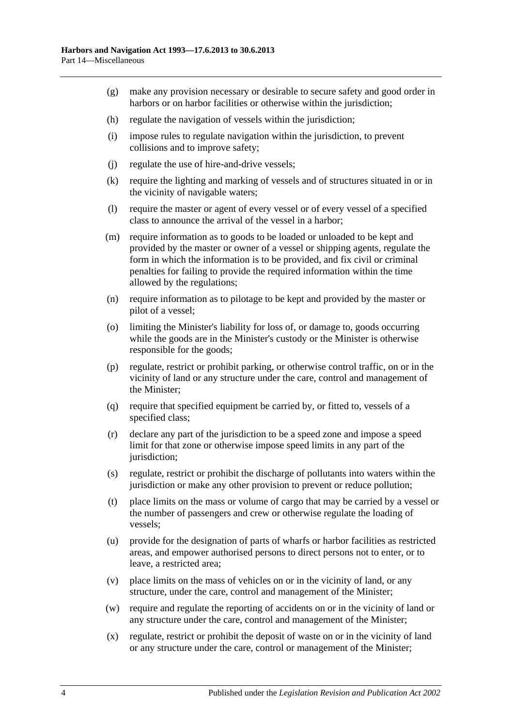(g) make any provision necessary or desirable to secure safety and good order in harbors or on harbor facilities or otherwise within the jurisdiction;

(h) regulate the navigation of vessels within the jurisdiction;

(i) impose rules to regulate navigation within the jurisdiction, to prevent collisions and to improve safety;

(j) regulate the use of hire-and-drive vessels;

(k) require the lighting and marking of vessels and of structures situated in or in the vicinity of navigable waters;

(l) require the master or agent of every vessel or of every vessel of a specified class to announce the arrival of the vessel in a harbor;

(m) require information as to goods to be loaded or unloaded to be kept and provided by the master or owner of a vessel or shipping agents, regulate the form in which the information is to be provided, and fix civil or criminal penalties for failing to provide the required information within the time allowed by the regulations;

(n) require information as to pilotage to be kept and provided by the master or pilot of a vessel;

(o) limiting the Minister's liability for loss of, or damage to, goods occurring while the goods are in the Minister's custody or the Minister is otherwise responsible for the goods;

(p) regulate, restrict or prohibit parking, or otherwise control traffic, on or in the vicinity of land or any structure under the care, control and management of the Minister;

(q) require that specified equipment be carried by, or fitted to, vessels of a specified class;

(r) declare any part of the jurisdiction to be a speed zone and impose a speed limit for that zone or otherwise impose speed limits in any part of the jurisdiction;

(s) regulate, restrict or prohibit the discharge of pollutants into waters within the jurisdiction or make any other provision to prevent or reduce pollution;

(t) place limits on the mass or volume of cargo that may be carried by a vessel or the number of passengers and crew or otherwise regulate the loading of vessels;

(u) provide for the designation of parts of wharfs or harbor facilities as restricted areas, and empower authorised persons to direct persons not to enter, or to leave, a restricted area;

(v) place limits on the mass of vehicles on or in the vicinity of land, or any structure, under the care, control and management of the Minister;

(w) require and regulate the reporting of accidents on or in the vicinity of land or any structure under the care, control and management of the Minister;

(x) regulate, restrict or prohibit the deposit of waste on or in the vicinity of land or any structure under the care, control or management of the Minister;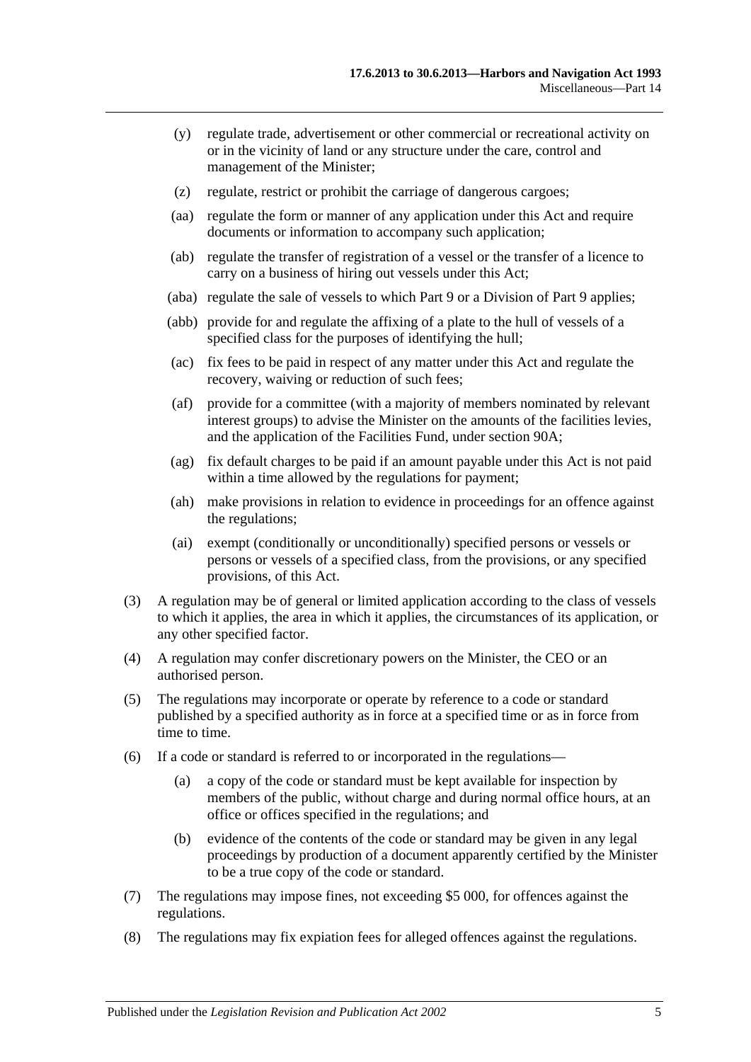(y) regulate trade, advertisement or other commercial or recreational activity on or in the vicinity of land or any structure under the care, control and management of the Minister;

(z) regulate, restrict or prohibit the carriage of dangerous cargoes;

(aa) regulate the form or manner of any application under this Act and require documents or information to accompany such application;

(ab) regulate the transfer of registration of a vessel or the transfer of a licence to carry on a business of hiring out vessels under this Act;

(aba) regulate the sale of vessels to which Part 9 or a Division of Part 9 applies;

(abb) provide for and regulate the affixing of a plate to the hull of vessels of a specified class for the purposes of identifying the hull;

(ac) fix fees to be paid in respect of any matter under this Act and regulate the recovery, waiving or reduction of such fees;

(af) provide for a committee (with a majority of members nominated by relevant interest groups) to advise the Minister on the amounts of the facilities levies, and the application of the Facilities Fund, under section 90A;

(ag) fix default charges to be paid if an amount payable under this Act is not paid within a time allowed by the regulations for payment;

(ah) make provisions in relation to evidence in proceedings for an offence against the regulations;

(ai) exempt (conditionally or unconditionally) specified persons or vessels or persons or vessels of a specified class, from the provisions, or any specified provisions, of this Act.

(3) A regulation may be of general or limited application according to the class of vessels to which it applies, the area in which it applies, the circumstances of its application, or any other specified factor.

(4) A regulation may confer discretionary powers on the Minister, the CEO or an authorised person.

(5) The regulations may incorporate or operate by reference to a code or standard published by a specified authority as in force at a specified time or as in force from time to time.

(6) If a code or standard is referred to or incorporated in the regulations—

(a) a copy of the code or standard must be kept available for inspection by members of the public, without charge and during normal office hours, at an office or offices specified in the regulations; and

(b) evidence of the contents of the code or standard may be given in any legal proceedings by production of a document apparently certified by the Minister to be a true copy of the code or standard.

(7) The regulations may impose fines, not exceeding $5 000, for offences against the regulations.

(8) The regulations may fix expiation fees for alleged offences against the regulations.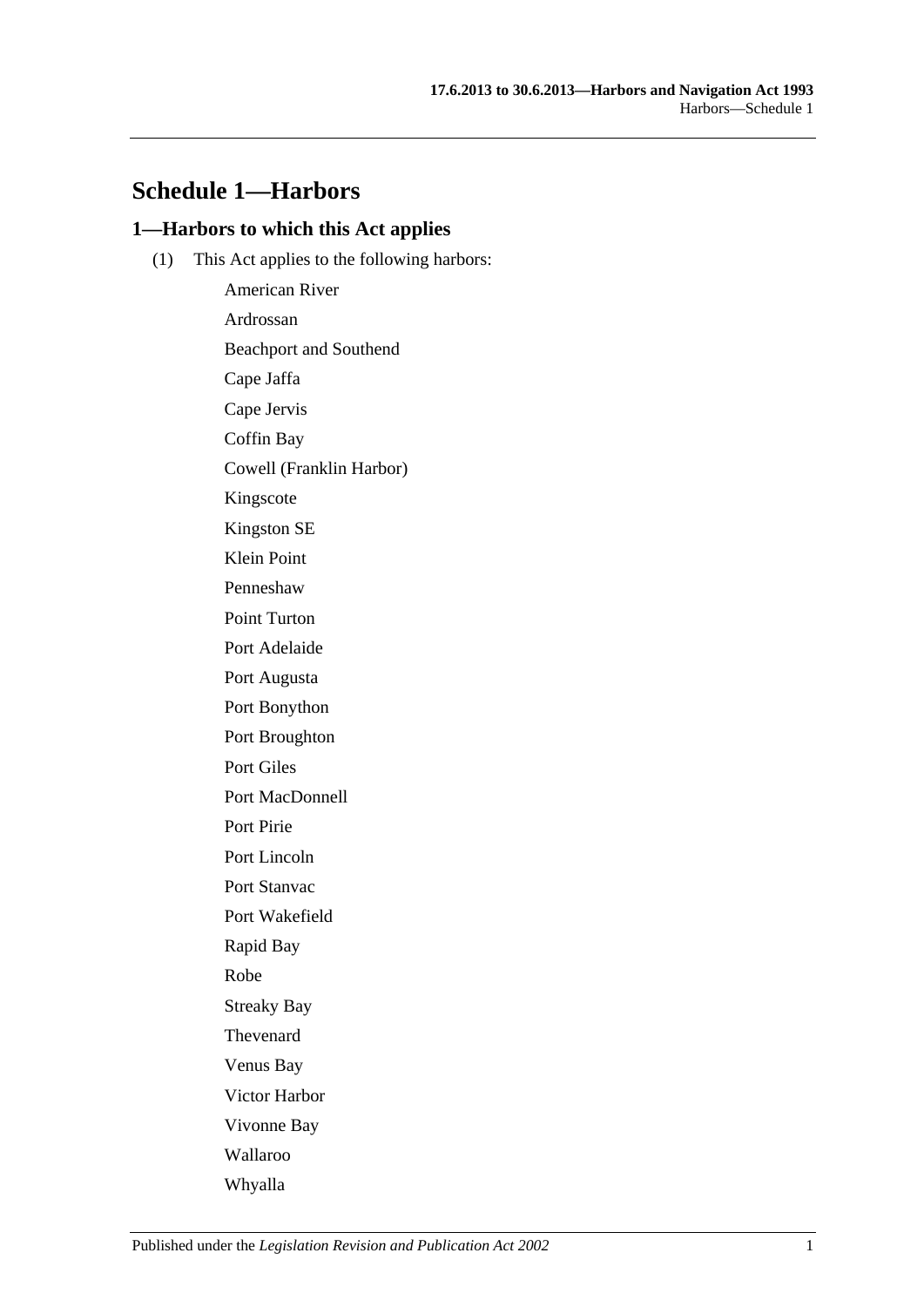# Schedule 1—Harbors

## 1—Harbors to which this Act applies

(1) This Act applies to the following harbors:

American River

Ardrossan

Beachport and Southend

Cape Jaffa

Cape Jervis

Coffin Bay

Cowell (Franklin Harbor)

Kingscote

Kingston SE

Klein Point

Penneshaw

Point Turton

Port Adelaide

Port Augusta

Port Bonython

Port Broughton

Port Giles

Port MacDonnell

Port Pirie

Port Lincoln

Port Stanvac

Port Wakefield

Rapid Bay

Robe

Streaky Bay

Thevenard

Venus Bay

Victor Harbor

Vivonne Bay

Wallaroo

Whyalla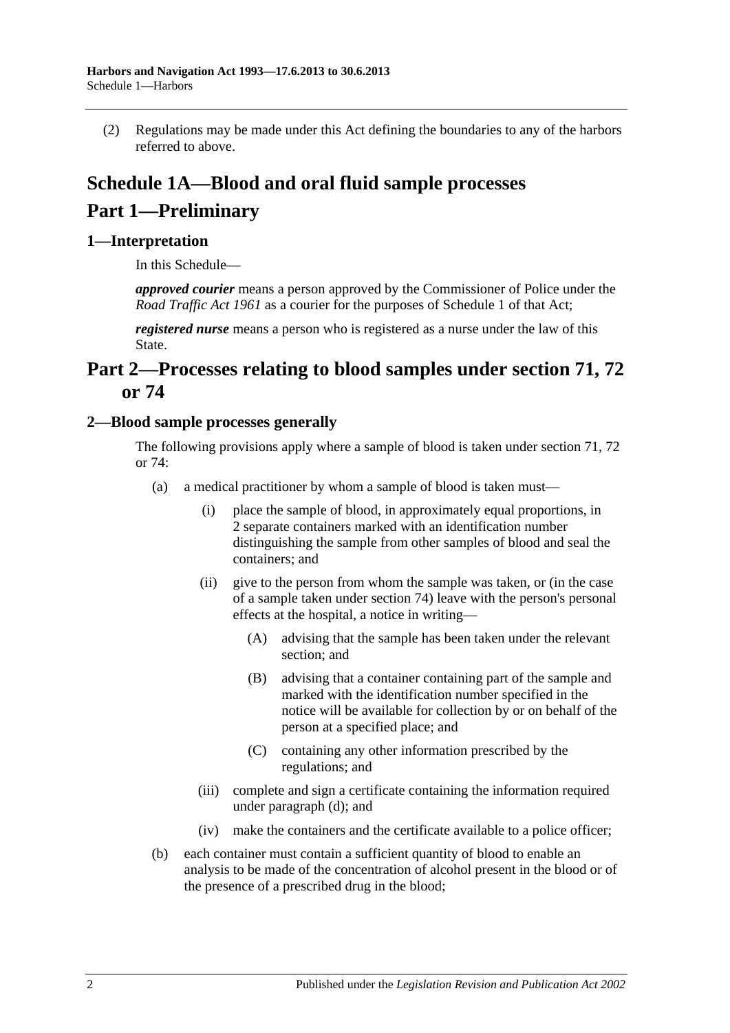(2) Regulations may be made under this Act defining the boundaries to any of the harbors referred to above.

# Schedule 1A—Blood and oral fluid sample processes

# Part 1—Preliminary

## 1—Interpretation

In this Schedule—

***approved courier*** means a person approved by the Commissioner of Police under the *Road Traffic Act 1961* as a courier for the purposes of Schedule 1 of that Act;

***registered nurse*** means a person who is registered as a nurse under the law of this State.

# Part 2—Processes relating to blood samples under section 71, 72 or 74

## 2—Blood sample processes generally

The following provisions apply where a sample of blood is taken under section 71, 72 or 74:

(a) a medical practitioner by whom a sample of blood is taken must—

(i) place the sample of blood, in approximately equal proportions, in 2 separate containers marked with an identification number distinguishing the sample from other samples of blood and seal the containers; and

(ii) give to the person from whom the sample was taken, or (in the case of a sample taken under section 74) leave with the person's personal effects at the hospital, a notice in writing—

(A) advising that the sample has been taken under the relevant section; and

(B) advising that a container containing part of the sample and marked with the identification number specified in the notice will be available for collection by or on behalf of the person at a specified place; and

(C) containing any other information prescribed by the regulations; and

(iii) complete and sign a certificate containing the information required under paragraph (d); and

(iv) make the containers and the certificate available to a police officer;

(b) each container must contain a sufficient quantity of blood to enable an analysis to be made of the concentration of alcohol present in the blood or of the presence of a prescribed drug in the blood;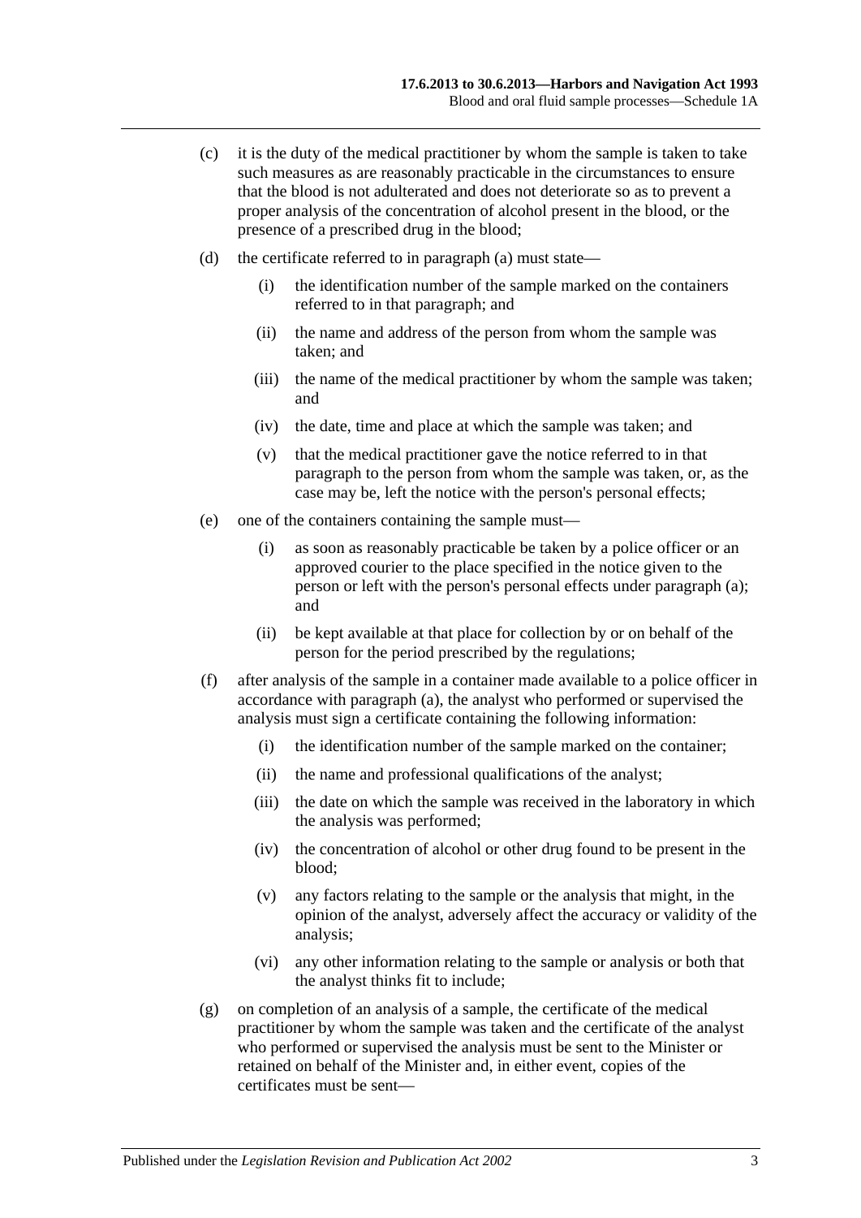(c) it is the duty of the medical practitioner by whom the sample is taken to take such measures as are reasonably practicable in the circumstances to ensure that the blood is not adulterated and does not deteriorate so as to prevent a proper analysis of the concentration of alcohol present in the blood, or the presence of a prescribed drug in the blood;

(d) the certificate referred to in paragraph (a) must state—

(i) the identification number of the sample marked on the containers referred to in that paragraph; and

(ii) the name and address of the person from whom the sample was taken; and

(iii) the name of the medical practitioner by whom the sample was taken; and

(iv) the date, time and place at which the sample was taken; and

(v) that the medical practitioner gave the notice referred to in that paragraph to the person from whom the sample was taken, or, as the case may be, left the notice with the person's personal effects;

(e) one of the containers containing the sample must—

(i) as soon as reasonably practicable be taken by a police officer or an approved courier to the place specified in the notice given to the person or left with the person's personal effects under paragraph (a); and

(ii) be kept available at that place for collection by or on behalf of the person for the period prescribed by the regulations;

(f) after analysis of the sample in a container made available to a police officer in accordance with paragraph (a), the analyst who performed or supervised the analysis must sign a certificate containing the following information:

(i) the identification number of the sample marked on the container;

(ii) the name and professional qualifications of the analyst;

(iii) the date on which the sample was received in the laboratory in which the analysis was performed;

(iv) the concentration of alcohol or other drug found to be present in the blood;

(v) any factors relating to the sample or the analysis that might, in the opinion of the analyst, adversely affect the accuracy or validity of the analysis;

(vi) any other information relating to the sample or analysis or both that the analyst thinks fit to include;

(g) on completion of an analysis of a sample, the certificate of the medical practitioner by whom the sample was taken and the certificate of the analyst who performed or supervised the analysis must be sent to the Minister or retained on behalf of the Minister and, in either event, copies of the certificates must be sent—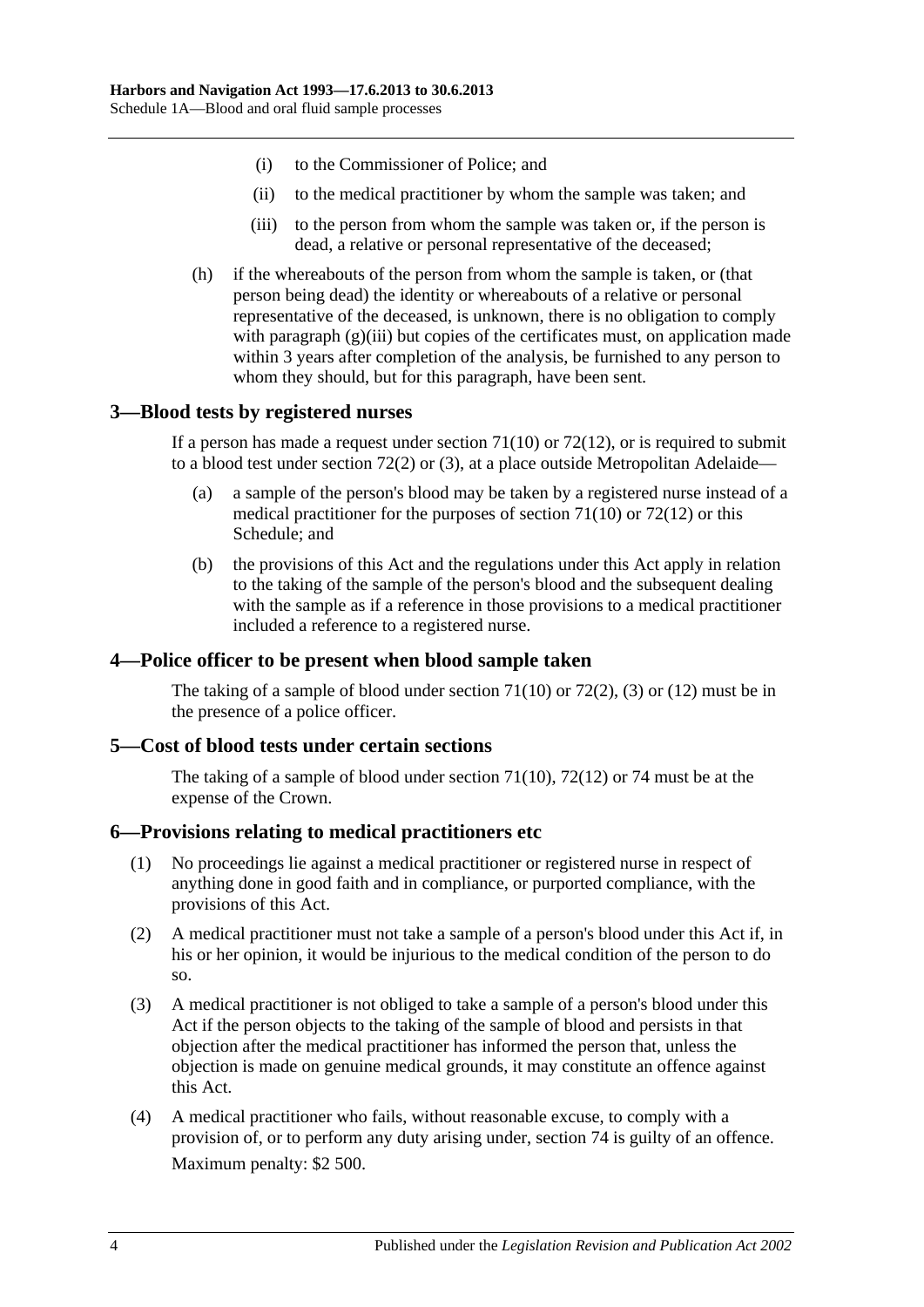(i) to the Commissioner of Police; and

(ii) to the medical practitioner by whom the sample was taken; and

(iii) to the person from whom the sample was taken or, if the person is dead, a relative or personal representative of the deceased;

(h) if the whereabouts of the person from whom the sample is taken, or (that person being dead) the identity or whereabouts of a relative or personal representative of the deceased, is unknown, there is no obligation to comply with paragraph (g)(iii) but copies of the certificates must, on application made within 3 years after completion of the analysis, be furnished to any person to whom they should, but for this paragraph, have been sent.

## 3—Blood tests by registered nurses

If a person has made a request under section 71(10) or 72(12), or is required to submit to a blood test under section 72(2) or (3), at a place outside Metropolitan Adelaide—

(a) a sample of the person's blood may be taken by a registered nurse instead of a medical practitioner for the purposes of section 71(10) or 72(12) or this Schedule; and

(b) the provisions of this Act and the regulations under this Act apply in relation to the taking of the sample of the person's blood and the subsequent dealing with the sample as if a reference in those provisions to a medical practitioner included a reference to a registered nurse.

## 4—Police officer to be present when blood sample taken

The taking of a sample of blood under section 71(10) or 72(2), (3) or (12) must be in the presence of a police officer.

## 5—Cost of blood tests under certain sections

The taking of a sample of blood under section 71(10), 72(12) or 74 must be at the expense of the Crown.

## 6—Provisions relating to medical practitioners etc

(1) No proceedings lie against a medical practitioner or registered nurse in respect of anything done in good faith and in compliance, or purported compliance, with the provisions of this Act.

(2) A medical practitioner must not take a sample of a person's blood under this Act if, in his or her opinion, it would be injurious to the medical condition of the person to do so.

(3) A medical practitioner is not obliged to take a sample of a person's blood under this Act if the person objects to the taking of the sample of blood and persists in that objection after the medical practitioner has informed the person that, unless the objection is made on genuine medical grounds, it may constitute an offence against this Act.

(4) A medical practitioner who fails, without reasonable excuse, to comply with a provision of, or to perform any duty arising under, section 74 is guilty of an offence.

Maximum penalty: $2 500.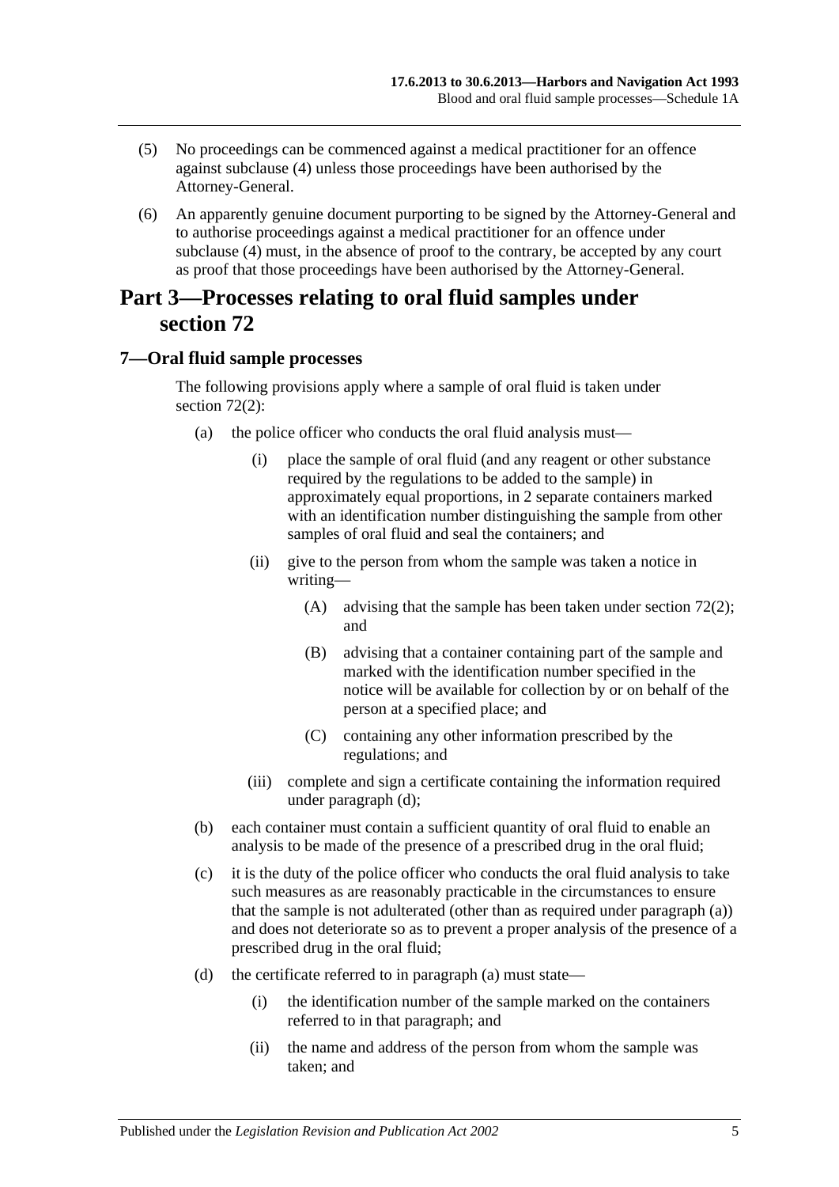(5) No proceedings can be commenced against a medical practitioner for an offence against subclause (4) unless those proceedings have been authorised by the Attorney-General.

(6) An apparently genuine document purporting to be signed by the Attorney-General and to authorise proceedings against a medical practitioner for an offence under subclause (4) must, in the absence of proof to the contrary, be accepted by any court as proof that those proceedings have been authorised by the Attorney-General.

# Part 3—Processes relating to oral fluid samples under section 72

## 7—Oral fluid sample processes

The following provisions apply where a sample of oral fluid is taken under section 72(2):

(a) the police officer who conducts the oral fluid analysis must—

(i) place the sample of oral fluid (and any reagent or other substance required by the regulations to be added to the sample) in approximately equal proportions, in 2 separate containers marked with an identification number distinguishing the sample from other samples of oral fluid and seal the containers; and

(ii) give to the person from whom the sample was taken a notice in writing—

(A) advising that the sample has been taken under section 72(2); and

(B) advising that a container containing part of the sample and marked with the identification number specified in the notice will be available for collection by or on behalf of the person at a specified place; and

(C) containing any other information prescribed by the regulations; and

(iii) complete and sign a certificate containing the information required under paragraph (d);

(b) each container must contain a sufficient quantity of oral fluid to enable an analysis to be made of the presence of a prescribed drug in the oral fluid;

(c) it is the duty of the police officer who conducts the oral fluid analysis to take such measures as are reasonably practicable in the circumstances to ensure that the sample is not adulterated (other than as required under paragraph (a)) and does not deteriorate so as to prevent a proper analysis of the presence of a prescribed drug in the oral fluid;

(d) the certificate referred to in paragraph (a) must state—

(i) the identification number of the sample marked on the containers referred to in that paragraph; and

(ii) the name and address of the person from whom the sample was taken; and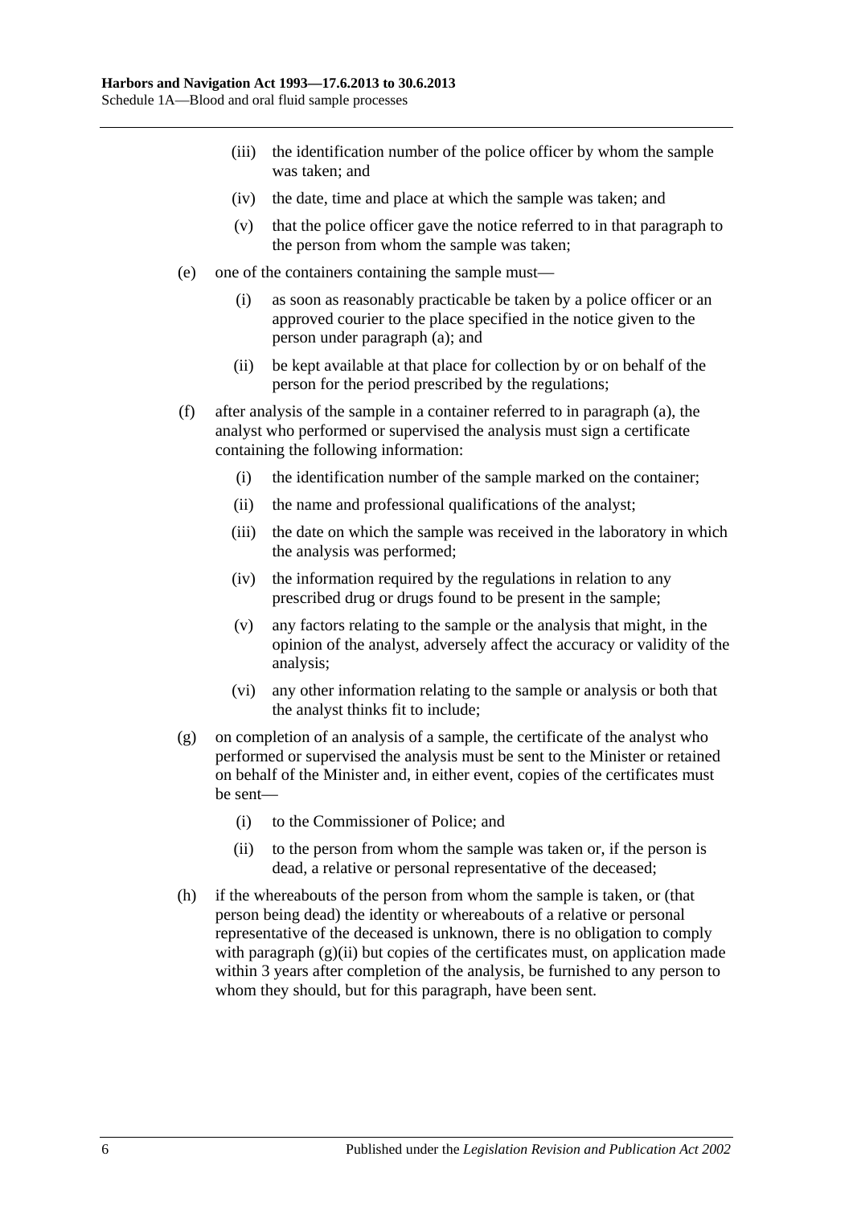(iii) the identification number of the police officer by whom the sample was taken; and

(iv) the date, time and place at which the sample was taken; and

(v) that the police officer gave the notice referred to in that paragraph to the person from whom the sample was taken;

(e) one of the containers containing the sample must—

(i) as soon as reasonably practicable be taken by a police officer or an approved courier to the place specified in the notice given to the person under paragraph (a); and

(ii) be kept available at that place for collection by or on behalf of the person for the period prescribed by the regulations;

(f) after analysis of the sample in a container referred to in paragraph (a), the analyst who performed or supervised the analysis must sign a certificate containing the following information:

(i) the identification number of the sample marked on the container;

(ii) the name and professional qualifications of the analyst;

(iii) the date on which the sample was received in the laboratory in which the analysis was performed;

(iv) the information required by the regulations in relation to any prescribed drug or drugs found to be present in the sample;

(v) any factors relating to the sample or the analysis that might, in the opinion of the analyst, adversely affect the accuracy or validity of the analysis;

(vi) any other information relating to the sample or analysis or both that the analyst thinks fit to include;

(g) on completion of an analysis of a sample, the certificate of the analyst who performed or supervised the analysis must be sent to the Minister or retained on behalf of the Minister and, in either event, copies of the certificates must be sent—

(i) to the Commissioner of Police; and

(ii) to the person from whom the sample was taken or, if the person is dead, a relative or personal representative of the deceased;

(h) if the whereabouts of the person from whom the sample is taken, or (that person being dead) the identity or whereabouts of a relative or personal representative of the deceased is unknown, there is no obligation to comply with paragraph (g)(ii) but copies of the certificates must, on application made within 3 years after completion of the analysis, be furnished to any person to whom they should, but for this paragraph, have been sent.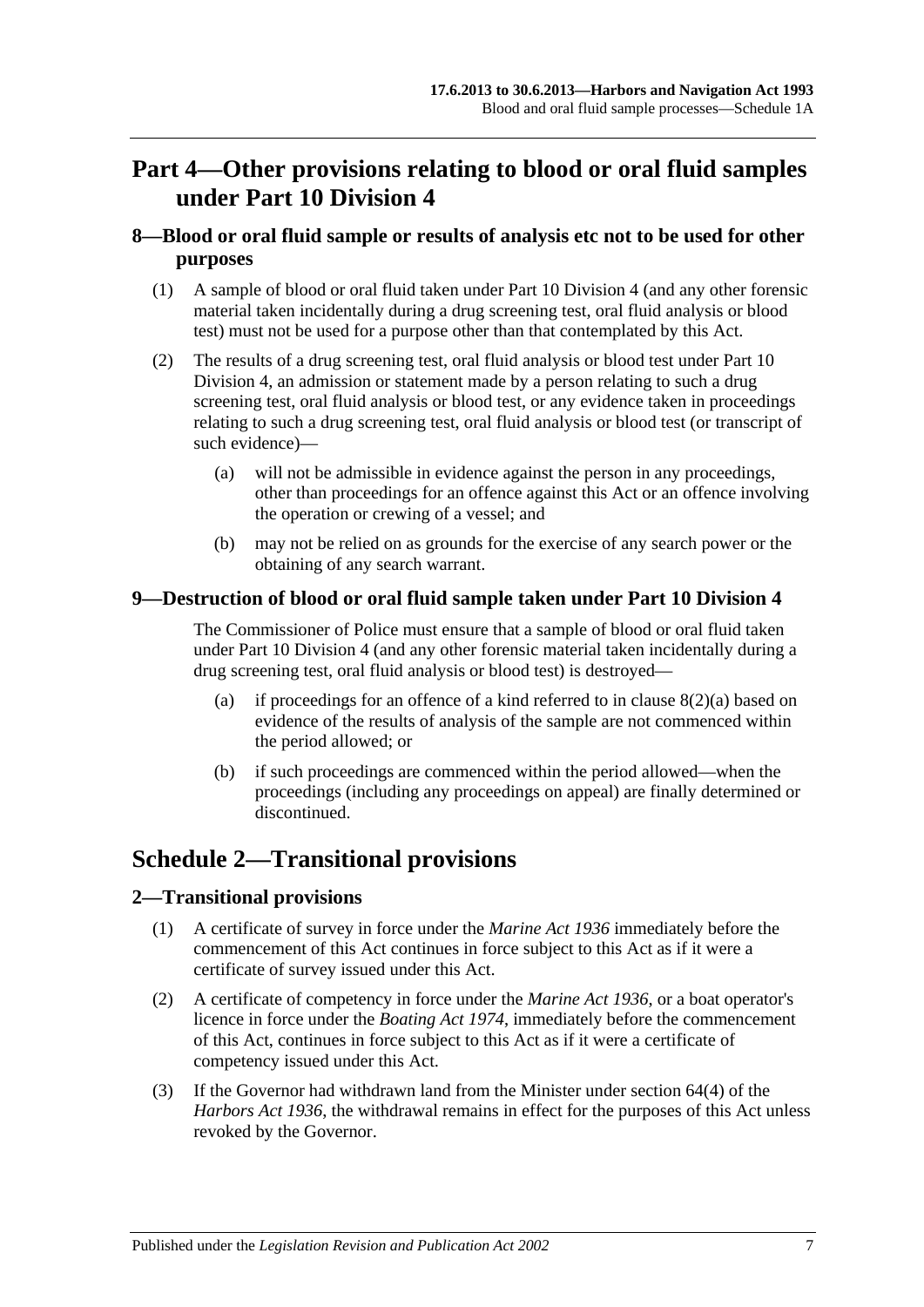## Part 4—Other provisions relating to blood or oral fluid samples under Part 10 Division 4

### 8—Blood or oral fluid sample or results of analysis etc not to be used for other purposes

(1) A sample of blood or oral fluid taken under Part 10 Division 4 (and any other forensic material taken incidentally during a drug screening test, oral fluid analysis or blood test) must not be used for a purpose other than that contemplated by this Act.

(2) The results of a drug screening test, oral fluid analysis or blood test under Part 10 Division 4, an admission or statement made by a person relating to such a drug screening test, oral fluid analysis or blood test, or any evidence taken in proceedings relating to such a drug screening test, oral fluid analysis or blood test (or transcript of such evidence)—

(a) will not be admissible in evidence against the person in any proceedings, other than proceedings for an offence against this Act or an offence involving the operation or crewing of a vessel; and

(b) may not be relied on as grounds for the exercise of any search power or the obtaining of any search warrant.

### 9—Destruction of blood or oral fluid sample taken under Part 10 Division 4

The Commissioner of Police must ensure that a sample of blood or oral fluid taken under Part 10 Division 4 (and any other forensic material taken incidentally during a drug screening test, oral fluid analysis or blood test) is destroyed—

(a) if proceedings for an offence of a kind referred to in clause 8(2)(a) based on evidence of the results of analysis of the sample are not commenced within the period allowed; or

(b) if such proceedings are commenced within the period allowed—when the proceedings (including any proceedings on appeal) are finally determined or discontinued.

## Schedule 2—Transitional provisions

### 2—Transitional provisions

(1) A certificate of survey in force under the *Marine Act 1936* immediately before the commencement of this Act continues in force subject to this Act as if it were a certificate of survey issued under this Act.

(2) A certificate of competency in force under the *Marine Act 1936*, or a boat operator's licence in force under the *Boating Act 1974*, immediately before the commencement of this Act, continues in force subject to this Act as if it were a certificate of competency issued under this Act.

(3) If the Governor had withdrawn land from the Minister under section 64(4) of the *Harbors Act 1936*, the withdrawal remains in effect for the purposes of this Act unless revoked by the Governor.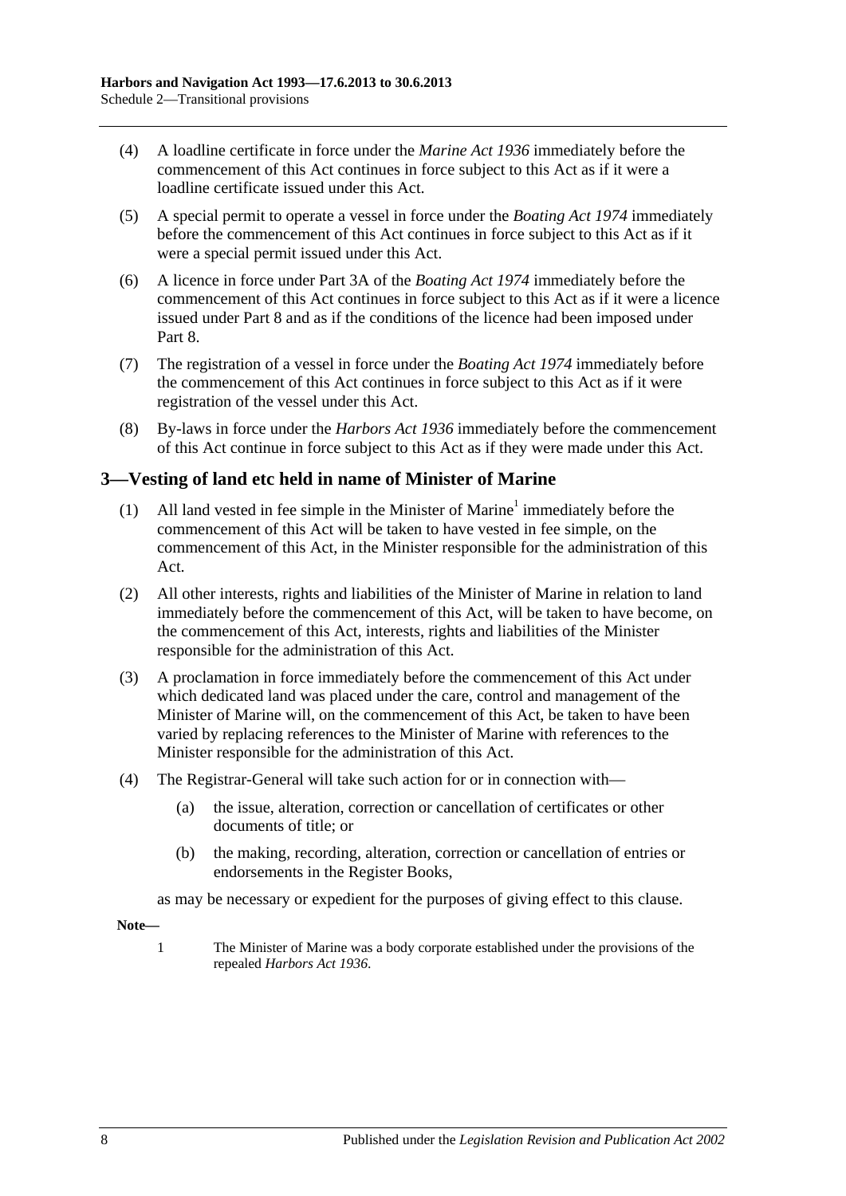(4) A loadline certificate in force under the *Marine Act 1936* immediately before the commencement of this Act continues in force subject to this Act as if it were a loadline certificate issued under this Act.

(5) A special permit to operate a vessel in force under the *Boating Act 1974* immediately before the commencement of this Act continues in force subject to this Act as if it were a special permit issued under this Act.

(6) A licence in force under Part 3A of the *Boating Act 1974* immediately before the commencement of this Act continues in force subject to this Act as if it were a licence issued under Part 8 and as if the conditions of the licence had been imposed under Part 8.

(7) The registration of a vessel in force under the *Boating Act 1974* immediately before the commencement of this Act continues in force subject to this Act as if it were registration of the vessel under this Act.

(8) By-laws in force under the *Harbors Act 1936* immediately before the commencement of this Act continue in force subject to this Act as if they were made under this Act.

## 3—Vesting of land etc held in name of Minister of Marine

(1) All land vested in fee simple in the Minister of Marine[1] immediately before the commencement of this Act will be taken to have vested in fee simple, on the commencement of this Act, in the Minister responsible for the administration of this Act.

(2) All other interests, rights and liabilities of the Minister of Marine in relation to land immediately before the commencement of this Act, will be taken to have become, on the commencement of this Act, interests, rights and liabilities of the Minister responsible for the administration of this Act.

(3) A proclamation in force immediately before the commencement of this Act under which dedicated land was placed under the care, control and management of the Minister of Marine will, on the commencement of this Act, be taken to have been varied by replacing references to the Minister of Marine with references to the Minister responsible for the administration of this Act.

(4) The Registrar-General will take such action for or in connection with—

(a) the issue, alteration, correction or cancellation of certificates or other documents of title; or

(b) the making, recording, alteration, correction or cancellation of entries or endorsements in the Register Books,

as may be necessary or expedient for the purposes of giving effect to this clause.

**Note—**

1 The Minister of Marine was a body corporate established under the provisions of the repealed *Harbors Act 1936*.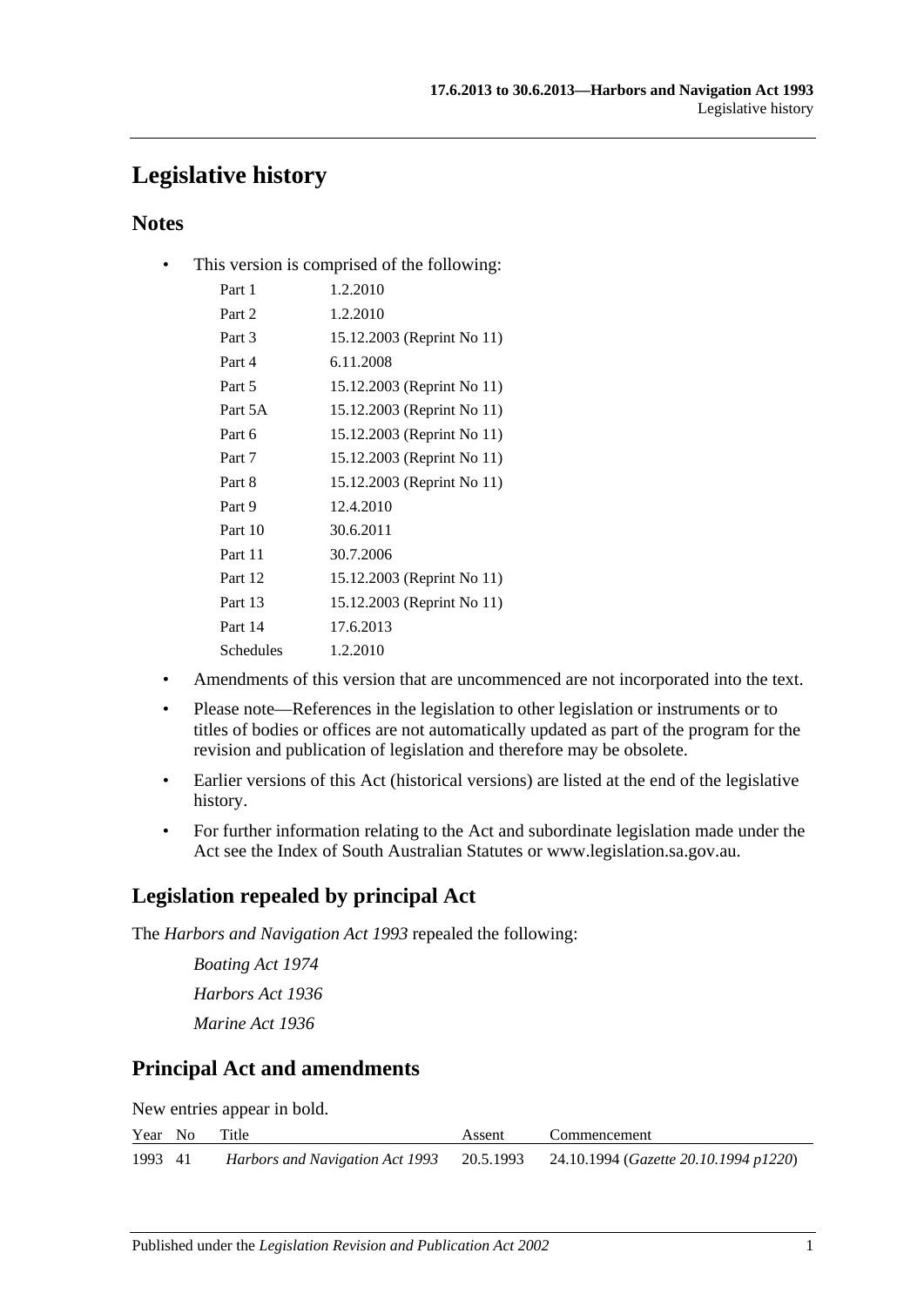# Legislative history

## Notes

- This version is comprised of the following:

| | |
|---|---|
| Part 1 | 1.2.2010 |
| Part 2 | 1.2.2010 |
| Part 3 | 15.12.2003 (Reprint No 11) |
| Part 4 | 6.11.2008 |
| Part 5 | 15.12.2003 (Reprint No 11) |
| Part 5A | 15.12.2003 (Reprint No 11) |
| Part 6 | 15.12.2003 (Reprint No 11) |
| Part 7 | 15.12.2003 (Reprint No 11) |
| Part 8 | 15.12.2003 (Reprint No 11) |
| Part 9 | 12.4.2010 |
| Part 10 | 30.6.2011 |
| Part 11 | 30.7.2006 |
| Part 12 | 15.12.2003 (Reprint No 11) |
| Part 13 | 15.12.2003 (Reprint No 11) |
| Part 14 | 17.6.2013 |
| Schedules | 1.2.2010 |

- Amendments of this version that are uncommenced are not incorporated into the text.
- Please note—References in the legislation to other legislation or instruments or to titles of bodies or offices are not automatically updated as part of the program for the revision and publication of legislation and therefore may be obsolete.
- Earlier versions of this Act (historical versions) are listed at the end of the legislative history.
- For further information relating to the Act and subordinate legislation made under the Act see the Index of South Australian Statutes or www.legislation.sa.gov.au.

## Legislation repealed by principal Act

The *Harbors and Navigation Act 1993* repealed the following:

*Boating Act 1974*

*Harbors Act 1936*

*Marine Act 1936*

## Principal Act and amendments

New entries appear in bold.

| Year | No | Title | Assent | Commencement |
|---|---|---|---|---|
| 1993 | 41 | *Harbors and Navigation Act 1993* | 20.5.1993 | 24.10.1994 (*Gazette 20.10.1994 p1220*) |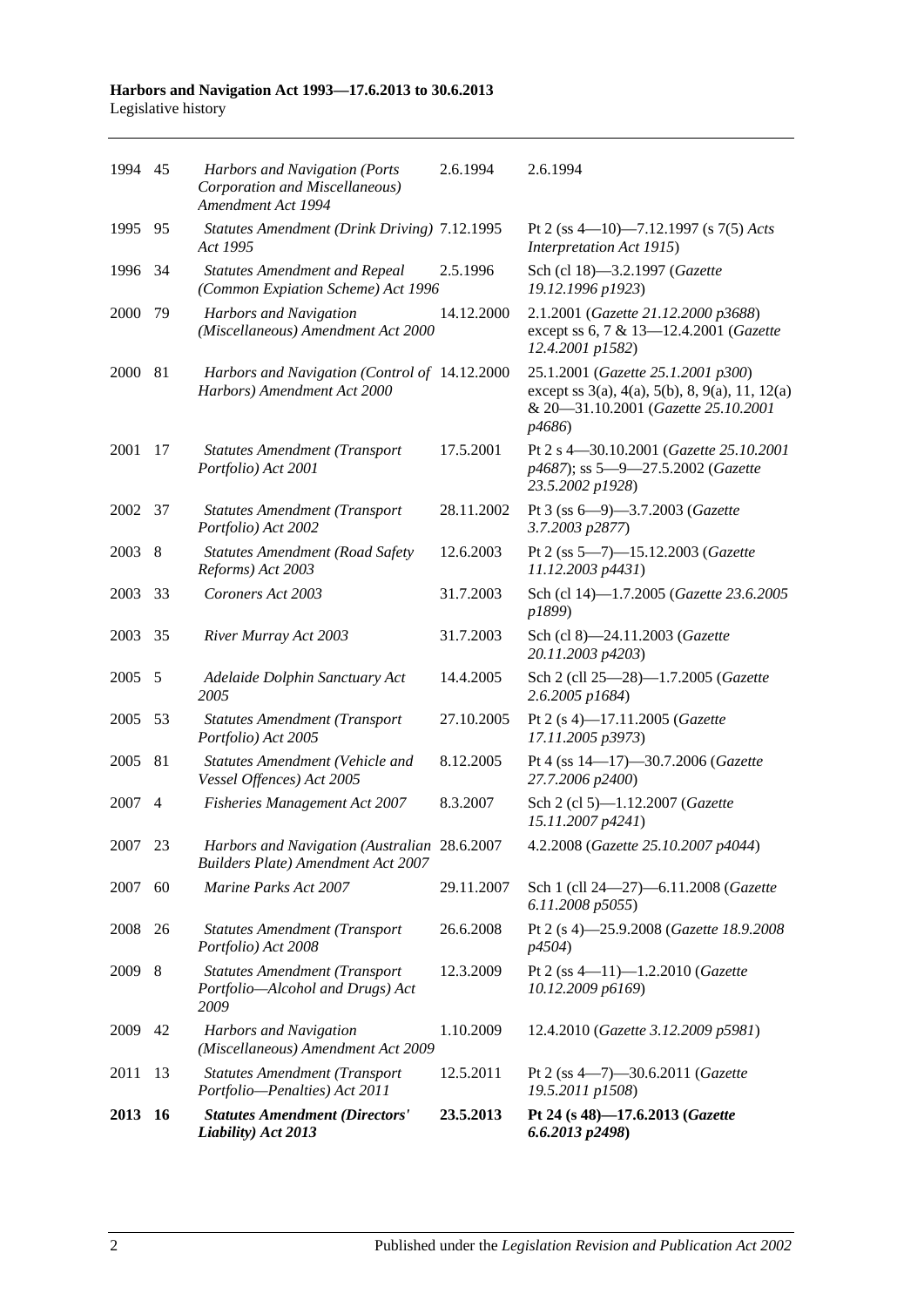| | | | | |
|---|---|---|---|---|
| 1994 | 45 | *Harbors and Navigation (Ports Corporation and Miscellaneous) Amendment Act 1994* | 2.6.1994 | 2.6.1994 |
| 1995 | 95 | *Statutes Amendment (Drink Driving) Act 1995* | 7.12.1995 | Pt 2 (ss 4—10)—7.12.1997 (s 7(5) *Acts Interpretation Act 1915*) |
| 1996 | 34 | *Statutes Amendment and Repeal (Common Expiation Scheme) Act 1996* | 2.5.1996 | Sch (cl 18)—3.2.1997 (*Gazette 19.12.1996 p1923*) |
| 2000 | 79 | *Harbors and Navigation (Miscellaneous) Amendment Act 2000* | 14.12.2000 | 2.1.2001 (*Gazette 21.12.2000 p3688*) except ss 6, 7 & 13—12.4.2001 (*Gazette 12.4.2001 p1582*) |
| 2000 | 81 | *Harbors and Navigation (Control of Harbors) Amendment Act 2000* | 14.12.2000 | 25.1.2001 (*Gazette 25.1.2001 p300*) except ss 3(a), 4(a), 5(b), 8, 9(a), 11, 12(a) & 20—31.10.2001 (*Gazette 25.10.2001 p4686*) |
| 2001 | 17 | *Statutes Amendment (Transport Portfolio) Act 2001* | 17.5.2001 | Pt 2 s 4—30.10.2001 (*Gazette 25.10.2001 p4687*); ss 5—9—27.5.2002 (*Gazette 23.5.2002 p1928*) |
| 2002 | 37 | *Statutes Amendment (Transport Portfolio) Act 2002* | 28.11.2002 | Pt 3 (ss 6—9)—3.7.2003 (*Gazette 3.7.2003 p2877*) |
| 2003 | 8 | *Statutes Amendment (Road Safety Reforms) Act 2003* | 12.6.2003 | Pt 2 (ss 5—7)—15.12.2003 (*Gazette 11.12.2003 p4431*) |
| 2003 | 33 | *Coroners Act 2003* | 31.7.2003 | Sch (cl 14)—1.7.2005 (*Gazette 23.6.2005 p1899*) |
| 2003 | 35 | *River Murray Act 2003* | 31.7.2003 | Sch (cl 8)—24.11.2003 (*Gazette 20.11.2003 p4203*) |
| 2005 | 5 | *Adelaide Dolphin Sanctuary Act 2005* | 14.4.2005 | Sch 2 (cll 25—28)—1.7.2005 (*Gazette 2.6.2005 p1684*) |
| 2005 | 53 | *Statutes Amendment (Transport Portfolio) Act 2005* | 27.10.2005 | Pt 2 (s 4)—17.11.2005 (*Gazette 17.11.2005 p3973*) |
| 2005 | 81 | *Statutes Amendment (Vehicle and Vessel Offences) Act 2005* | 8.12.2005 | Pt 4 (ss 14—17)—30.7.2006 (*Gazette 27.7.2006 p2400*) |
| 2007 | 4 | *Fisheries Management Act 2007* | 8.3.2007 | Sch 2 (cl 5)—1.12.2007 (*Gazette 15.11.2007 p4241*) |
| 2007 | 23 | *Harbors and Navigation (Australian Builders Plate) Amendment Act 2007* | 28.6.2007 | 4.2.2008 (*Gazette 25.10.2007 p4044*) |
| 2007 | 60 | *Marine Parks Act 2007* | 29.11.2007 | Sch 1 (cll 24—27)—6.11.2008 (*Gazette 6.11.2008 p5055*) |
| 2008 | 26 | *Statutes Amendment (Transport Portfolio) Act 2008* | 26.6.2008 | Pt 2 (s 4)—25.9.2008 (*Gazette 18.9.2008 p4504*) |
| 2009 | 8 | *Statutes Amendment (Transport Portfolio—Alcohol and Drugs) Act 2009* | 12.3.2009 | Pt 2 (ss 4—11)—1.2.2010 (*Gazette 10.12.2009 p6169*) |
| 2009 | 42 | *Harbors and Navigation (Miscellaneous) Amendment Act 2009* | 1.10.2009 | 12.4.2010 (*Gazette 3.12.2009 p5981*) |
| 2011 | 13 | *Statutes Amendment (Transport Portfolio—Penalties) Act 2011* | 12.5.2011 | Pt 2 (ss 4—7)—30.6.2011 (*Gazette 19.5.2011 p1508*) |
| **2013** | **16** | ***Statutes Amendment (Directors' Liability) Act 2013*** | **23.5.2013** | **Pt 24 (s 48)—17.6.2013 (*Gazette 6.6.2013 p2498*)** |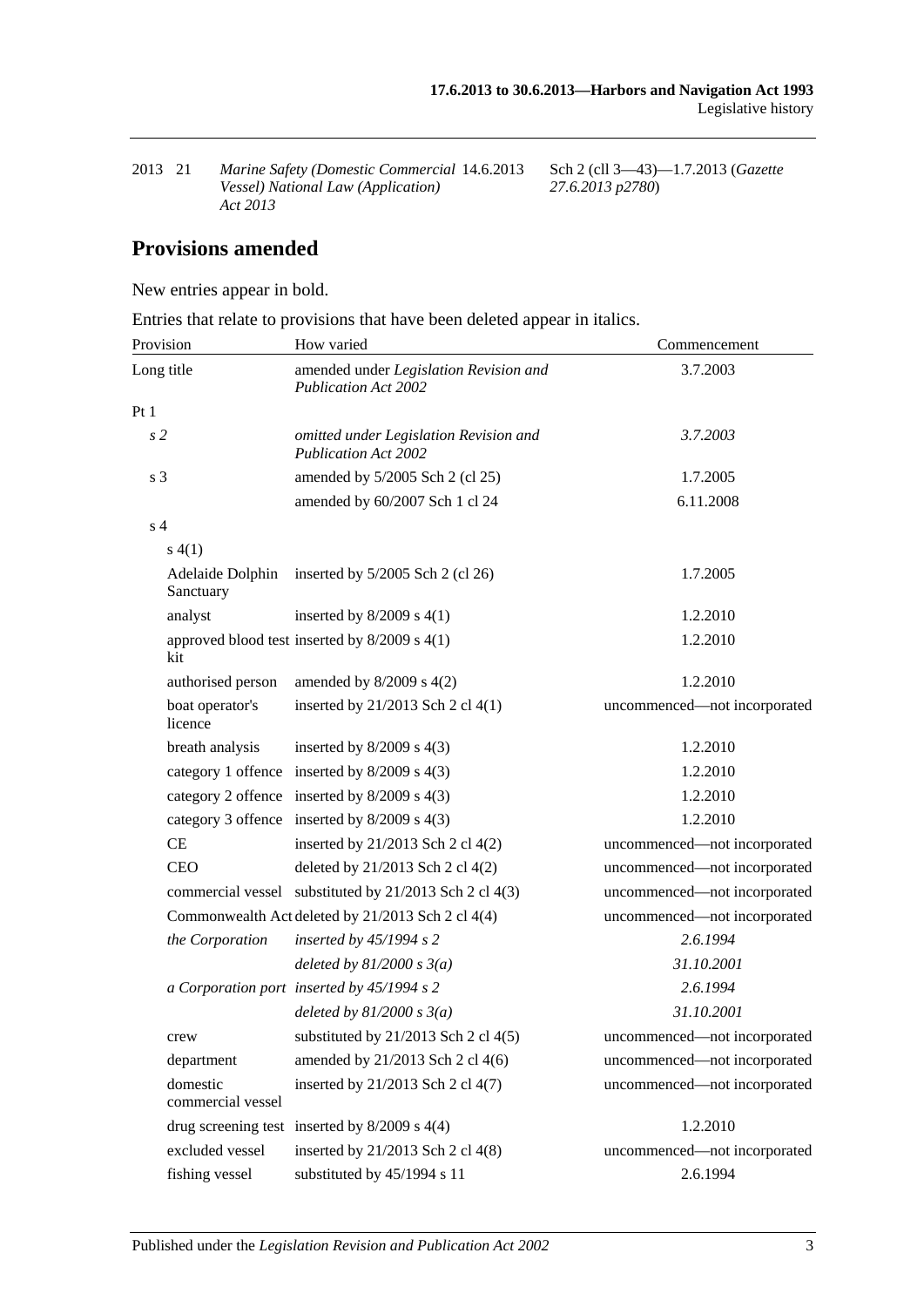| | | | | |
|---|---|---|---|---|
| 2013 | 21 | *Marine Safety (Domestic Commercial Vessel) National Law (Application) Act 2013* | 14.6.2013 | Sch 2 (cll 3—43)—1.7.2013 (*Gazette 27.6.2013 p2780*) |

## Provisions amended

New entries appear in bold.

Entries that relate to provisions that have been deleted appear in italics.

| Provision | How varied | Commencement |
|---|---|---|
| Long title | amended under *Legislation Revision and Publication Act 2002* | 3.7.2003 |
| Pt 1 | | |
| *s 2* | *omitted under Legislation Revision and Publication Act 2002* | *3.7.2003* |
| s 3 | amended by 5/2005 Sch 2 (cl 25) | 1.7.2005 |
| | amended by 60/2007 Sch 1 cl 24 | 6.11.2008 |
| s 4 | | |
| s 4(1) | | |
| Adelaide Dolphin Sanctuary | inserted by 5/2005 Sch 2 (cl 26) | 1.7.2005 |
| analyst | inserted by 8/2009 s 4(1) | 1.2.2010 |
| approved blood test kit | inserted by 8/2009 s 4(1) | 1.2.2010 |
| authorised person | amended by 8/2009 s 4(2) | 1.2.2010 |
| boat operator's licence | inserted by 21/2013 Sch 2 cl 4(1) | uncommenced—not incorporated |
| breath analysis | inserted by 8/2009 s 4(3) | 1.2.2010 |
| category 1 offence | inserted by 8/2009 s 4(3) | 1.2.2010 |
| category 2 offence | inserted by 8/2009 s 4(3) | 1.2.2010 |
| category 3 offence | inserted by 8/2009 s 4(3) | 1.2.2010 |
| CE | inserted by 21/2013 Sch 2 cl 4(2) | uncommenced—not incorporated |
| CEO | deleted by 21/2013 Sch 2 cl 4(2) | uncommenced—not incorporated |
| commercial vessel | substituted by 21/2013 Sch 2 cl 4(3) | uncommenced—not incorporated |
| Commonwealth Act | deleted by 21/2013 Sch 2 cl 4(4) | uncommenced—not incorporated |
| *the Corporation* | *inserted by 45/1994 s 2* | *2.6.1994* |
| | *deleted by 81/2000 s 3(a)* | *31.10.2001* |
| *a Corporation port* | *inserted by 45/1994 s 2* | *2.6.1994* |
| | *deleted by 81/2000 s 3(a)* | *31.10.2001* |
| crew | substituted by 21/2013 Sch 2 cl 4(5) | uncommenced—not incorporated |
| department | amended by 21/2013 Sch 2 cl 4(6) | uncommenced—not incorporated |
| domestic commercial vessel | inserted by 21/2013 Sch 2 cl 4(7) | uncommenced—not incorporated |
| drug screening test | inserted by 8/2009 s 4(4) | 1.2.2010 |
| excluded vessel | inserted by 21/2013 Sch 2 cl 4(8) | uncommenced—not incorporated |
| fishing vessel | substituted by 45/1994 s 11 | 2.6.1994 |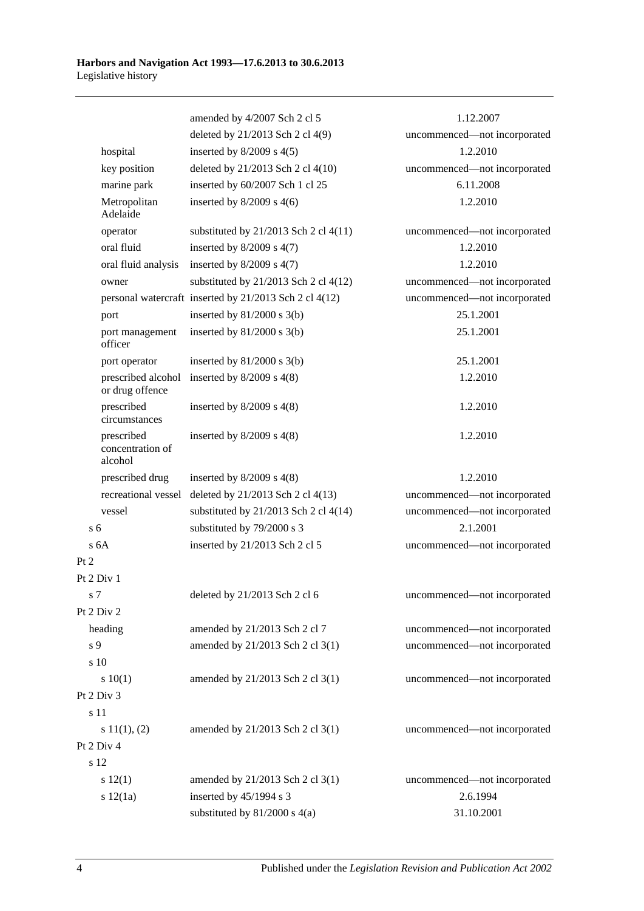| | | |
|---|---|---|
| | amended by 4/2007 Sch 2 cl 5 | 1.12.2007 |
| | deleted by 21/2013 Sch 2 cl 4(9) | uncommenced—not incorporated |
| hospital | inserted by 8/2009 s 4(5) | 1.2.2010 |
| key position | deleted by 21/2013 Sch 2 cl 4(10) | uncommenced—not incorporated |
| marine park | inserted by 60/2007 Sch 1 cl 25 | 6.11.2008 |
| Metropolitan Adelaide | inserted by 8/2009 s 4(6) | 1.2.2010 |
| operator | substituted by 21/2013 Sch 2 cl 4(11) | uncommenced—not incorporated |
| oral fluid | inserted by 8/2009 s 4(7) | 1.2.2010 |
| oral fluid analysis | inserted by 8/2009 s 4(7) | 1.2.2010 |
| owner | substituted by 21/2013 Sch 2 cl 4(12) | uncommenced—not incorporated |
| personal watercraft | inserted by 21/2013 Sch 2 cl 4(12) | uncommenced—not incorporated |
| port | inserted by 81/2000 s 3(b) | 25.1.2001 |
| port management officer | inserted by 81/2000 s 3(b) | 25.1.2001 |
| port operator | inserted by 81/2000 s 3(b) | 25.1.2001 |
| prescribed alcohol or drug offence | inserted by 8/2009 s 4(8) | 1.2.2010 |
| prescribed circumstances | inserted by 8/2009 s 4(8) | 1.2.2010 |
| prescribed concentration of alcohol | inserted by 8/2009 s 4(8) | 1.2.2010 |
| prescribed drug | inserted by 8/2009 s 4(8) | 1.2.2010 |
| recreational vessel | deleted by 21/2013 Sch 2 cl 4(13) | uncommenced—not incorporated |
| vessel | substituted by 21/2013 Sch 2 cl 4(14) | uncommenced—not incorporated |
| s 6 | substituted by 79/2000 s 3 | 2.1.2001 |
| s 6A | inserted by 21/2013 Sch 2 cl 5 | uncommenced—not incorporated |
| Pt 2 | | |
| Pt 2 Div 1 | | |
| s 7 | deleted by 21/2013 Sch 2 cl 6 | uncommenced—not incorporated |
| Pt 2 Div 2 | | |
| heading | amended by 21/2013 Sch 2 cl 7 | uncommenced—not incorporated |
| s 9 | amended by 21/2013 Sch 2 cl 3(1) | uncommenced—not incorporated |
| s 10 | | |
| s 10(1) | amended by 21/2013 Sch 2 cl 3(1) | uncommenced—not incorporated |
| Pt 2 Div 3 | | |
| s 11 | | |
| s 11(1), (2) | amended by 21/2013 Sch 2 cl 3(1) | uncommenced—not incorporated |
| Pt 2 Div 4 | | |
| s 12 | | |
| s 12(1) | amended by 21/2013 Sch 2 cl 3(1) | uncommenced—not incorporated |
| s 12(1a) | inserted by 45/1994 s 3 | 2.6.1994 |
| | substituted by 81/2000 s 4(a) | 31.10.2001 |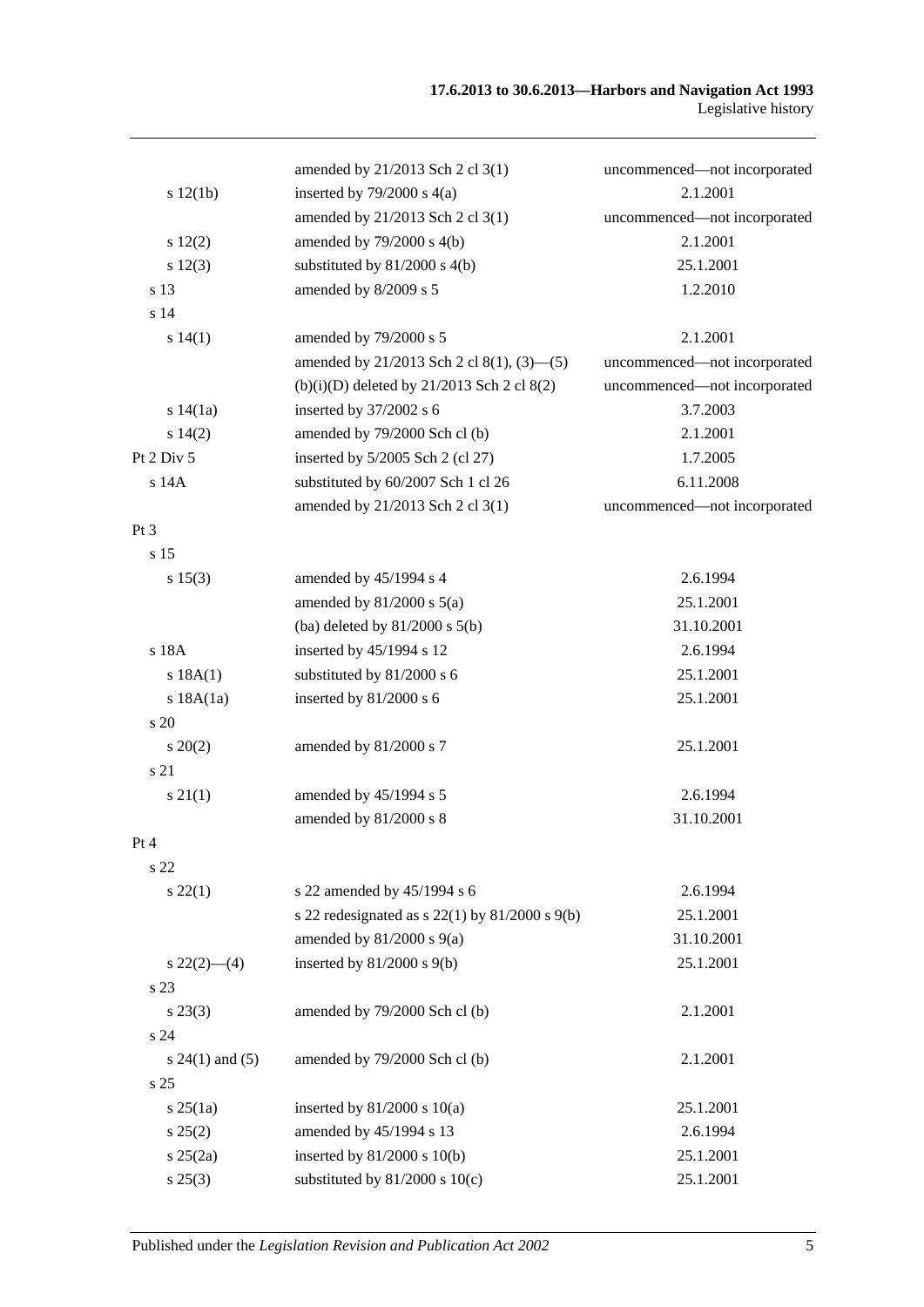| | | |
|---|---|---|
| | amended by 21/2013 Sch 2 cl 3(1) | uncommenced—not incorporated |
| s 12(1b) | inserted by 79/2000 s 4(a) | 2.1.2001 |
| | amended by 21/2013 Sch 2 cl 3(1) | uncommenced—not incorporated |
| s 12(2) | amended by 79/2000 s 4(b) | 2.1.2001 |
| s 12(3) | substituted by 81/2000 s 4(b) | 25.1.2001 |
| s 13 | amended by 8/2009 s 5 | 1.2.2010 |
| s 14 | | |
| s 14(1) | amended by 79/2000 s 5 | 2.1.2001 |
| | amended by 21/2013 Sch 2 cl 8(1), (3)—(5) | uncommenced—not incorporated |
| | (b)(i)(D) deleted by 21/2013 Sch 2 cl 8(2) | uncommenced—not incorporated |
| s 14(1a) | inserted by 37/2002 s 6 | 3.7.2003 |
| s 14(2) | amended by 79/2000 Sch cl (b) | 2.1.2001 |
| Pt 2 Div 5 | inserted by 5/2005 Sch 2 (cl 27) | 1.7.2005 |
| s 14A | substituted by 60/2007 Sch 1 cl 26 | 6.11.2008 |
| | amended by 21/2013 Sch 2 cl 3(1) | uncommenced—not incorporated |
| Pt 3 | | |
| s 15 | | |
| s 15(3) | amended by 45/1994 s 4 | 2.6.1994 |
| | amended by 81/2000 s 5(a) | 25.1.2001 |
| | (ba) deleted by 81/2000 s 5(b) | 31.10.2001 |
| s 18A | inserted by 45/1994 s 12 | 2.6.1994 |
| s 18A(1) | substituted by 81/2000 s 6 | 25.1.2001 |
| s 18A(1a) | inserted by 81/2000 s 6 | 25.1.2001 |
| s 20 | | |
| s 20(2) | amended by 81/2000 s 7 | 25.1.2001 |
| s 21 | | |
| s 21(1) | amended by 45/1994 s 5 | 2.6.1994 |
| | amended by 81/2000 s 8 | 31.10.2001 |
| Pt 4 | | |
| s 22 | | |
| s 22(1) | s 22 amended by 45/1994 s 6 | 2.6.1994 |
| | s 22 redesignated as s 22(1) by 81/2000 s 9(b) | 25.1.2001 |
| | amended by 81/2000 s 9(a) | 31.10.2001 |
| s 22(2)—(4) | inserted by 81/2000 s 9(b) | 25.1.2001 |
| s 23 | | |
| s 23(3) | amended by 79/2000 Sch cl (b) | 2.1.2001 |
| s 24 | | |
| s 24(1) and (5) | amended by 79/2000 Sch cl (b) | 2.1.2001 |
| s 25 | | |
| s 25(1a) | inserted by 81/2000 s 10(a) | 25.1.2001 |
| s 25(2) | amended by 45/1994 s 13 | 2.6.1994 |
| s 25(2a) | inserted by 81/2000 s 10(b) | 25.1.2001 |
| s 25(3) | substituted by 81/2000 s 10(c) | 25.1.2001 |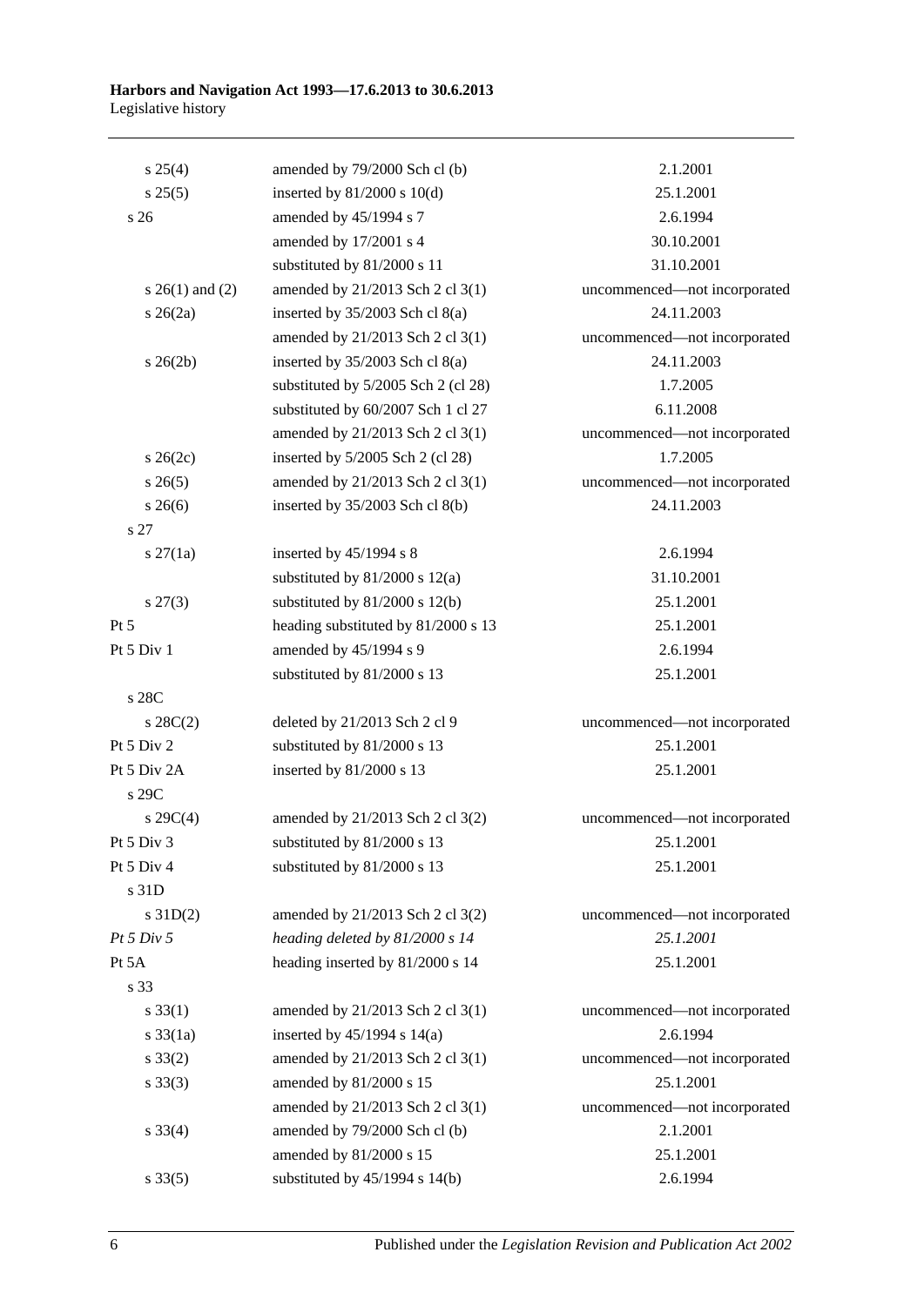| | | |
|---|---|---|
| s 25(4) | amended by 79/2000 Sch cl (b) | 2.1.2001 |
| s 25(5) | inserted by 81/2000 s 10(d) | 25.1.2001 |
| s 26 | amended by 45/1994 s 7 | 2.6.1994 |
| | amended by 17/2001 s 4 | 30.10.2001 |
| | substituted by 81/2000 s 11 | 31.10.2001 |
| s 26(1) and (2) | amended by 21/2013 Sch 2 cl 3(1) | uncommenced—not incorporated |
| s 26(2a) | inserted by 35/2003 Sch cl 8(a) | 24.11.2003 |
| | amended by 21/2013 Sch 2 cl 3(1) | uncommenced—not incorporated |
| s 26(2b) | inserted by 35/2003 Sch cl 8(a) | 24.11.2003 |
| | substituted by 5/2005 Sch 2 (cl 28) | 1.7.2005 |
| | substituted by 60/2007 Sch 1 cl 27 | 6.11.2008 |
| | amended by 21/2013 Sch 2 cl 3(1) | uncommenced—not incorporated |
| s 26(2c) | inserted by 5/2005 Sch 2 (cl 28) | 1.7.2005 |
| s 26(5) | amended by 21/2013 Sch 2 cl 3(1) | uncommenced—not incorporated |
| s 26(6) | inserted by 35/2003 Sch cl 8(b) | 24.11.2003 |
| s 27 | | |
| s 27(1a) | inserted by 45/1994 s 8 | 2.6.1994 |
| | substituted by 81/2000 s 12(a) | 31.10.2001 |
| s 27(3) | substituted by 81/2000 s 12(b) | 25.1.2001 |
| Pt 5 | heading substituted by 81/2000 s 13 | 25.1.2001 |
| Pt 5 Div 1 | amended by 45/1994 s 9 | 2.6.1994 |
| | substituted by 81/2000 s 13 | 25.1.2001 |
| s 28C | | |
| s 28C(2) | deleted by 21/2013 Sch 2 cl 9 | uncommenced—not incorporated |
| Pt 5 Div 2 | substituted by 81/2000 s 13 | 25.1.2001 |
| Pt 5 Div 2A | inserted by 81/2000 s 13 | 25.1.2001 |
| s 29C | | |
| s 29C(4) | amended by 21/2013 Sch 2 cl 3(2) | uncommenced—not incorporated |
| Pt 5 Div 3 | substituted by 81/2000 s 13 | 25.1.2001 |
| Pt 5 Div 4 | substituted by 81/2000 s 13 | 25.1.2001 |
| s 31D | | |
| s 31D(2) | amended by 21/2013 Sch 2 cl 3(2) | uncommenced—not incorporated |
| *Pt 5 Div 5* | *heading deleted by 81/2000 s 14* | *25.1.2001* |
| Pt 5A | heading inserted by 81/2000 s 14 | 25.1.2001 |
| s 33 | | |
| s 33(1) | amended by 21/2013 Sch 2 cl 3(1) | uncommenced—not incorporated |
| s 33(1a) | inserted by 45/1994 s 14(a) | 2.6.1994 |
| s 33(2) | amended by 21/2013 Sch 2 cl 3(1) | uncommenced—not incorporated |
| s 33(3) | amended by 81/2000 s 15 | 25.1.2001 |
| | amended by 21/2013 Sch 2 cl 3(1) | uncommenced—not incorporated |
| s 33(4) | amended by 79/2000 Sch cl (b) | 2.1.2001 |
| | amended by 81/2000 s 15 | 25.1.2001 |
| s 33(5) | substituted by 45/1994 s 14(b) | 2.6.1994 |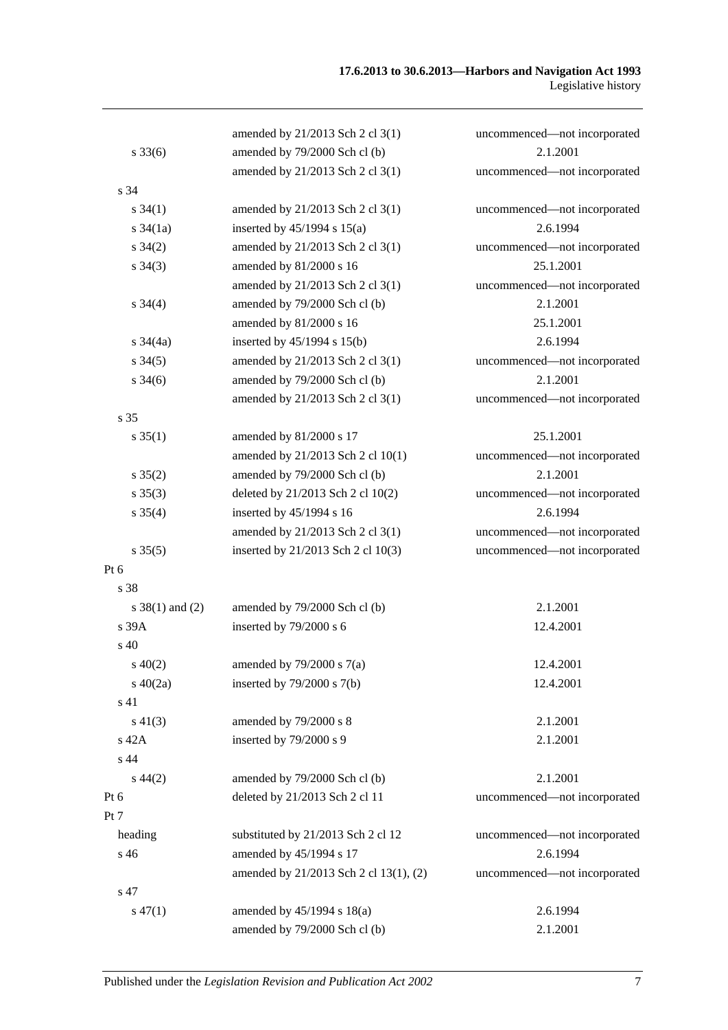| | | |
|---|---|---|
| | amended by 21/2013 Sch 2 cl 3(1) | uncommenced—not incorporated |
| s 33(6) | amended by 79/2000 Sch cl (b) | 2.1.2001 |
| | amended by 21/2013 Sch 2 cl 3(1) | uncommenced—not incorporated |
| s 34 | | |
| s 34(1) | amended by 21/2013 Sch 2 cl 3(1) | uncommenced—not incorporated |
| s 34(1a) | inserted by 45/1994 s 15(a) | 2.6.1994 |
| s 34(2) | amended by 21/2013 Sch 2 cl 3(1) | uncommenced—not incorporated |
| s 34(3) | amended by 81/2000 s 16 | 25.1.2001 |
| | amended by 21/2013 Sch 2 cl 3(1) | uncommenced—not incorporated |
| s 34(4) | amended by 79/2000 Sch cl (b) | 2.1.2001 |
| | amended by 81/2000 s 16 | 25.1.2001 |
| s 34(4a) | inserted by 45/1994 s 15(b) | 2.6.1994 |
| s 34(5) | amended by 21/2013 Sch 2 cl 3(1) | uncommenced—not incorporated |
| s 34(6) | amended by 79/2000 Sch cl (b) | 2.1.2001 |
| | amended by 21/2013 Sch 2 cl 3(1) | uncommenced—not incorporated |
| s 35 | | |
| s 35(1) | amended by 81/2000 s 17 | 25.1.2001 |
| | amended by 21/2013 Sch 2 cl 10(1) | uncommenced—not incorporated |
| s 35(2) | amended by 79/2000 Sch cl (b) | 2.1.2001 |
| s 35(3) | deleted by 21/2013 Sch 2 cl 10(2) | uncommenced—not incorporated |
| s 35(4) | inserted by 45/1994 s 16 | 2.6.1994 |
| | amended by 21/2013 Sch 2 cl 3(1) | uncommenced—not incorporated |
| s 35(5) | inserted by 21/2013 Sch 2 cl 10(3) | uncommenced—not incorporated |
| Pt 6 | | |
| s 38 | | |
| s 38(1) and (2) | amended by 79/2000 Sch cl (b) | 2.1.2001 |
| s 39A | inserted by 79/2000 s 6 | 12.4.2001 |
| s 40 | | |
| s 40(2) | amended by 79/2000 s 7(a) | 12.4.2001 |
| s 40(2a) | inserted by 79/2000 s 7(b) | 12.4.2001 |
| s 41 | | |
| s 41(3) | amended by 79/2000 s 8 | 2.1.2001 |
| s 42A | inserted by 79/2000 s 9 | 2.1.2001 |
| s 44 | | |
| s 44(2) | amended by 79/2000 Sch cl (b) | 2.1.2001 |
| Pt 6 | deleted by 21/2013 Sch 2 cl 11 | uncommenced—not incorporated |
| Pt 7 | | |
| heading | substituted by 21/2013 Sch 2 cl 12 | uncommenced—not incorporated |
| s 46 | amended by 45/1994 s 17 | 2.6.1994 |
| | amended by 21/2013 Sch 2 cl 13(1), (2) | uncommenced—not incorporated |
| s 47 | | |
| s 47(1) | amended by 45/1994 s 18(a) | 2.6.1994 |
| | amended by 79/2000 Sch cl (b) | 2.1.2001 |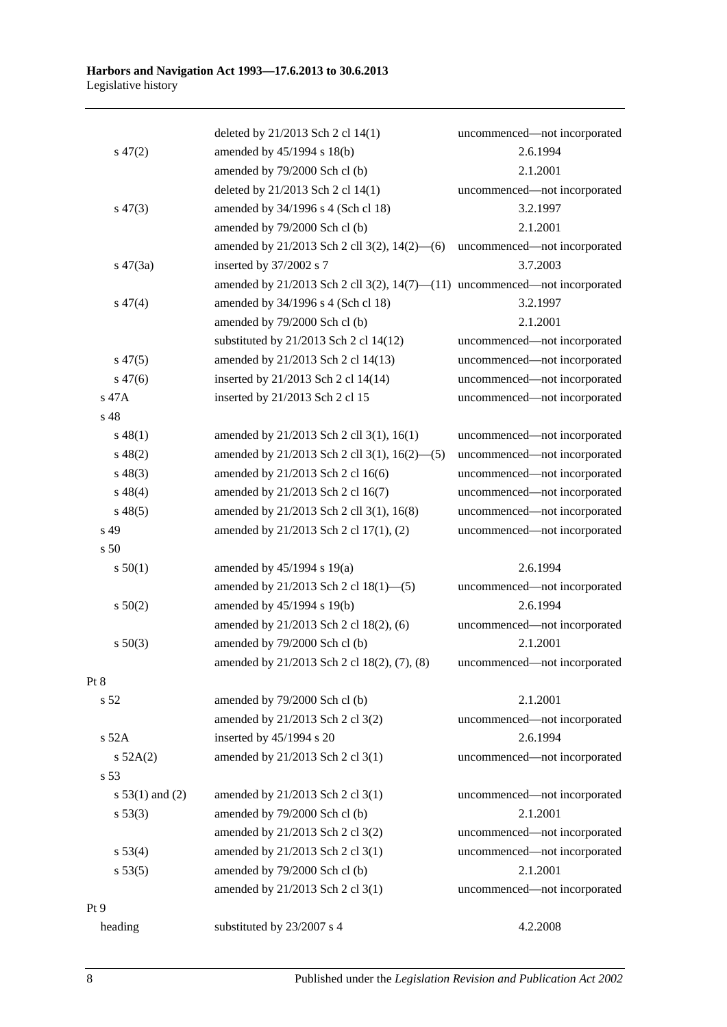| | | |
|---|---|---|
| | deleted by 21/2013 Sch 2 cl 14(1) | uncommenced—not incorporated |
| s 47(2) | amended by 45/1994 s 18(b) | 2.6.1994 |
| | amended by 79/2000 Sch cl (b) | 2.1.2001 |
| | deleted by 21/2013 Sch 2 cl 14(1) | uncommenced—not incorporated |
| s 47(3) | amended by 34/1996 s 4 (Sch cl 18) | 3.2.1997 |
| | amended by 79/2000 Sch cl (b) | 2.1.2001 |
| | amended by 21/2013 Sch 2 cll 3(2), 14(2)—(6) | uncommenced—not incorporated |
| s 47(3a) | inserted by 37/2002 s 7 | 3.7.2003 |
| | amended by 21/2013 Sch 2 cll 3(2), 14(7)—(11) | uncommenced—not incorporated |
| s 47(4) | amended by 34/1996 s 4 (Sch cl 18) | 3.2.1997 |
| | amended by 79/2000 Sch cl (b) | 2.1.2001 |
| | substituted by 21/2013 Sch 2 cl 14(12) | uncommenced—not incorporated |
| s 47(5) | amended by 21/2013 Sch 2 cl 14(13) | uncommenced—not incorporated |
| s 47(6) | inserted by 21/2013 Sch 2 cl 14(14) | uncommenced—not incorporated |
| s 47A | inserted by 21/2013 Sch 2 cl 15 | uncommenced—not incorporated |
| s 48 | | |
| s 48(1) | amended by 21/2013 Sch 2 cll 3(1), 16(1) | uncommenced—not incorporated |
| s 48(2) | amended by 21/2013 Sch 2 cll 3(1), 16(2)—(5) | uncommenced—not incorporated |
| s 48(3) | amended by 21/2013 Sch 2 cl 16(6) | uncommenced—not incorporated |
| s 48(4) | amended by 21/2013 Sch 2 cl 16(7) | uncommenced—not incorporated |
| s 48(5) | amended by 21/2013 Sch 2 cll 3(1), 16(8) | uncommenced—not incorporated |
| s 49 | amended by 21/2013 Sch 2 cl 17(1), (2) | uncommenced—not incorporated |
| s 50 | | |
| s 50(1) | amended by 45/1994 s 19(a) | 2.6.1994 |
| | amended by 21/2013 Sch 2 cl 18(1)—(5) | uncommenced—not incorporated |
| s 50(2) | amended by 45/1994 s 19(b) | 2.6.1994 |
| | amended by 21/2013 Sch 2 cl 18(2), (6) | uncommenced—not incorporated |
| s 50(3) | amended by 79/2000 Sch cl (b) | 2.1.2001 |
| | amended by 21/2013 Sch 2 cl 18(2), (7), (8) | uncommenced—not incorporated |
| Pt 8 | | |
| s 52 | amended by 79/2000 Sch cl (b) | 2.1.2001 |
| | amended by 21/2013 Sch 2 cl 3(2) | uncommenced—not incorporated |
| s 52A | inserted by 45/1994 s 20 | 2.6.1994 |
| s 52A(2) | amended by 21/2013 Sch 2 cl 3(1) | uncommenced—not incorporated |
| s 53 | | |
| s 53(1) and (2) | amended by 21/2013 Sch 2 cl 3(1) | uncommenced—not incorporated |
| s 53(3) | amended by 79/2000 Sch cl (b) | 2.1.2001 |
| | amended by 21/2013 Sch 2 cl 3(2) | uncommenced—not incorporated |
| s 53(4) | amended by 21/2013 Sch 2 cl 3(1) | uncommenced—not incorporated |
| s 53(5) | amended by 79/2000 Sch cl (b) | 2.1.2001 |
| | amended by 21/2013 Sch 2 cl 3(1) | uncommenced—not incorporated |
| Pt 9 | | |
| heading | substituted by 23/2007 s 4 | 4.2.2008 |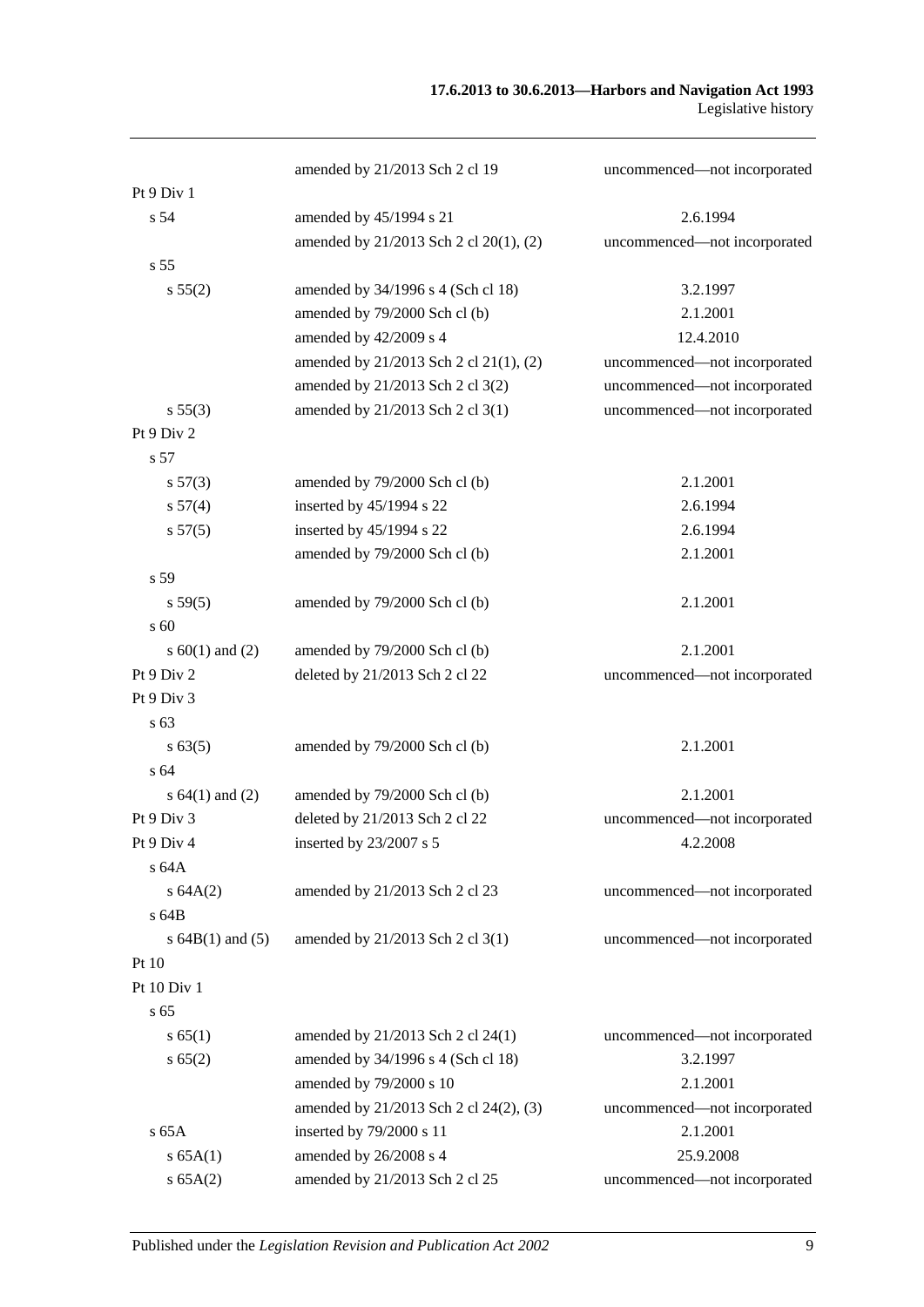| | | |
|---|---|---|
| | amended by 21/2013 Sch 2 cl 19 | uncommenced—not incorporated |
| Pt 9 Div 1 | | |
| s 54 | amended by 45/1994 s 21 | 2.6.1994 |
| | amended by 21/2013 Sch 2 cl 20(1), (2) | uncommenced—not incorporated |
| s 55 | | |
| s 55(2) | amended by 34/1996 s 4 (Sch cl 18) | 3.2.1997 |
| | amended by 79/2000 Sch cl (b) | 2.1.2001 |
| | amended by 42/2009 s 4 | 12.4.2010 |
| | amended by 21/2013 Sch 2 cl 21(1), (2) | uncommenced—not incorporated |
| | amended by 21/2013 Sch 2 cl 3(2) | uncommenced—not incorporated |
| s 55(3) | amended by 21/2013 Sch 2 cl 3(1) | uncommenced—not incorporated |
| Pt 9 Div 2 | | |
| s 57 | | |
| s 57(3) | amended by 79/2000 Sch cl (b) | 2.1.2001 |
| s 57(4) | inserted by 45/1994 s 22 | 2.6.1994 |
| s 57(5) | inserted by 45/1994 s 22 | 2.6.1994 |
| | amended by 79/2000 Sch cl (b) | 2.1.2001 |
| s 59 | | |
| s 59(5) | amended by 79/2000 Sch cl (b) | 2.1.2001 |
| s 60 | | |
| s 60(1) and (2) | amended by 79/2000 Sch cl (b) | 2.1.2001 |
| Pt 9 Div 2 | deleted by 21/2013 Sch 2 cl 22 | uncommenced—not incorporated |
| Pt 9 Div 3 | | |
| s 63 | | |
| s 63(5) | amended by 79/2000 Sch cl (b) | 2.1.2001 |
| s 64 | | |
| s 64(1) and (2) | amended by 79/2000 Sch cl (b) | 2.1.2001 |
| Pt 9 Div 3 | deleted by 21/2013 Sch 2 cl 22 | uncommenced—not incorporated |
| Pt 9 Div 4 | inserted by 23/2007 s 5 | 4.2.2008 |
| s 64A | | |
| s 64A(2) | amended by 21/2013 Sch 2 cl 23 | uncommenced—not incorporated |
| s 64B | | |
| s 64B(1) and (5) | amended by 21/2013 Sch 2 cl 3(1) | uncommenced—not incorporated |
| Pt 10 | | |
| Pt 10 Div 1 | | |
| s 65 | | |
| s 65(1) | amended by 21/2013 Sch 2 cl 24(1) | uncommenced—not incorporated |
| s 65(2) | amended by 34/1996 s 4 (Sch cl 18) | 3.2.1997 |
| | amended by 79/2000 s 10 | 2.1.2001 |
| | amended by 21/2013 Sch 2 cl 24(2), (3) | uncommenced—not incorporated |
| s 65A | inserted by 79/2000 s 11 | 2.1.2001 |
| s 65A(1) | amended by 26/2008 s 4 | 25.9.2008 |
| s 65A(2) | amended by 21/2013 Sch 2 cl 25 | uncommenced—not incorporated |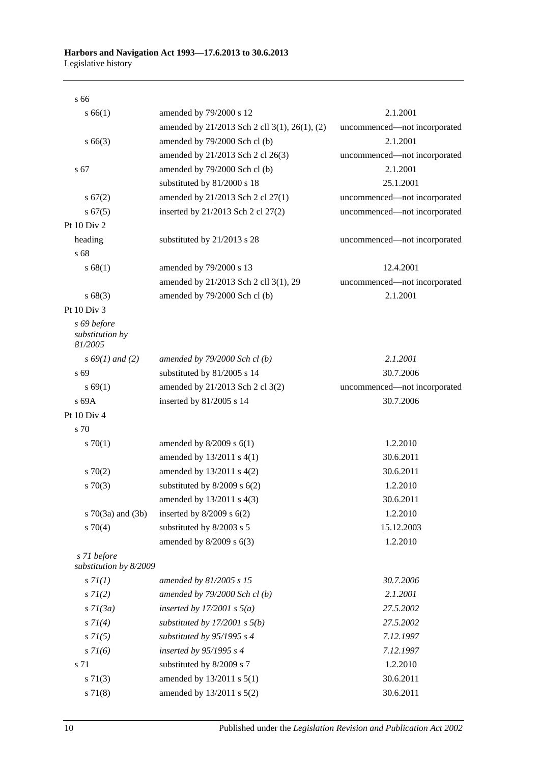| | | |
|---|---|---|
| s 66 | | |
| s 66(1) | amended by 79/2000 s 12 | 2.1.2001 |
| | amended by 21/2013 Sch 2 cll 3(1), 26(1), (2) | uncommenced—not incorporated |
| s 66(3) | amended by 79/2000 Sch cl (b) | 2.1.2001 |
| | amended by 21/2013 Sch 2 cl 26(3) | uncommenced—not incorporated |
| s 67 | amended by 79/2000 Sch cl (b) | 2.1.2001 |
| | substituted by 81/2000 s 18 | 25.1.2001 |
| s 67(2) | amended by 21/2013 Sch 2 cl 27(1) | uncommenced—not incorporated |
| s 67(5) | inserted by 21/2013 Sch 2 cl 27(2) | uncommenced—not incorporated |
| Pt 10 Div 2 | | |
| heading | substituted by 21/2013 s 28 | uncommenced—not incorporated |
| s 68 | | |
| s 68(1) | amended by 79/2000 s 13 | 12.4.2001 |
| | amended by 21/2013 Sch 2 cll 3(1), 29 | uncommenced—not incorporated |
| s 68(3) | amended by 79/2000 Sch cl (b) | 2.1.2001 |
| Pt 10 Div 3 | | |
| *s 69 before substitution by 81/2005* | | |
| *s 69(1) and (2)* | *amended by 79/2000 Sch cl (b)* | *2.1.2001* |
| s 69 | substituted by 81/2005 s 14 | 30.7.2006 |
| s 69(1) | amended by 21/2013 Sch 2 cl 3(2) | uncommenced—not incorporated |
| s 69A | inserted by 81/2005 s 14 | 30.7.2006 |
| Pt 10 Div 4 | | |
| s 70 | | |
| s 70(1) | amended by 8/2009 s 6(1) | 1.2.2010 |
| | amended by 13/2011 s 4(1) | 30.6.2011 |
| s 70(2) | amended by 13/2011 s 4(2) | 30.6.2011 |
| s 70(3) | substituted by 8/2009 s 6(2) | 1.2.2010 |
| | amended by 13/2011 s 4(3) | 30.6.2011 |
| s 70(3a) and (3b) | inserted by 8/2009 s 6(2) | 1.2.2010 |
| s 70(4) | substituted by 8/2003 s 5 | 15.12.2003 |
| | amended by 8/2009 s 6(3) | 1.2.2010 |
| *s 71 before substitution by 8/2009* | | |
| *s 71(1)* | *amended by 81/2005 s 15* | *30.7.2006* |
| *s 71(2)* | *amended by 79/2000 Sch cl (b)* | *2.1.2001* |
| *s 71(3a)* | *inserted by 17/2001 s 5(a)* | *27.5.2002* |
| *s 71(4)* | *substituted by 17/2001 s 5(b)* | *27.5.2002* |
| *s 71(5)* | *substituted by 95/1995 s 4* | *7.12.1997* |
| *s 71(6)* | *inserted by 95/1995 s 4* | *7.12.1997* |
| s 71 | substituted by 8/2009 s 7 | 1.2.2010 |
| s 71(3) | amended by 13/2011 s 5(1) | 30.6.2011 |
| s 71(8) | amended by 13/2011 s 5(2) | 30.6.2011 |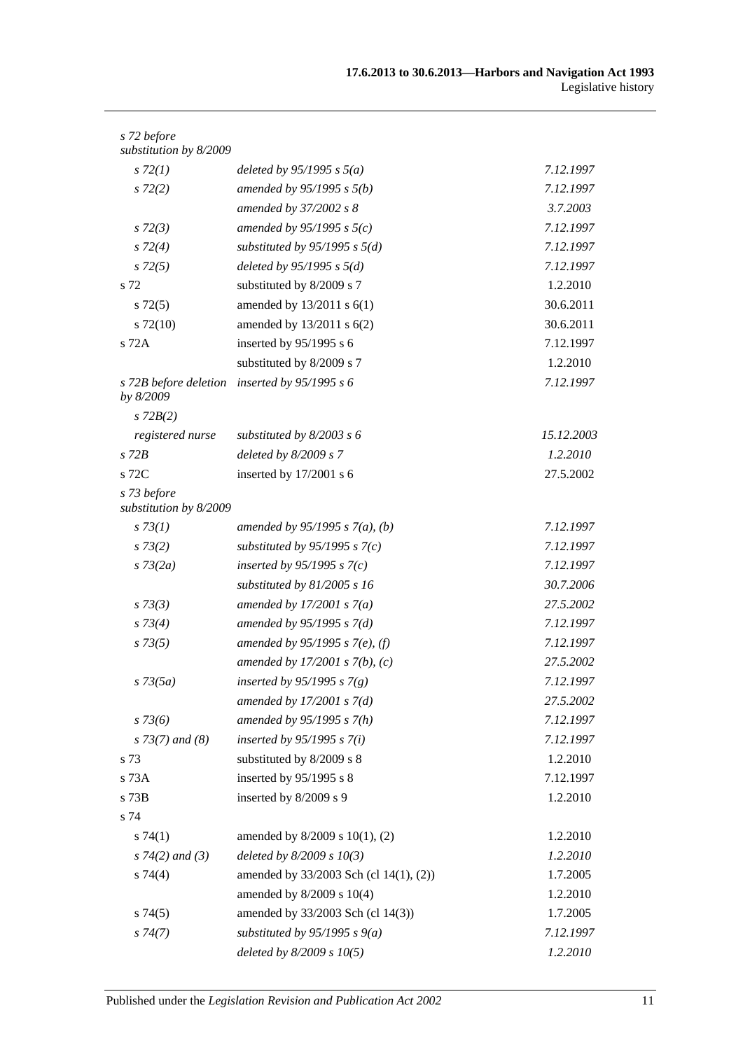| | | |
|---|---|---|
| *s 72 before substitution by 8/2009* | | |
| *s 72(1)* | *deleted by 95/1995 s 5(a)* | *7.12.1997* |
| *s 72(2)* | *amended by 95/1995 s 5(b)* | *7.12.1997* |
| | *amended by 37/2002 s 8* | *3.7.2003* |
| *s 72(3)* | *amended by 95/1995 s 5(c)* | *7.12.1997* |
| *s 72(4)* | *substituted by 95/1995 s 5(d)* | *7.12.1997* |
| *s 72(5)* | *deleted by 95/1995 s 5(d)* | *7.12.1997* |
| s 72 | substituted by 8/2009 s 7 | 1.2.2010 |
| s 72(5) | amended by 13/2011 s 6(1) | 30.6.2011 |
| s 72(10) | amended by 13/2011 s 6(2) | 30.6.2011 |
| s 72A | inserted by 95/1995 s 6 | 7.12.1997 |
| | substituted by 8/2009 s 7 | 1.2.2010 |
| *s 72B before deletion by 8/2009* | *inserted by 95/1995 s 6* | *7.12.1997* |
| *s 72B(2)* | | |
| *registered nurse* | *substituted by 8/2003 s 6* | *15.12.2003* |
| *s 72B* | *deleted by 8/2009 s 7* | *1.2.2010* |
| s 72C | inserted by 17/2001 s 6 | 27.5.2002 |
| *s 73 before substitution by 8/2009* | | |
| *s 73(1)* | *amended by 95/1995 s 7(a), (b)* | *7.12.1997* |
| *s 73(2)* | *substituted by 95/1995 s 7(c)* | *7.12.1997* |
| *s 73(2a)* | *inserted by 95/1995 s 7(c)* | *7.12.1997* |
| | *substituted by 81/2005 s 16* | *30.7.2006* |
| *s 73(3)* | *amended by 17/2001 s 7(a)* | *27.5.2002* |
| *s 73(4)* | *amended by 95/1995 s 7(d)* | *7.12.1997* |
| *s 73(5)* | *amended by 95/1995 s 7(e), (f)* | *7.12.1997* |
| | *amended by 17/2001 s 7(b), (c)* | *27.5.2002* |
| *s 73(5a)* | *inserted by 95/1995 s 7(g)* | *7.12.1997* |
| | *amended by 17/2001 s 7(d)* | *27.5.2002* |
| *s 73(6)* | *amended by 95/1995 s 7(h)* | *7.12.1997* |
| *s 73(7) and (8)* | *inserted by 95/1995 s 7(i)* | *7.12.1997* |
| s 73 | substituted by 8/2009 s 8 | 1.2.2010 |
| s 73A | inserted by 95/1995 s 8 | 7.12.1997 |
| s 73B | inserted by 8/2009 s 9 | 1.2.2010 |
| s 74 | | |
| s 74(1) | amended by 8/2009 s 10(1), (2) | 1.2.2010 |
| *s 74(2) and (3)* | *deleted by 8/2009 s 10(3)* | *1.2.2010* |
| s 74(4) | amended by 33/2003 Sch (cl 14(1), (2)) | 1.7.2005 |
| | amended by 8/2009 s 10(4) | 1.2.2010 |
| s 74(5) | amended by 33/2003 Sch (cl 14(3)) | 1.7.2005 |
| *s 74(7)* | *substituted by 95/1995 s 9(a)* | *7.12.1997* |
| | *deleted by 8/2009 s 10(5)* | *1.2.2010* |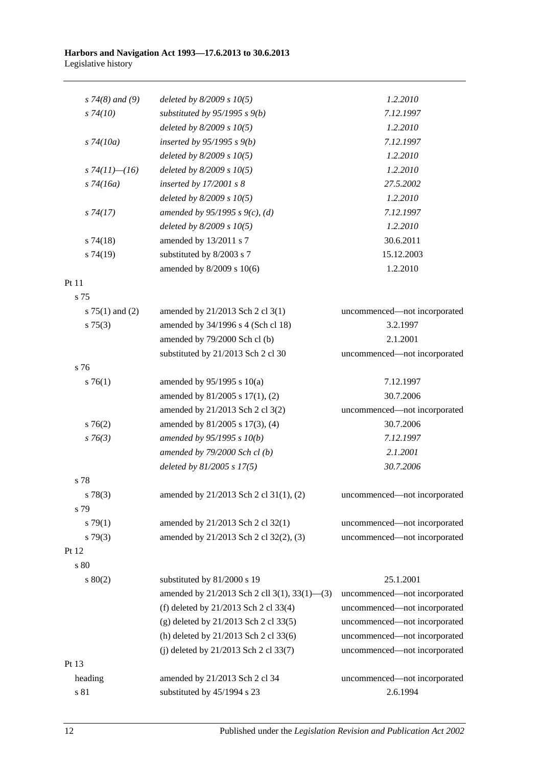| | | |
|---|---|---|
| *s 74(8) and (9)* | *deleted by 8/2009 s 10(5)* | *1.2.2010* |
| *s 74(10)* | *substituted by 95/1995 s 9(b)* | *7.12.1997* |
| | *deleted by 8/2009 s 10(5)* | *1.2.2010* |
| *s 74(10a)* | *inserted by 95/1995 s 9(b)* | *7.12.1997* |
| | *deleted by 8/2009 s 10(5)* | *1.2.2010* |
| *s 74(11)—(16)* | *deleted by 8/2009 s 10(5)* | *1.2.2010* |
| *s 74(16a)* | *inserted by 17/2001 s 8* | *27.5.2002* |
| | *deleted by 8/2009 s 10(5)* | *1.2.2010* |
| *s 74(17)* | *amended by 95/1995 s 9(c), (d)* | *7.12.1997* |
| | *deleted by 8/2009 s 10(5)* | *1.2.2010* |
| s 74(18) | amended by 13/2011 s 7 | 30.6.2011 |
| s 74(19) | substituted by 8/2003 s 7 | 15.12.2003 |
| | amended by 8/2009 s 10(6) | 1.2.2010 |
| Pt 11 | | |
| s 75 | | |
| s 75(1) and (2) | amended by 21/2013 Sch 2 cl 3(1) | uncommenced—not incorporated |
| s 75(3) | amended by 34/1996 s 4 (Sch cl 18) | 3.2.1997 |
| | amended by 79/2000 Sch cl (b) | 2.1.2001 |
| | substituted by 21/2013 Sch 2 cl 30 | uncommenced—not incorporated |
| s 76 | | |
| s 76(1) | amended by 95/1995 s 10(a) | 7.12.1997 |
| | amended by 81/2005 s 17(1), (2) | 30.7.2006 |
| | amended by 21/2013 Sch 2 cl 3(2) | uncommenced—not incorporated |
| s 76(2) | amended by 81/2005 s 17(3), (4) | 30.7.2006 |
| *s 76(3)* | *amended by 95/1995 s 10(b)* | *7.12.1997* |
| | *amended by 79/2000 Sch cl (b)* | *2.1.2001* |
| | *deleted by 81/2005 s 17(5)* | *30.7.2006* |
| s 78 | | |
| s 78(3) | amended by 21/2013 Sch 2 cl 31(1), (2) | uncommenced—not incorporated |
| s 79 | | |
| s 79(1) | amended by 21/2013 Sch 2 cl 32(1) | uncommenced—not incorporated |
| s 79(3) | amended by 21/2013 Sch 2 cl 32(2), (3) | uncommenced—not incorporated |
| Pt 12 | | |
| s 80 | | |
| s 80(2) | substituted by 81/2000 s 19 | 25.1.2001 |
| | amended by 21/2013 Sch 2 cll 3(1), 33(1)—(3) | uncommenced—not incorporated |
| | (f) deleted by 21/2013 Sch 2 cl 33(4) | uncommenced—not incorporated |
| | (g) deleted by 21/2013 Sch 2 cl 33(5) | uncommenced—not incorporated |
| | (h) deleted by 21/2013 Sch 2 cl 33(6) | uncommenced—not incorporated |
| | (j) deleted by 21/2013 Sch 2 cl 33(7) | uncommenced—not incorporated |
| Pt 13 | | |
| heading | amended by 21/2013 Sch 2 cl 34 | uncommenced—not incorporated |
| s 81 | substituted by 45/1994 s 23 | 2.6.1994 |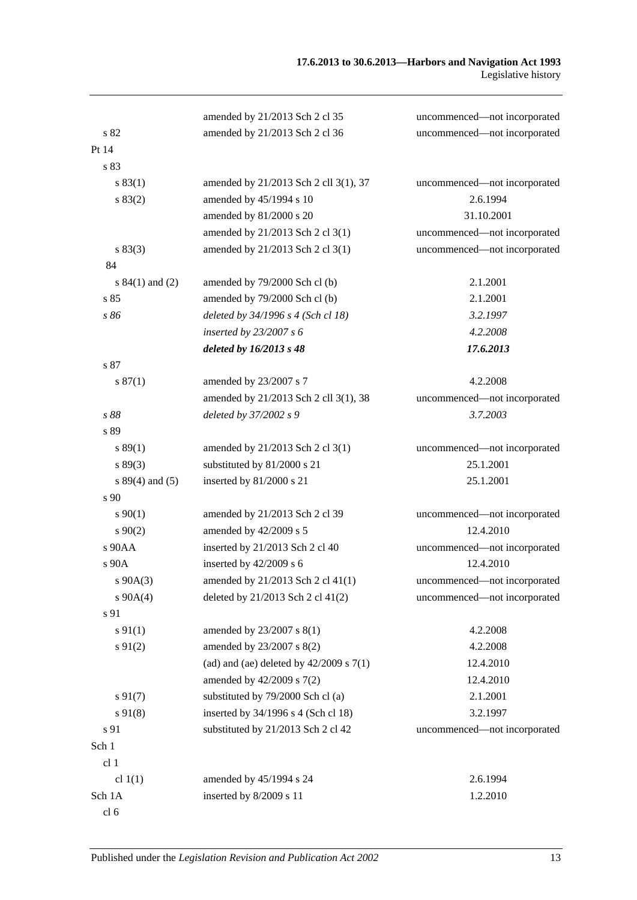| | | |
|---|---|---|
| | amended by 21/2013 Sch 2 cl 35 | uncommenced—not incorporated |
| s 82 | amended by 21/2013 Sch 2 cl 36 | uncommenced—not incorporated |
| Pt 14 | | |
| s 83 | | |
| s 83(1) | amended by 21/2013 Sch 2 cll 3(1), 37 | uncommenced—not incorporated |
| s 83(2) | amended by 45/1994 s 10 | 2.6.1994 |
| | amended by 81/2000 s 20 | 31.10.2001 |
| | amended by 21/2013 Sch 2 cl 3(1) | uncommenced—not incorporated |
| s 83(3) | amended by 21/2013 Sch 2 cl 3(1) | uncommenced—not incorporated |
| 84 | | |
| s 84(1) and (2) | amended by 79/2000 Sch cl (b) | 2.1.2001 |
| s 85 | amended by 79/2000 Sch cl (b) | 2.1.2001 |
| *s 86* | *deleted by 34/1996 s 4 (Sch cl 18)* | *3.2.1997* |
| | *inserted by 23/2007 s 6* | *4.2.2008* |
| | ***deleted by 16/2013 s 48*** | ***17.6.2013*** |
| s 87 | | |
| s 87(1) | amended by 23/2007 s 7 | 4.2.2008 |
| | amended by 21/2013 Sch 2 cll 3(1), 38 | uncommenced—not incorporated |
| *s 88* | *deleted by 37/2002 s 9* | *3.7.2003* |
| s 89 | | |
| s 89(1) | amended by 21/2013 Sch 2 cl 3(1) | uncommenced—not incorporated |
| s 89(3) | substituted by 81/2000 s 21 | 25.1.2001 |
| s 89(4) and (5) | inserted by 81/2000 s 21 | 25.1.2001 |
| s 90 | | |
| s 90(1) | amended by 21/2013 Sch 2 cl 39 | uncommenced—not incorporated |
| s 90(2) | amended by 42/2009 s 5 | 12.4.2010 |
| s 90AA | inserted by 21/2013 Sch 2 cl 40 | uncommenced—not incorporated |
| s 90A | inserted by 42/2009 s 6 | 12.4.2010 |
| s 90A(3) | amended by 21/2013 Sch 2 cl 41(1) | uncommenced—not incorporated |
| s 90A(4) | deleted by 21/2013 Sch 2 cl 41(2) | uncommenced—not incorporated |
| s 91 | | |
| s 91(1) | amended by 23/2007 s 8(1) | 4.2.2008 |
| s 91(2) | amended by 23/2007 s 8(2) | 4.2.2008 |
| | (ad) and (ae) deleted by 42/2009 s 7(1) | 12.4.2010 |
| | amended by 42/2009 s 7(2) | 12.4.2010 |
| s 91(7) | substituted by 79/2000 Sch cl (a) | 2.1.2001 |
| s 91(8) | inserted by 34/1996 s 4 (Sch cl 18) | 3.2.1997 |
| s 91 | substituted by 21/2013 Sch 2 cl 42 | uncommenced—not incorporated |
| Sch 1 | | |
| cl 1 | | |
| cl 1(1) | amended by 45/1994 s 24 | 2.6.1994 |
| Sch 1A | inserted by 8/2009 s 11 | 1.2.2010 |
| cl 6 | | |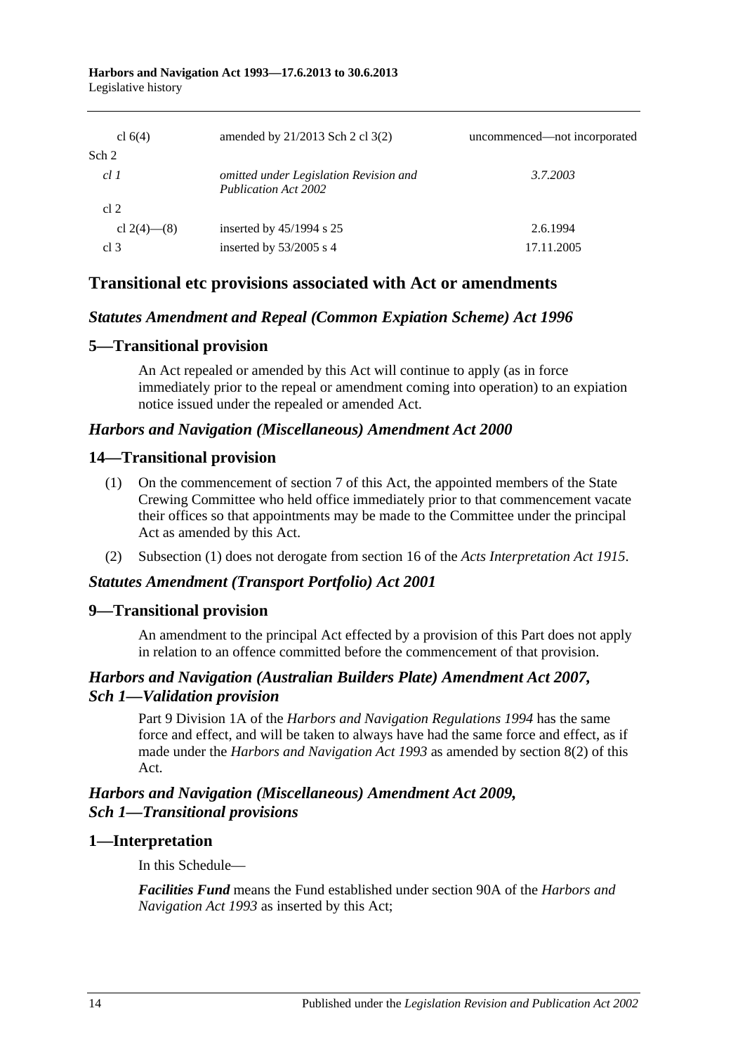| | | |
|---|---|---|
| cl 6(4) | amended by 21/2013 Sch 2 cl 3(2) | uncommenced—not incorporated |
| Sch 2 | | |
| *cl 1* | *omitted under Legislation Revision and Publication Act 2002* | *3.7.2003* |
| cl 2 | | |
| cl 2(4)—(8) | inserted by 45/1994 s 25 | 2.6.1994 |
| cl 3 | inserted by 53/2005 s 4 | 17.11.2005 |

## Transitional etc provisions associated with Act or amendments

### *Statutes Amendment and Repeal (Common Expiation Scheme) Act 1996*

### 5—Transitional provision

An Act repealed or amended by this Act will continue to apply (as in force immediately prior to the repeal or amendment coming into operation) to an expiation notice issued under the repealed or amended Act.

### *Harbors and Navigation (Miscellaneous) Amendment Act 2000*

### 14—Transitional provision

(1) On the commencement of section 7 of this Act, the appointed members of the State Crewing Committee who held office immediately prior to that commencement vacate their offices so that appointments may be made to the Committee under the principal Act as amended by this Act.

(2) Subsection (1) does not derogate from section 16 of the *Acts Interpretation Act 1915*.

### *Statutes Amendment (Transport Portfolio) Act 2001*

### 9—Transitional provision

An amendment to the principal Act effected by a provision of this Part does not apply in relation to an offence committed before the commencement of that provision.

### *Harbors and Navigation (Australian Builders Plate) Amendment Act 2007, Sch 1—Validation provision*

Part 9 Division 1A of the *Harbors and Navigation Regulations 1994* has the same force and effect, and will be taken to always have had the same force and effect, as if made under the *Harbors and Navigation Act 1993* as amended by section 8(2) of this Act.

### *Harbors and Navigation (Miscellaneous) Amendment Act 2009, Sch 1—Transitional provisions*

### 1—Interpretation

In this Schedule—

***Facilities Fund*** means the Fund established under section 90A of the *Harbors and Navigation Act 1993* as inserted by this Act;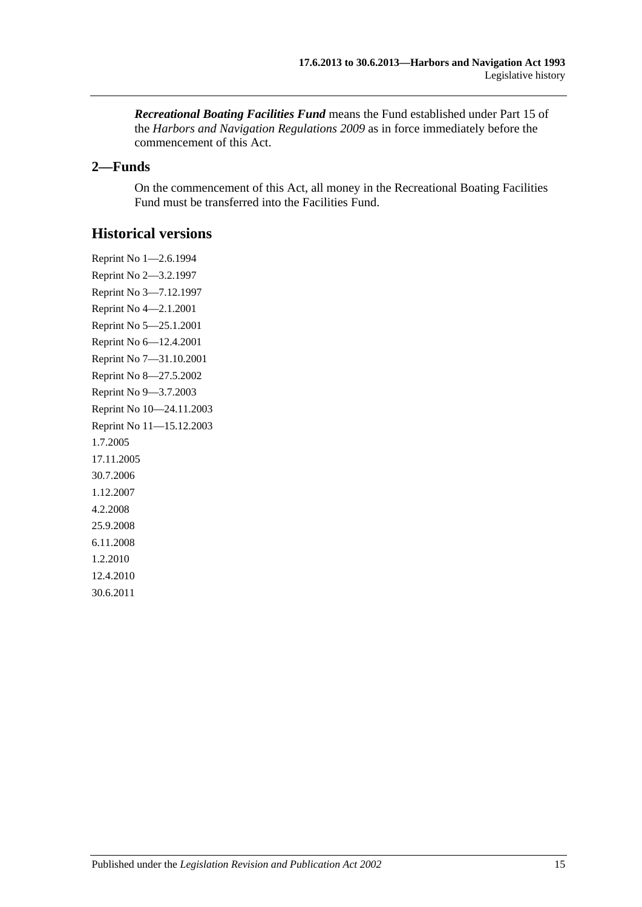***Recreational Boating Facilities Fund*** means the Fund established under Part 15 of the *Harbors and Navigation Regulations 2009* as in force immediately before the commencement of this Act.

## 2—Funds

On the commencement of this Act, all money in the Recreational Boating Facilities Fund must be transferred into the Facilities Fund.

# Historical versions

Reprint No 1—2.6.1994

Reprint No 2—3.2.1997

Reprint No 3—7.12.1997

Reprint No 4—2.1.2001

Reprint No 5—25.1.2001

Reprint No 6—12.4.2001

Reprint No 7—31.10.2001

Reprint No 8—27.5.2002

Reprint No 9—3.7.2003

Reprint No 10—24.11.2003

Reprint No 11—15.12.2003

1.7.2005

17.11.2005

30.7.2006

1.12.2007

4.2.2008

25.9.2008

6.11.2008

1.2.2010

12.4.2010

30.6.2011